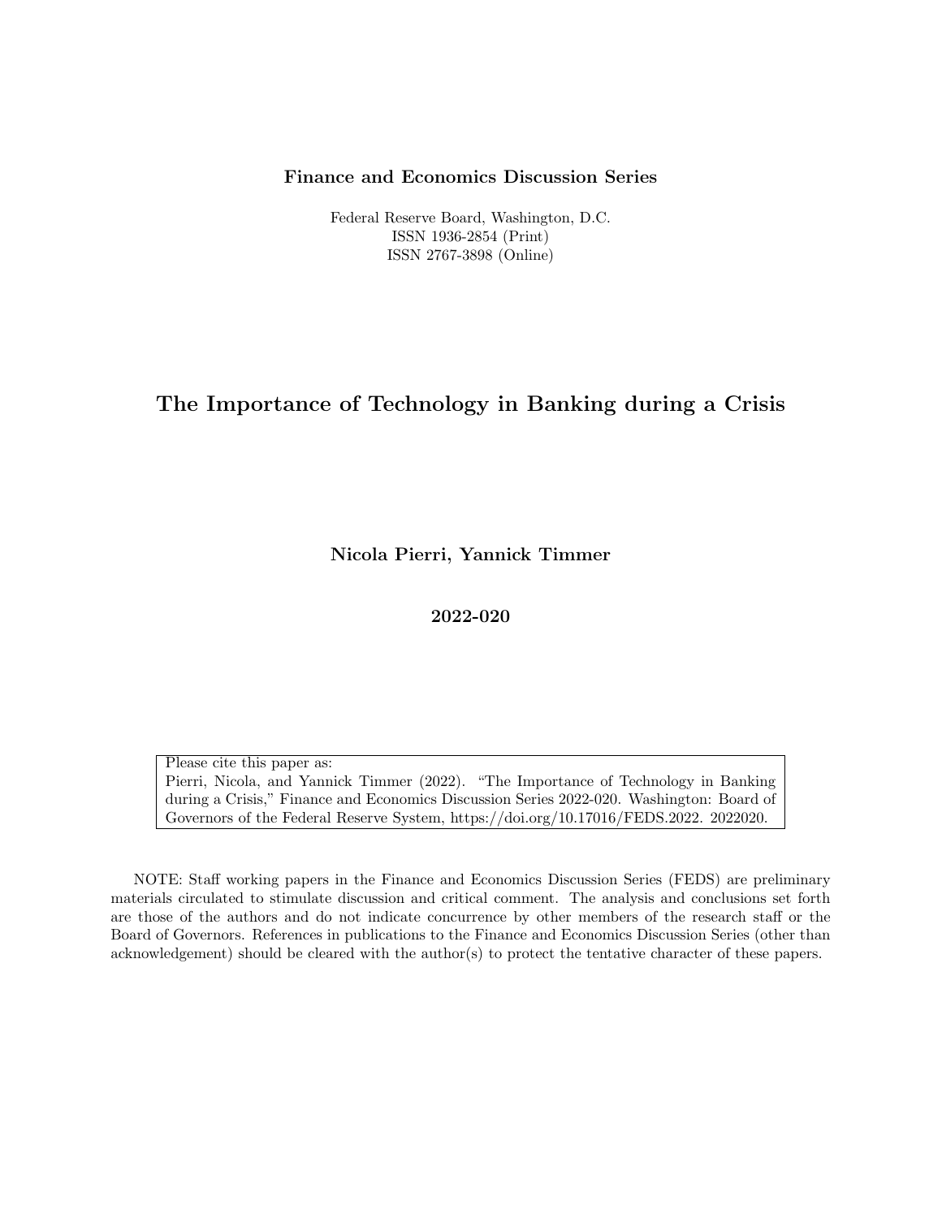**Finance and Economics Discussion Series**

Federal Reserve Board, Washington, D.C.
ISSN 1936-2854 (Print)
ISSN 2767-3898 (Online)

# The Importance of Technology in Banking during a Crisis

**Nicola Pierri, Yannick Timmer**

**2022-020**

Please cite this paper as:
Pierri, Nicola, and Yannick Timmer (2022). "The Importance of Technology in Banking during a Crisis," Finance and Economics Discussion Series 2022-020. Washington: Board of Governors of the Federal Reserve System, https://doi.org/10.17016/FEDS.2022. 2022020.

NOTE: Staff working papers in the Finance and Economics Discussion Series (FEDS) are preliminary materials circulated to stimulate discussion and critical comment. The analysis and conclusions set forth are those of the authors and do not indicate concurrence by other members of the research staff or the Board of Governors. References in publications to the Finance and Economics Discussion Series (other than acknowledgement) should be cleared with the author(s) to protect the tentative character of these papers.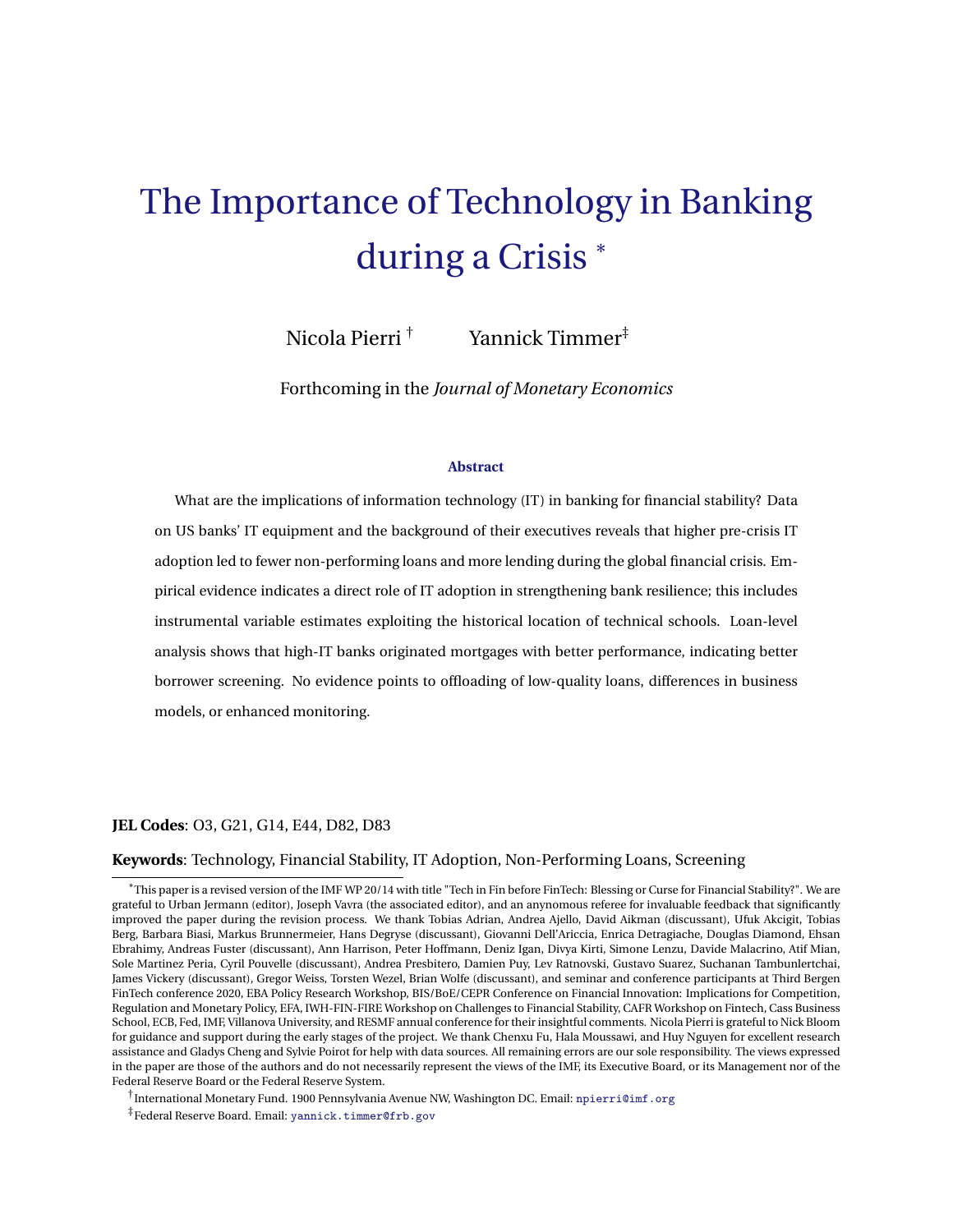# The Importance of Technology in Banking during a Crisis [*]

Nicola Pierri [†] Yannick Timmer[‡]

Forthcoming in the *Journal of Monetary Economics*

### Abstract

What are the implications of information technology (IT) in banking for financial stability? Data on US banks' IT equipment and the background of their executives reveals that higher pre-crisis IT adoption led to fewer non-performing loans and more lending during the global financial crisis. Empirical evidence indicates a direct role of IT adoption in strengthening bank resilience; this includes instrumental variable estimates exploiting the historical location of technical schools. Loan-level analysis shows that high-IT banks originated mortgages with better performance, indicating better borrower screening. No evidence points to offloading of low-quality loans, differences in business models, or enhanced monitoring.

**JEL Codes**: O3, G21, G14, E44, D82, D83

**Keywords**: Technology, Financial Stability, IT Adoption, Non-Performing Loans, Screening

---

[*]This paper is a revised version of the IMF WP 20/14 with title "Tech in Fin before FinTech: Blessing or Curse for Financial Stability?". We are grateful to Urban Jermann (editor), Joseph Vavra (the associated editor), and an anynomous referee for invaluable feedback that significantly improved the paper during the revision process. We thank Tobias Adrian, Andrea Ajello, David Aikman (discussant), Ufuk Akcigit, Tobias Berg, Barbara Biasi, Markus Brunnermeier, Hans Degryse (discussant), Giovanni Dell'Ariccia, Enrica Detragiache, Douglas Diamond, Ehsan Ebrahimy, Andreas Fuster (discussant), Ann Harrison, Peter Hoffmann, Deniz Igan, Divya Kirti, Simone Lenzu, Davide Malacrino, Atif Mian, Sole Martinez Peria, Cyril Pouvelle (discussant), Andrea Presbitero, Damien Puy, Lev Ratnovski, Gustavo Suarez, Suchanan Tambunlertchai, James Vickery (discussant), Gregor Weiss, Torsten Wezel, Brian Wolfe (discussant), and seminar and conference participants at Third Bergen FinTech conference 2020, EBA Policy Research Workshop, BIS/BoE/CEPR Conference on Financial Innovation: Implications for Competition, Regulation and Monetary Policy, EFA, IWH-FIN-FIRE Workshop on Challenges to Financial Stability, CAFR Workshop on Fintech, Cass Business School, ECB, Fed, IMF, Villanova University, and RESMF annual conference for their insightful comments. Nicola Pierri is grateful to Nick Bloom for guidance and support during the early stages of the project. We thank Chenxu Fu, Hala Moussawi, and Huy Nguyen for excellent research assistance and Gladys Cheng and Sylvie Poirot for help with data sources. All remaining errors are our sole responsibility. The views expressed in the paper are those of the authors and do not necessarily represent the views of the IMF, its Executive Board, or its Management nor of the Federal Reserve Board or the Federal Reserve System.

[†]International Monetary Fund. 1900 Pennsylvania Avenue NW, Washington DC. Email: npierri@imf.org

[‡]Federal Reserve Board. Email: yannick.timmer@frb.gov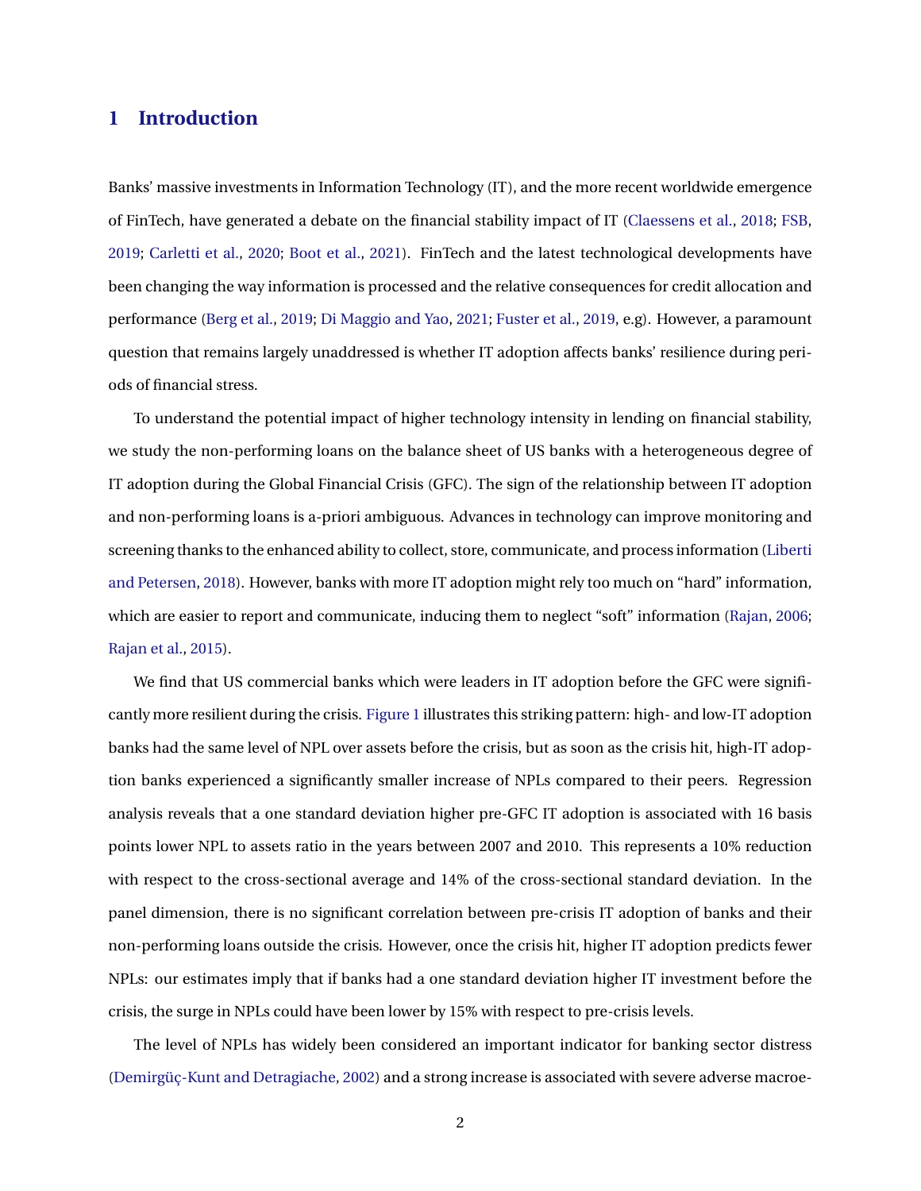# 1 Introduction

Banks' massive investments in Information Technology (IT), and the more recent worldwide emergence of FinTech, have generated a debate on the financial stability impact of IT (Claessens et al., 2018; FSB, 2019; Carletti et al., 2020; Boot et al., 2021). FinTech and the latest technological developments have been changing the way information is processed and the relative consequences for credit allocation and performance (Berg et al., 2019; Di Maggio and Yao, 2021; Fuster et al., 2019, e.g). However, a paramount question that remains largely unaddressed is whether IT adoption affects banks' resilience during periods of financial stress.

To understand the potential impact of higher technology intensity in lending on financial stability, we study the non-performing loans on the balance sheet of US banks with a heterogeneous degree of IT adoption during the Global Financial Crisis (GFC). The sign of the relationship between IT adoption and non-performing loans is a-priori ambiguous. Advances in technology can improve monitoring and screening thanks to the enhanced ability to collect, store, communicate, and process information (Liberti and Petersen, 2018). However, banks with more IT adoption might rely too much on "hard" information, which are easier to report and communicate, inducing them to neglect "soft" information (Rajan, 2006; Rajan et al., 2015).

We find that US commercial banks which were leaders in IT adoption before the GFC were significantly more resilient during the crisis. Figure 1 illustrates this striking pattern: high- and low-IT adoption banks had the same level of NPL over assets before the crisis, but as soon as the crisis hit, high-IT adoption banks experienced a significantly smaller increase of NPLs compared to their peers. Regression analysis reveals that a one standard deviation higher pre-GFC IT adoption is associated with 16 basis points lower NPL to assets ratio in the years between 2007 and 2010. This represents a 10% reduction with respect to the cross-sectional average and 14% of the cross-sectional standard deviation. In the panel dimension, there is no significant correlation between pre-crisis IT adoption of banks and their non-performing loans outside the crisis. However, once the crisis hit, higher IT adoption predicts fewer NPLs: our estimates imply that if banks had a one standard deviation higher IT investment before the crisis, the surge in NPLs could have been lower by 15% with respect to pre-crisis levels.

The level of NPLs has widely been considered an important indicator for banking sector distress (Demirgüç-Kunt and Detragiache, 2002) and a strong increase is associated with severe adverse macroe-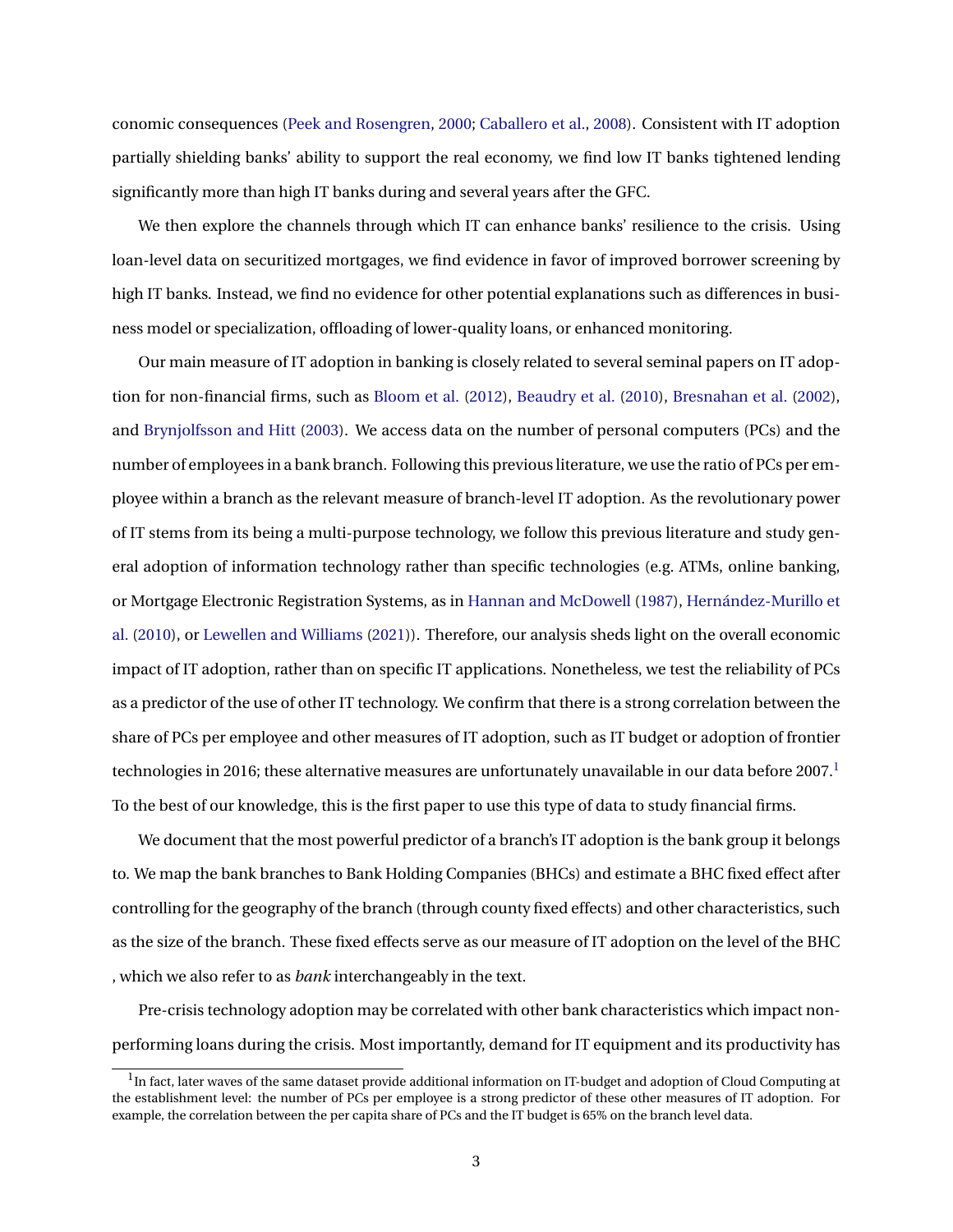conomic consequences (Peek and Rosengren, 2000; Caballero et al., 2008). Consistent with IT adoption partially shielding banks' ability to support the real economy, we find low IT banks tightened lending significantly more than high IT banks during and several years after the GFC.

We then explore the channels through which IT can enhance banks' resilience to the crisis. Using loan-level data on securitized mortgages, we find evidence in favor of improved borrower screening by high IT banks. Instead, we find no evidence for other potential explanations such as differences in business model or specialization, offloading of lower-quality loans, or enhanced monitoring.

Our main measure of IT adoption in banking is closely related to several seminal papers on IT adoption for non-financial firms, such as Bloom et al. (2012), Beaudry et al. (2010), Bresnahan et al. (2002), and Brynjolfsson and Hitt (2003). We access data on the number of personal computers (PCs) and the number of employees in a bank branch. Following this previous literature, we use the ratio of PCs per employee within a branch as the relevant measure of branch-level IT adoption. As the revolutionary power of IT stems from its being a multi-purpose technology, we follow this previous literature and study general adoption of information technology rather than specific technologies (e.g. ATMs, online banking, or Mortgage Electronic Registration Systems, as in Hannan and McDowell (1987), Hernández-Murillo et al. (2010), or Lewellen and Williams (2021)). Therefore, our analysis sheds light on the overall economic impact of IT adoption, rather than on specific IT applications. Nonetheless, we test the reliability of PCs as a predictor of the use of other IT technology. We confirm that there is a strong correlation between the share of PCs per employee and other measures of IT adoption, such as IT budget or adoption of frontier technologies in 2016; these alternative measures are unfortunately unavailable in our data before 2007.[1] To the best of our knowledge, this is the first paper to use this type of data to study financial firms.

We document that the most powerful predictor of a branch's IT adoption is the bank group it belongs to. We map the bank branches to Bank Holding Companies (BHCs) and estimate a BHC fixed effect after controlling for the geography of the branch (through county fixed effects) and other characteristics, such as the size of the branch. These fixed effects serve as our measure of IT adoption on the level of the BHC , which we also refer to as *bank* interchangeably in the text.

Pre-crisis technology adoption may be correlated with other bank characteristics which impact non-performing loans during the crisis. Most importantly, demand for IT equipment and its productivity has

[1] In fact, later waves of the same dataset provide additional information on IT-budget and adoption of Cloud Computing at the establishment level: the number of PCs per employee is a strong predictor of these other measures of IT adoption. For example, the correlation between the per capita share of PCs and the IT budget is 65% on the branch level data.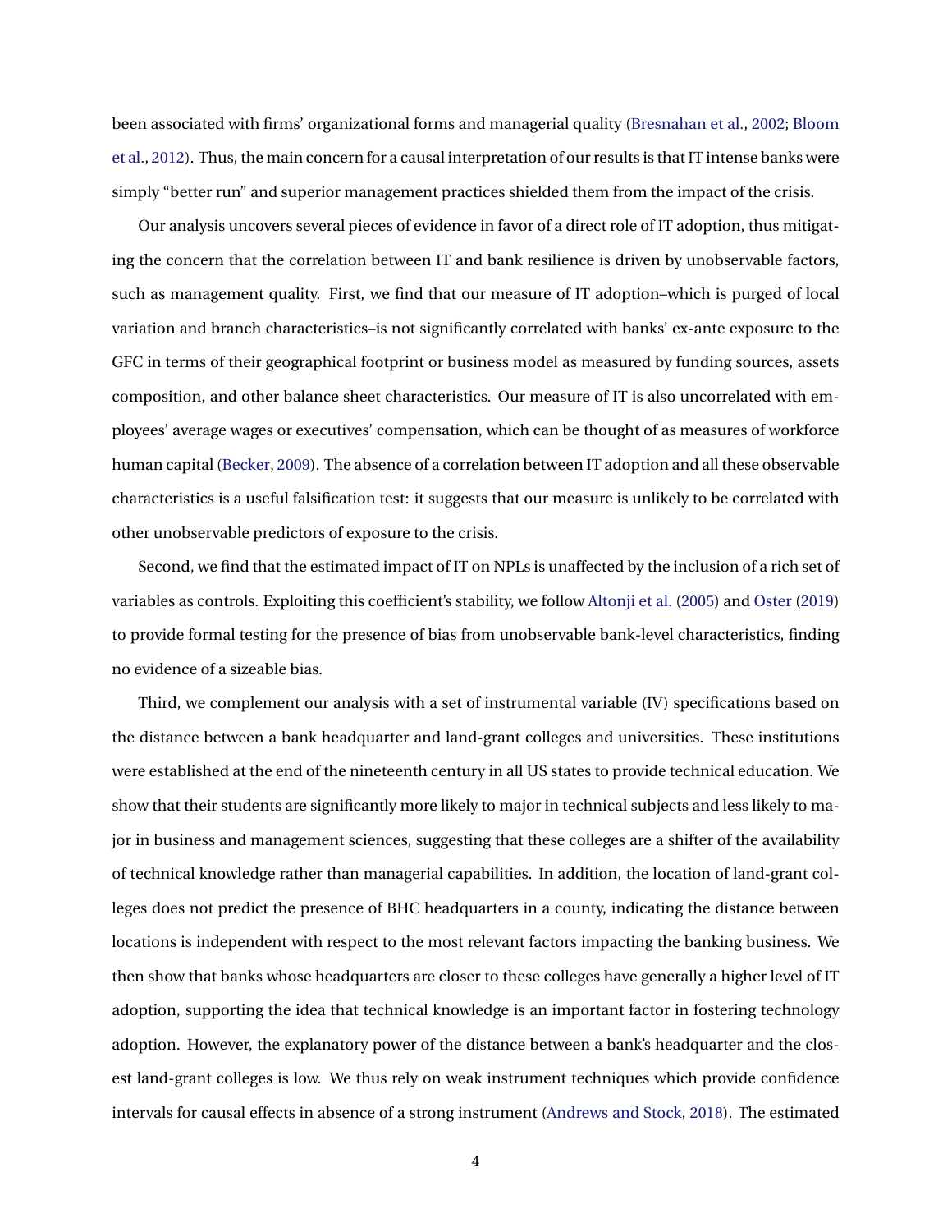been associated with firms' organizational forms and managerial quality (Bresnahan et al., 2002; Bloom et al., 2012). Thus, the main concern for a causal interpretation of our results is that IT intense banks were simply "better run" and superior management practices shielded them from the impact of the crisis.

Our analysis uncovers several pieces of evidence in favor of a direct role of IT adoption, thus mitigating the concern that the correlation between IT and bank resilience is driven by unobservable factors, such as management quality. First, we find that our measure of IT adoption–which is purged of local variation and branch characteristics–is not significantly correlated with banks' ex-ante exposure to the GFC in terms of their geographical footprint or business model as measured by funding sources, assets composition, and other balance sheet characteristics. Our measure of IT is also uncorrelated with employees' average wages or executives' compensation, which can be thought of as measures of workforce human capital (Becker, 2009). The absence of a correlation between IT adoption and all these observable characteristics is a useful falsification test: it suggests that our measure is unlikely to be correlated with other unobservable predictors of exposure to the crisis.

Second, we find that the estimated impact of IT on NPLs is unaffected by the inclusion of a rich set of variables as controls. Exploiting this coefficient's stability, we follow Altonji et al. (2005) and Oster (2019) to provide formal testing for the presence of bias from unobservable bank-level characteristics, finding no evidence of a sizeable bias.

Third, we complement our analysis with a set of instrumental variable (IV) specifications based on the distance between a bank headquarter and land-grant colleges and universities. These institutions were established at the end of the nineteenth century in all US states to provide technical education. We show that their students are significantly more likely to major in technical subjects and less likely to major in business and management sciences, suggesting that these colleges are a shifter of the availability of technical knowledge rather than managerial capabilities. In addition, the location of land-grant colleges does not predict the presence of BHC headquarters in a county, indicating the distance between locations is independent with respect to the most relevant factors impacting the banking business. We then show that banks whose headquarters are closer to these colleges have generally a higher level of IT adoption, supporting the idea that technical knowledge is an important factor in fostering technology adoption. However, the explanatory power of the distance between a bank's headquarter and the closest land-grant colleges is low. We thus rely on weak instrument techniques which provide confidence intervals for causal effects in absence of a strong instrument (Andrews and Stock, 2018). The estimated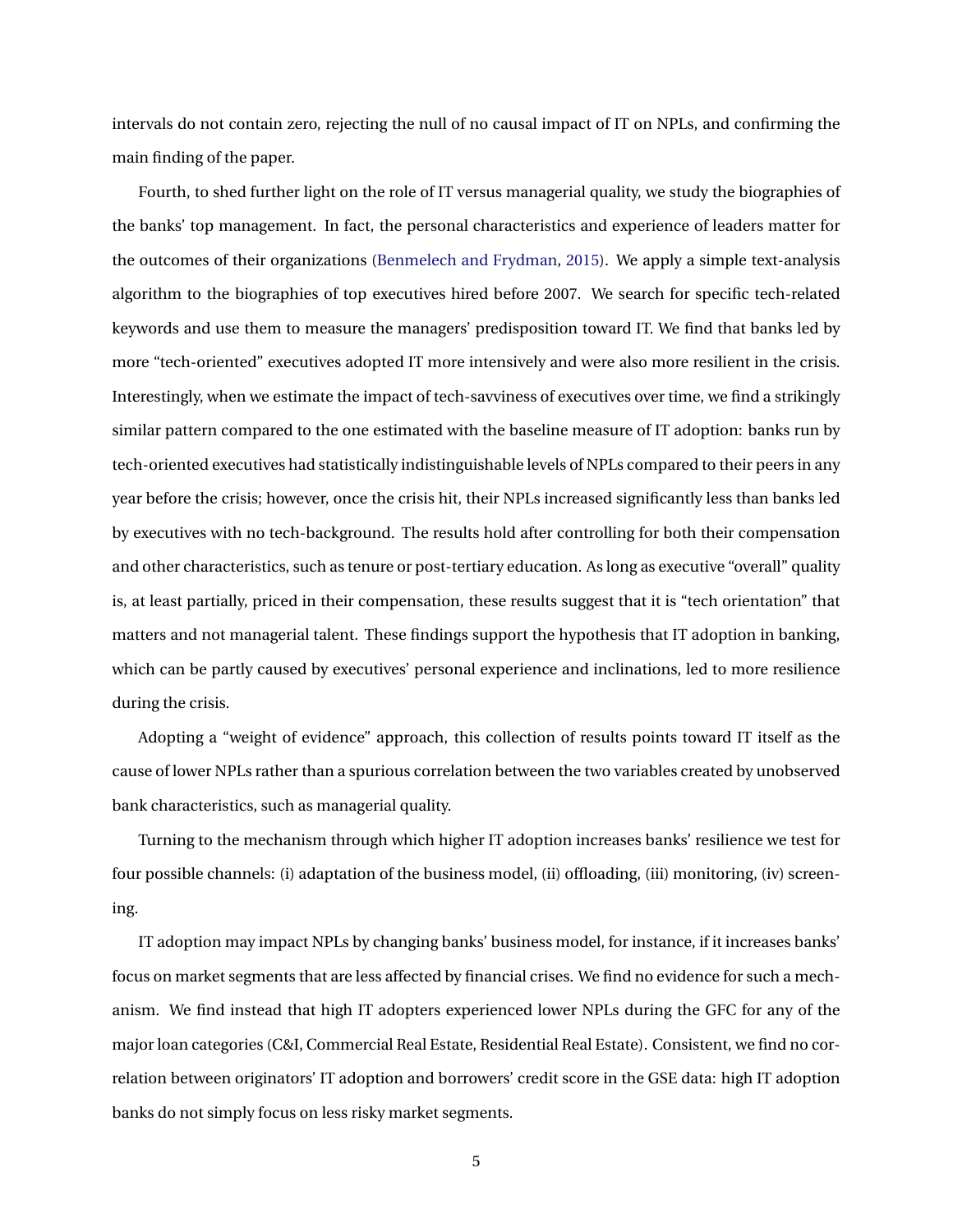intervals do not contain zero, rejecting the null of no causal impact of IT on NPLs, and confirming the main finding of the paper.

Fourth, to shed further light on the role of IT versus managerial quality, we study the biographies of the banks' top management. In fact, the personal characteristics and experience of leaders matter for the outcomes of their organizations (Benmelech and Frydman, 2015). We apply a simple text-analysis algorithm to the biographies of top executives hired before 2007. We search for specific tech-related keywords and use them to measure the managers' predisposition toward IT. We find that banks led by more "tech-oriented" executives adopted IT more intensively and were also more resilient in the crisis. Interestingly, when we estimate the impact of tech-savviness of executives over time, we find a strikingly similar pattern compared to the one estimated with the baseline measure of IT adoption: banks run by tech-oriented executives had statistically indistinguishable levels of NPLs compared to their peers in any year before the crisis; however, once the crisis hit, their NPLs increased significantly less than banks led by executives with no tech-background. The results hold after controlling for both their compensation and other characteristics, such as tenure or post-tertiary education. As long as executive "overall" quality is, at least partially, priced in their compensation, these results suggest that it is "tech orientation" that matters and not managerial talent. These findings support the hypothesis that IT adoption in banking, which can be partly caused by executives' personal experience and inclinations, led to more resilience during the crisis.

Adopting a "weight of evidence" approach, this collection of results points toward IT itself as the cause of lower NPLs rather than a spurious correlation between the two variables created by unobserved bank characteristics, such as managerial quality.

Turning to the mechanism through which higher IT adoption increases banks' resilience we test for four possible channels: (i) adaptation of the business model, (ii) offloading, (iii) monitoring, (iv) screening.

IT adoption may impact NPLs by changing banks' business model, for instance, if it increases banks' focus on market segments that are less affected by financial crises. We find no evidence for such a mechanism. We find instead that high IT adopters experienced lower NPLs during the GFC for any of the major loan categories (C&I, Commercial Real Estate, Residential Real Estate). Consistent, we find no correlation between originators' IT adoption and borrowers' credit score in the GSE data: high IT adoption banks do not simply focus on less risky market segments.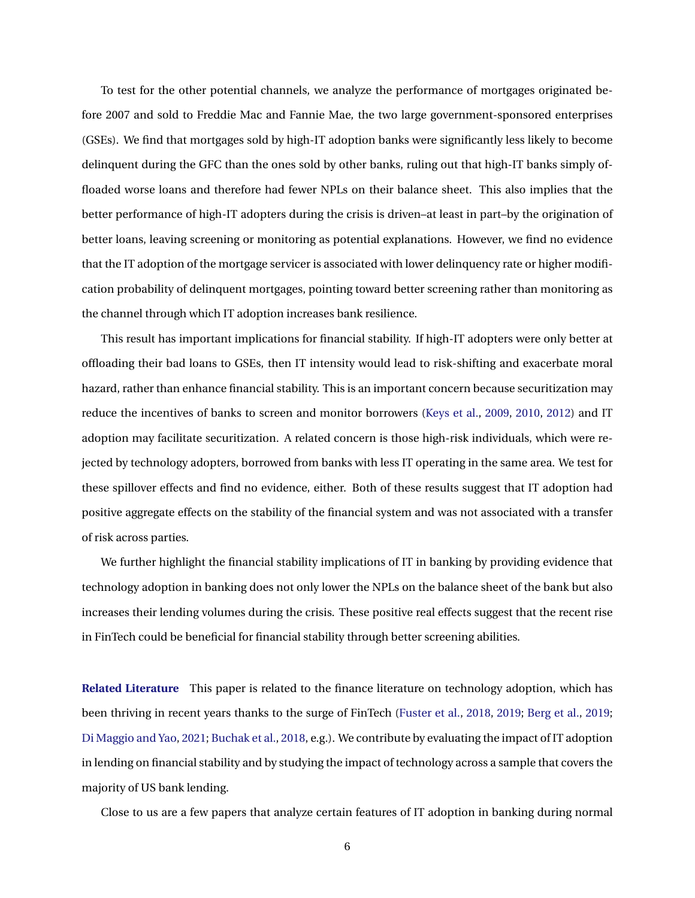To test for the other potential channels, we analyze the performance of mortgages originated before 2007 and sold to Freddie Mac and Fannie Mae, the two large government-sponsored enterprises (GSEs). We find that mortgages sold by high-IT adoption banks were significantly less likely to become delinquent during the GFC than the ones sold by other banks, ruling out that high-IT banks simply offloaded worse loans and therefore had fewer NPLs on their balance sheet. This also implies that the better performance of high-IT adopters during the crisis is driven–at least in part–by the origination of better loans, leaving screening or monitoring as potential explanations. However, we find no evidence that the IT adoption of the mortgage servicer is associated with lower delinquency rate or higher modification probability of delinquent mortgages, pointing toward better screening rather than monitoring as the channel through which IT adoption increases bank resilience.

This result has important implications for financial stability. If high-IT adopters were only better at offloading their bad loans to GSEs, then IT intensity would lead to risk-shifting and exacerbate moral hazard, rather than enhance financial stability. This is an important concern because securitization may reduce the incentives of banks to screen and monitor borrowers (Keys et al., 2009, 2010, 2012) and IT adoption may facilitate securitization. A related concern is those high-risk individuals, which were rejected by technology adopters, borrowed from banks with less IT operating in the same area. We test for these spillover effects and find no evidence, either. Both of these results suggest that IT adoption had positive aggregate effects on the stability of the financial system and was not associated with a transfer of risk across parties.

We further highlight the financial stability implications of IT in banking by providing evidence that technology adoption in banking does not only lower the NPLs on the balance sheet of the bank but also increases their lending volumes during the crisis. These positive real effects suggest that the recent rise in FinTech could be beneficial for financial stability through better screening abilities.

**Related Literature** This paper is related to the finance literature on technology adoption, which has been thriving in recent years thanks to the surge of FinTech (Fuster et al., 2018, 2019; Berg et al., 2019; Di Maggio and Yao, 2021; Buchak et al., 2018, e.g.). We contribute by evaluating the impact of IT adoption in lending on financial stability and by studying the impact of technology across a sample that covers the majority of US bank lending.

Close to us are a few papers that analyze certain features of IT adoption in banking during normal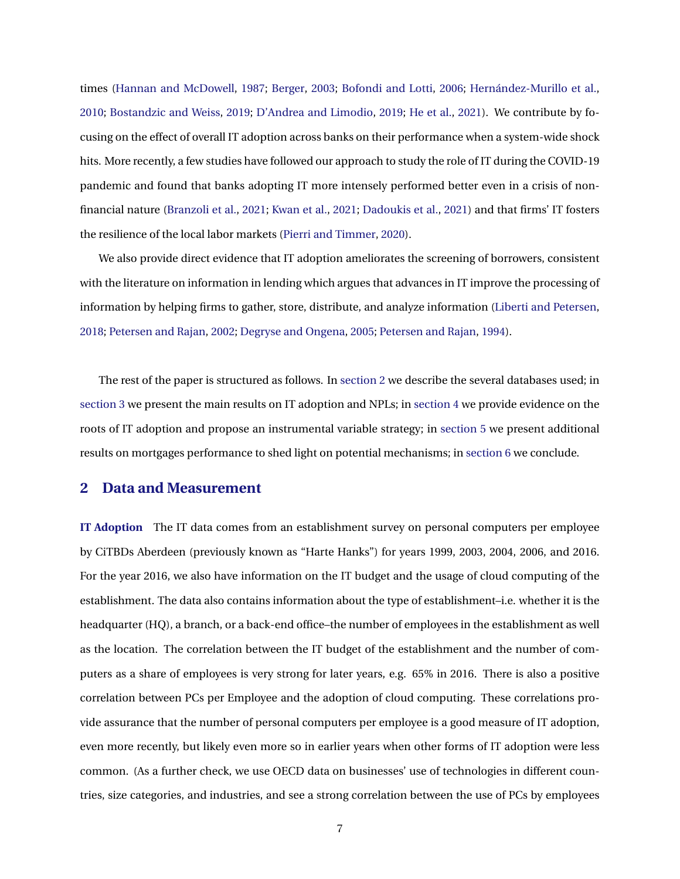times (Hannan and McDowell, 1987; Berger, 2003; Bofondi and Lotti, 2006; Hernández-Murillo et al., 2010; Bostandzic and Weiss, 2019; D'Andrea and Limodio, 2019; He et al., 2021). We contribute by focusing on the effect of overall IT adoption across banks on their performance when a system-wide shock hits. More recently, a few studies have followed our approach to study the role of IT during the COVID-19 pandemic and found that banks adopting IT more intensely performed better even in a crisis of non-financial nature (Branzoli et al., 2021; Kwan et al., 2021; Dadoukis et al., 2021) and that firms' IT fosters the resilience of the local labor markets (Pierri and Timmer, 2020).

We also provide direct evidence that IT adoption ameliorates the screening of borrowers, consistent with the literature on information in lending which argues that advances in IT improve the processing of information by helping firms to gather, store, distribute, and analyze information (Liberti and Petersen, 2018; Petersen and Rajan, 2002; Degryse and Ongena, 2005; Petersen and Rajan, 1994).

The rest of the paper is structured as follows. In section 2 we describe the several databases used; in section 3 we present the main results on IT adoption and NPLs; in section 4 we provide evidence on the roots of IT adoption and propose an instrumental variable strategy; in section 5 we present additional results on mortgages performance to shed light on potential mechanisms; in section 6 we conclude.

## 2 Data and Measurement

**IT Adoption** The IT data comes from an establishment survey on personal computers per employee by CiTBDs Aberdeen (previously known as "Harte Hanks") for years 1999, 2003, 2004, 2006, and 2016. For the year 2016, we also have information on the IT budget and the usage of cloud computing of the establishment. The data also contains information about the type of establishment–i.e. whether it is the headquarter (HQ), a branch, or a back-end office–the number of employees in the establishment as well as the location. The correlation between the IT budget of the establishment and the number of computers as a share of employees is very strong for later years, e.g. 65% in 2016. There is also a positive correlation between PCs per Employee and the adoption of cloud computing. These correlations provide assurance that the number of personal computers per employee is a good measure of IT adoption, even more recently, but likely even more so in earlier years when other forms of IT adoption were less common. (As a further check, we use OECD data on businesses' use of technologies in different countries, size categories, and industries, and see a strong correlation between the use of PCs by employees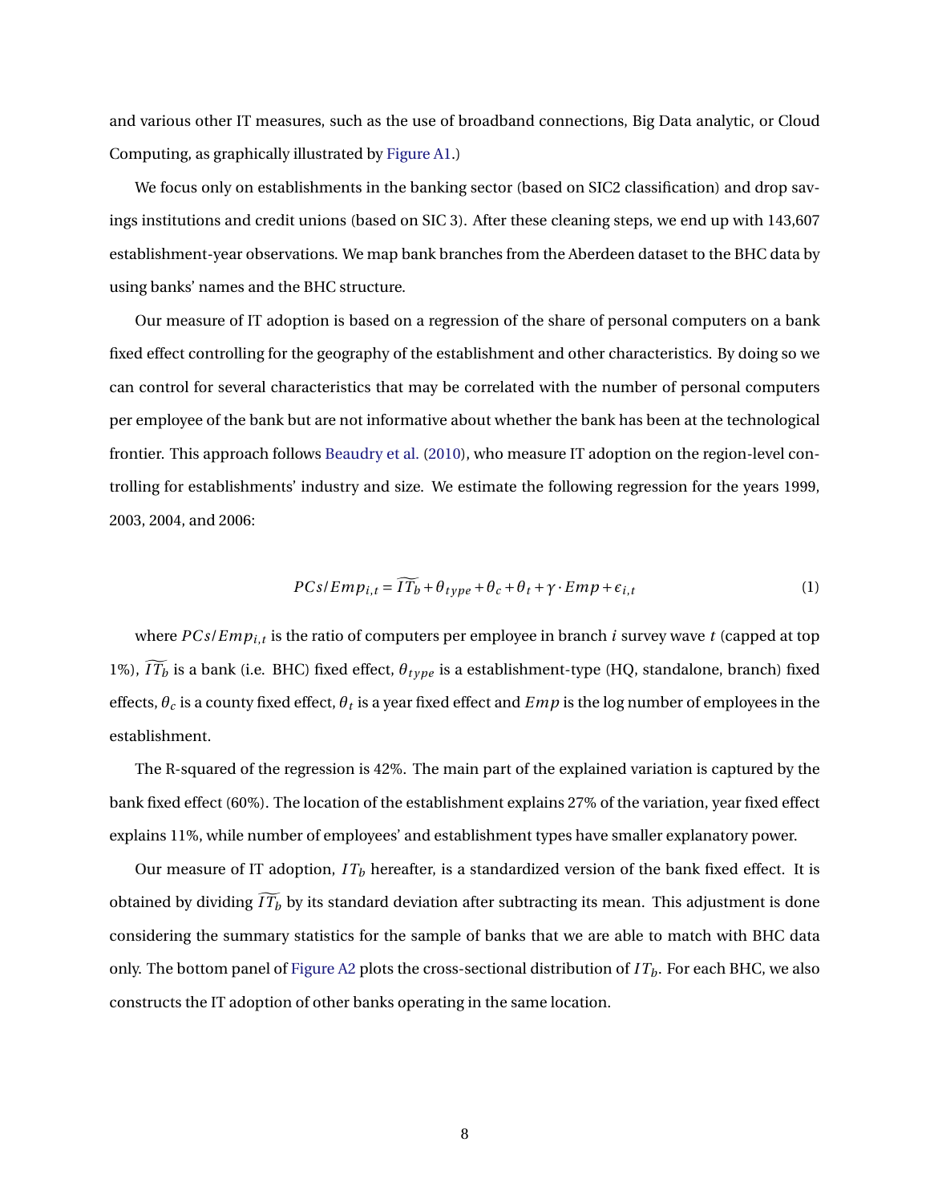and various other IT measures, such as the use of broadband connections, Big Data analytic, or Cloud Computing, as graphically illustrated by Figure A1.)

We focus only on establishments in the banking sector (based on SIC2 classification) and drop savings institutions and credit unions (based on SIC 3). After these cleaning steps, we end up with 143,607 establishment-year observations. We map bank branches from the Aberdeen dataset to the BHC data by using banks' names and the BHC structure.

Our measure of IT adoption is based on a regression of the share of personal computers on a bank fixed effect controlling for the geography of the establishment and other characteristics. By doing so we can control for several characteristics that may be correlated with the number of personal computers per employee of the bank but are not informative about whether the bank has been at the technological frontier. This approach follows Beaudry et al. (2010), who measure IT adoption on the region-level controlling for establishments' industry and size. We estimate the following regression for the years 1999, 2003, 2004, and 2006:

$$PCs/Emp_{i,t} = \widetilde{IT}_b + \theta_{type} + \theta_c + \theta_t + \gamma \cdot Emp + \epsilon_{i,t} \tag{1}$$

where $PCs/Emp_{i,t}$ is the ratio of computers per employee in branch $i$ survey wave $t$ (capped at top 1%), $\widetilde{IT}_b$ is a bank (i.e. BHC) fixed effect, $\theta_{type}$ is a establishment-type (HQ, standalone, branch) fixed effects, $\theta_c$ is a county fixed effect, $\theta_t$ is a year fixed effect and $Emp$ is the log number of employees in the establishment.

The R-squared of the regression is 42%. The main part of the explained variation is captured by the bank fixed effect (60%). The location of the establishment explains 27% of the variation, year fixed effect explains 11%, while number of employees' and establishment types have smaller explanatory power.

Our measure of IT adoption, $IT_b$ hereafter, is a standardized version of the bank fixed effect. It is obtained by dividing $\widetilde{IT}_b$ by its standard deviation after subtracting its mean. This adjustment is done considering the summary statistics for the sample of banks that we are able to match with BHC data only. The bottom panel of Figure A2 plots the cross-sectional distribution of $IT_b$. For each BHC, we also constructs the IT adoption of other banks operating in the same location.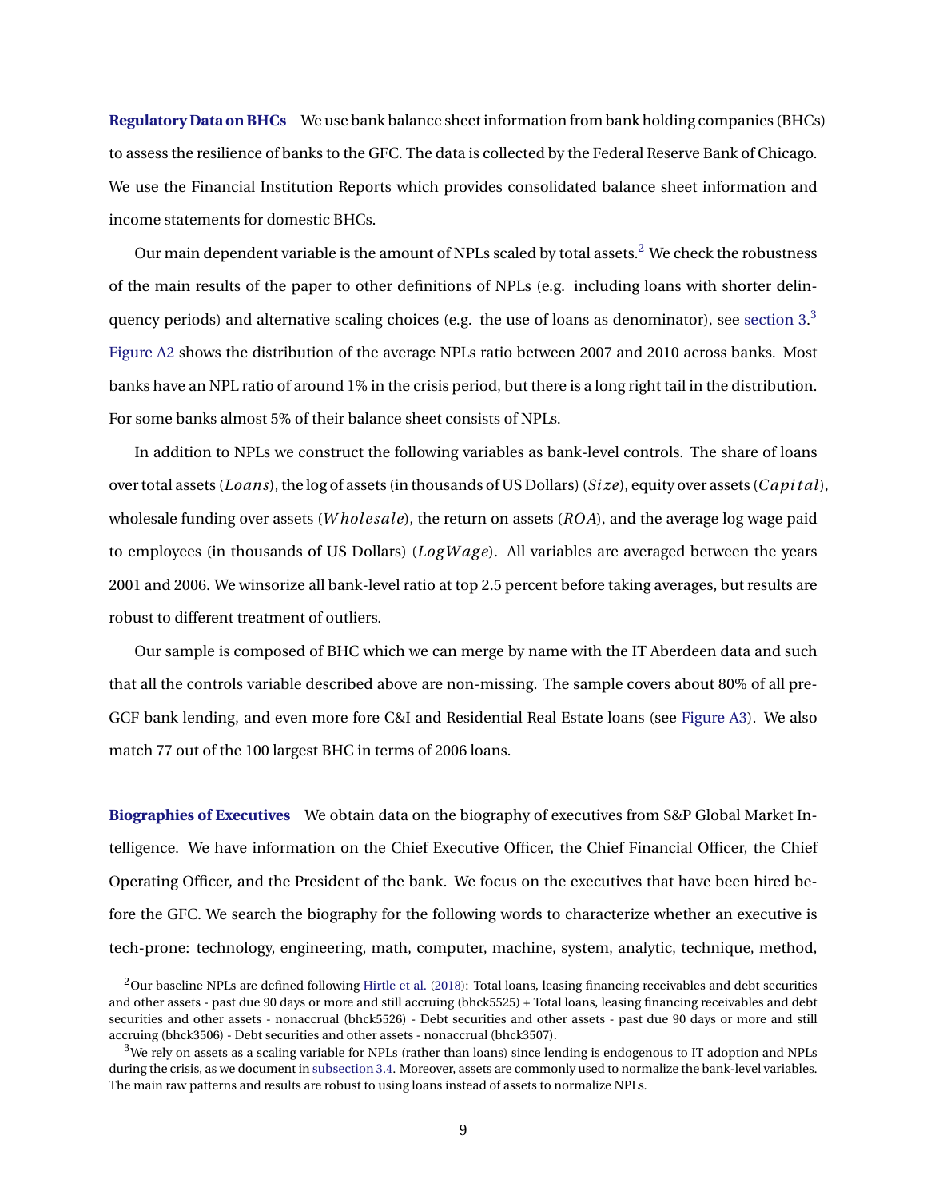**Regulatory Data on BHCs** We use bank balance sheet information from bank holding companies (BHCs) to assess the resilience of banks to the GFC. The data is collected by the Federal Reserve Bank of Chicago. We use the Financial Institution Reports which provides consolidated balance sheet information and income statements for domestic BHCs.

Our main dependent variable is the amount of NPLs scaled by total assets.[2] We check the robustness of the main results of the paper to other definitions of NPLs (e.g. including loans with shorter delinquency periods) and alternative scaling choices (e.g. the use of loans as denominator), see section 3.[3] Figure A2 shows the distribution of the average NPLs ratio between 2007 and 2010 across banks. Most banks have an NPL ratio of around 1% in the crisis period, but there is a long right tail in the distribution. For some banks almost 5% of their balance sheet consists of NPLs.

In addition to NPLs we construct the following variables as bank-level controls. The share of loans over total assets ($Loans$), the log of assets (in thousands of US Dollars) ($Size$), equity over assets ($Capital$), wholesale funding over assets ($Wholesale$), the return on assets ($ROA$), and the average log wage paid to employees (in thousands of US Dollars) ($LogWage$). All variables are averaged between the years 2001 and 2006. We winsorize all bank-level ratio at top 2.5 percent before taking averages, but results are robust to different treatment of outliers.

Our sample is composed of BHC which we can merge by name with the IT Aberdeen data and such that all the controls variable described above are non-missing. The sample covers about 80% of all pre-GCF bank lending, and even more fore C&I and Residential Real Estate loans (see Figure A3). We also match 77 out of the 100 largest BHC in terms of 2006 loans.

**Biographies of Executives** We obtain data on the biography of executives from S&P Global Market Intelligence. We have information on the Chief Executive Officer, the Chief Financial Officer, the Chief Operating Officer, and the President of the bank. We focus on the executives that have been hired before the GFC. We search the biography for the following words to characterize whether an executive is tech-prone: technology, engineering, math, computer, machine, system, analytic, technique, method,

[2] Our baseline NPLs are defined following Hirtle et al. (2018): Total loans, leasing financing receivables and debt securities and other assets - past due 90 days or more and still accruing (bhck5525) + Total loans, leasing financing receivables and debt securities and other assets - nonaccrual (bhck5526) - Debt securities and other assets - past due 90 days or more and still accruing (bhck3506) - Debt securities and other assets - nonaccrual (bhck3507).

[3] We rely on assets as a scaling variable for NPLs (rather than loans) since lending is endogenous to IT adoption and NPLs during the crisis, as we document in subsection 3.4. Moreover, assets are commonly used to normalize the bank-level variables. The main raw patterns and results are robust to using loans instead of assets to normalize NPLs.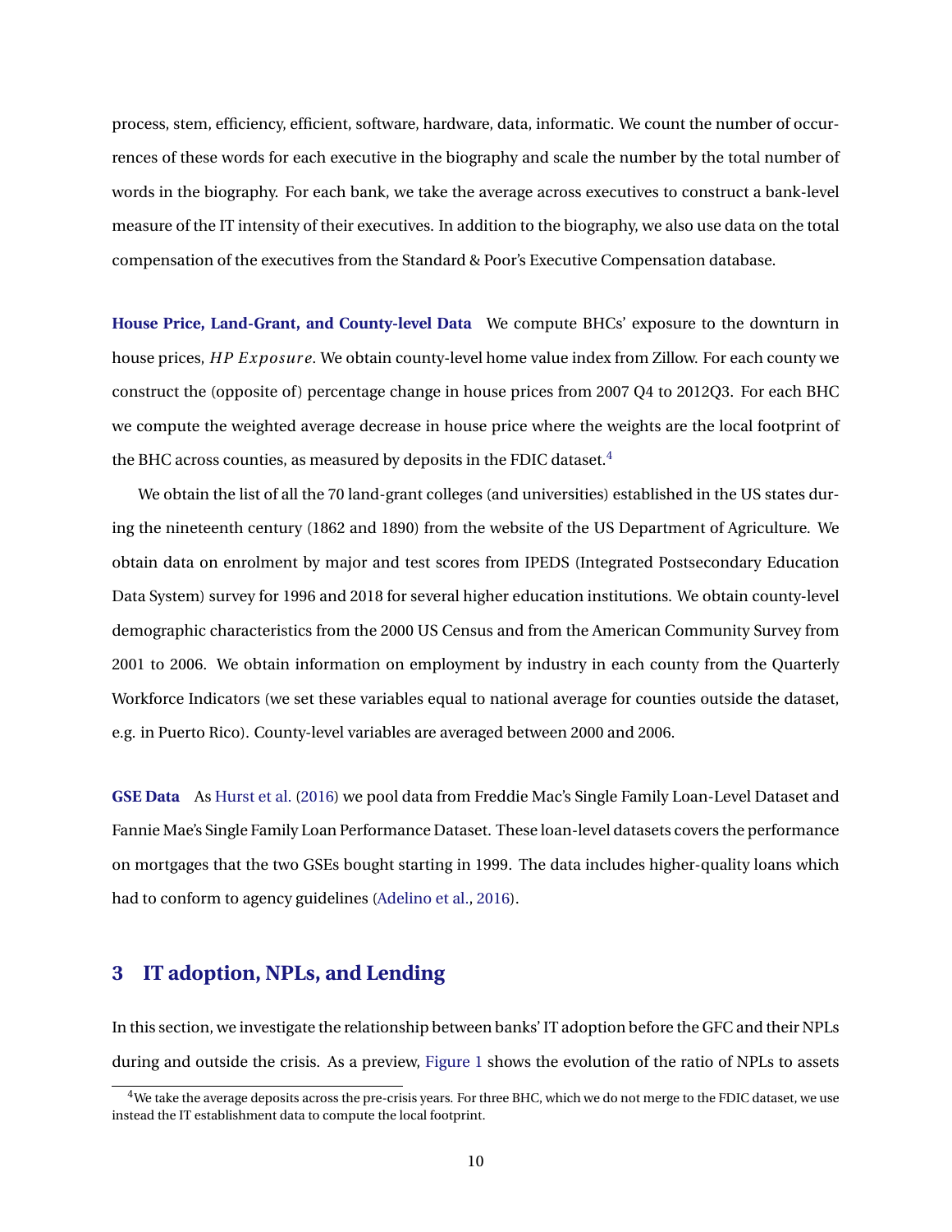process, stem, efficiency, efficient, software, hardware, data, informatic. We count the number of occurrences of these words for each executive in the biography and scale the number by the total number of words in the biography. For each bank, we take the average across executives to construct a bank-level measure of the IT intensity of their executives. In addition to the biography, we also use data on the total compensation of the executives from the Standard & Poor's Executive Compensation database.

**House Price, Land-Grant, and County-level Data** We compute BHCs' exposure to the downturn in house prices, $HP\ Exposure$. We obtain county-level home value index from Zillow. For each county we construct the (opposite of) percentage change in house prices from 2007 Q4 to 2012Q3. For each BHC we compute the weighted average decrease in house price where the weights are the local footprint of the BHC across counties, as measured by deposits in the FDIC dataset.[4]

We obtain the list of all the 70 land-grant colleges (and universities) established in the US states during the nineteenth century (1862 and 1890) from the website of the US Department of Agriculture. We obtain data on enrolment by major and test scores from IPEDS (Integrated Postsecondary Education Data System) survey for 1996 and 2018 for several higher education institutions. We obtain county-level demographic characteristics from the 2000 US Census and from the American Community Survey from 2001 to 2006. We obtain information on employment by industry in each county from the Quarterly Workforce Indicators (we set these variables equal to national average for counties outside the dataset, e.g. in Puerto Rico). County-level variables are averaged between 2000 and 2006.

**GSE Data** As Hurst et al. (2016) we pool data from Freddie Mac's Single Family Loan-Level Dataset and Fannie Mae's Single Family Loan Performance Dataset. These loan-level datasets covers the performance on mortgages that the two GSEs bought starting in 1999. The data includes higher-quality loans which had to conform to agency guidelines (Adelino et al., 2016).

## 3 IT adoption, NPLs, and Lending

In this section, we investigate the relationship between banks' IT adoption before the GFC and their NPLs during and outside the crisis. As a preview, Figure 1 shows the evolution of the ratio of NPLs to assets

[4] We take the average deposits across the pre-crisis years. For three BHC, which we do not merge to the FDIC dataset, we use instead the IT establishment data to compute the local footprint.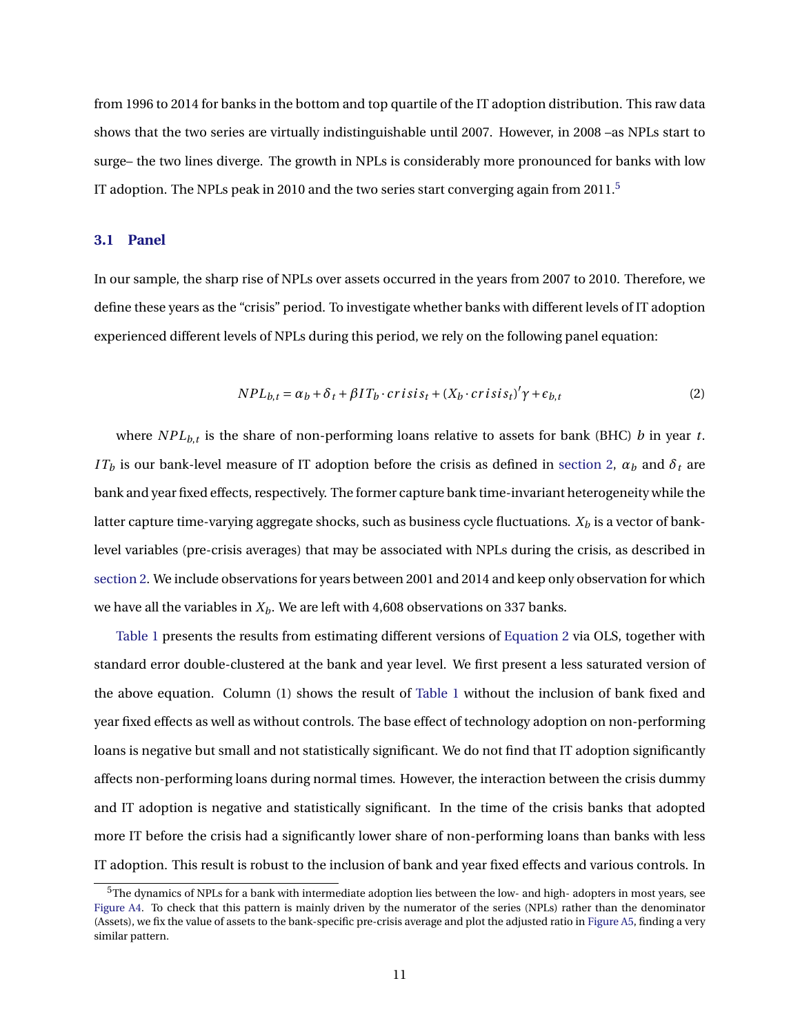from 1996 to 2014 for banks in the bottom and top quartile of the IT adoption distribution. This raw data shows that the two series are virtually indistinguishable until 2007. However, in 2008 –as NPLs start to surge– the two lines diverge. The growth in NPLs is considerably more pronounced for banks with low IT adoption. The NPLs peak in 2010 and the two series start converging again from 2011.[5]

### 3.1 Panel

In our sample, the sharp rise of NPLs over assets occurred in the years from 2007 to 2010. Therefore, we define these years as the "crisis" period. To investigate whether banks with different levels of IT adoption experienced different levels of NPLs during this period, we rely on the following panel equation:

$$NPL_{b,t} = \alpha_b + \delta_t + \beta IT_b \cdot crisis_t + (X_b \cdot crisis_t)'\gamma + \epsilon_{b,t} \tag{2}$$

where $NPL_{b,t}$ is the share of non-performing loans relative to assets for bank (BHC) $b$ in year $t$. $IT_b$ is our bank-level measure of IT adoption before the crisis as defined in section 2, $\alpha_b$ and $\delta_t$ are bank and year fixed effects, respectively. The former capture bank time-invariant heterogeneity while the latter capture time-varying aggregate shocks, such as business cycle fluctuations. $X_b$ is a vector of bank-level variables (pre-crisis averages) that may be associated with NPLs during the crisis, as described in section 2. We include observations for years between 2001 and 2014 and keep only observation for which we have all the variables in $X_b$. We are left with 4,608 observations on 337 banks.

Table 1 presents the results from estimating different versions of Equation 2 via OLS, together with standard error double-clustered at the bank and year level. We first present a less saturated version of the above equation. Column (1) shows the result of Table 1 without the inclusion of bank fixed and year fixed effects as well as without controls. The base effect of technology adoption on non-performing loans is negative but small and not statistically significant. We do not find that IT adoption significantly affects non-performing loans during normal times. However, the interaction between the crisis dummy and IT adoption is negative and statistically significant. In the time of the crisis banks that adopted more IT before the crisis had a significantly lower share of non-performing loans than banks with less IT adoption. This result is robust to the inclusion of bank and year fixed effects and various controls. In

[5] The dynamics of NPLs for a bank with intermediate adoption lies between the low- and high- adopters in most years, see Figure A4. To check that this pattern is mainly driven by the numerator of the series (NPLs) rather than the denominator (Assets), we fix the value of assets to the bank-specific pre-crisis average and plot the adjusted ratio in Figure A5, finding a very similar pattern.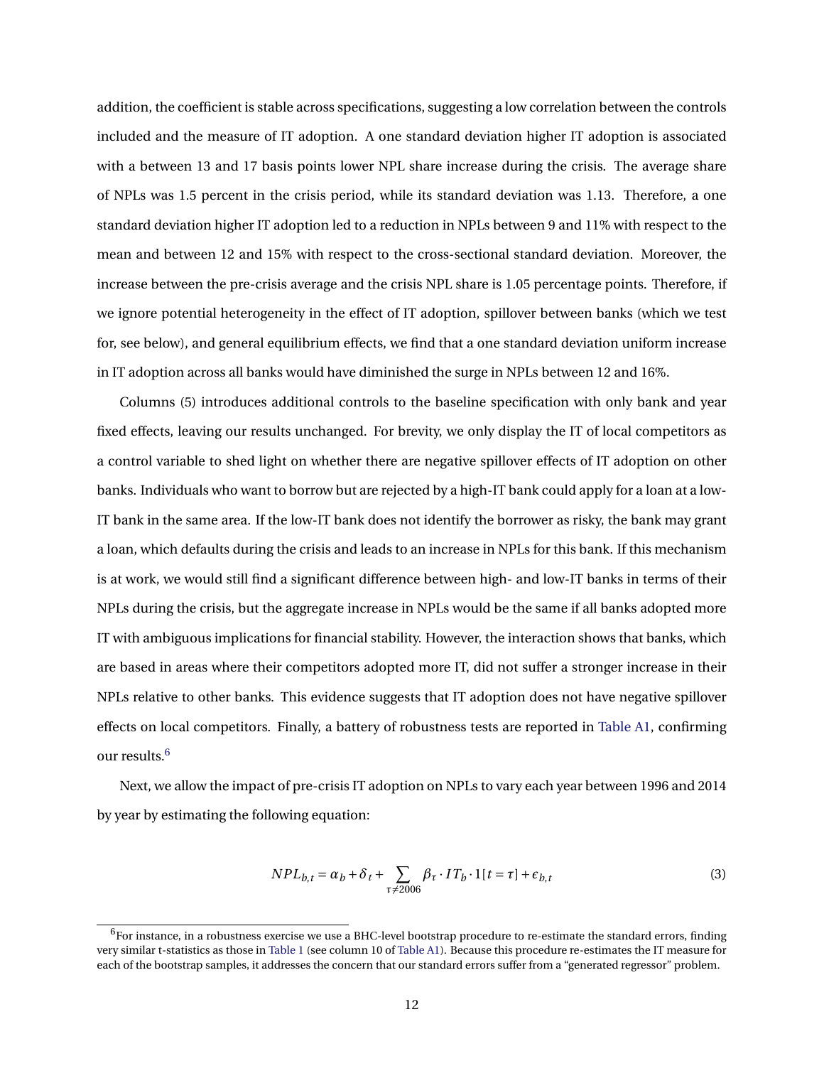addition, the coefficient is stable across specifications, suggesting a low correlation between the controls included and the measure of IT adoption. A one standard deviation higher IT adoption is associated with a between 13 and 17 basis points lower NPL share increase during the crisis. The average share of NPLs was 1.5 percent in the crisis period, while its standard deviation was 1.13. Therefore, a one standard deviation higher IT adoption led to a reduction in NPLs between 9 and 11% with respect to the mean and between 12 and 15% with respect to the cross-sectional standard deviation. Moreover, the increase between the pre-crisis average and the crisis NPL share is 1.05 percentage points. Therefore, if we ignore potential heterogeneity in the effect of IT adoption, spillover between banks (which we test for, see below), and general equilibrium effects, we find that a one standard deviation uniform increase in IT adoption across all banks would have diminished the surge in NPLs between 12 and 16%.

Columns (5) introduces additional controls to the baseline specification with only bank and year fixed effects, leaving our results unchanged. For brevity, we only display the IT of local competitors as a control variable to shed light on whether there are negative spillover effects of IT adoption on other banks. Individuals who want to borrow but are rejected by a high-IT bank could apply for a loan at a low-IT bank in the same area. If the low-IT bank does not identify the borrower as risky, the bank may grant a loan, which defaults during the crisis and leads to an increase in NPLs for this bank. If this mechanism is at work, we would still find a significant difference between high- and low-IT banks in terms of their NPLs during the crisis, but the aggregate increase in NPLs would be the same if all banks adopted more IT with ambiguous implications for financial stability. However, the interaction shows that banks, which are based in areas where their competitors adopted more IT, did not suffer a stronger increase in their NPLs relative to other banks. This evidence suggests that IT adoption does not have negative spillover effects on local competitors. Finally, a battery of robustness tests are reported in Table A1, confirming our results.[6]

Next, we allow the impact of pre-crisis IT adoption on NPLs to vary each year between 1996 and 2014 by year by estimating the following equation:

$$NPL_{b,t} = \alpha_b + \delta_t + \sum_{\tau \neq 2006} \beta_\tau \cdot IT_b \cdot 1[t = \tau] + \epsilon_{b,t} \tag{3}$$

[6] For instance, in a robustness exercise we use a BHC-level bootstrap procedure to re-estimate the standard errors, finding very similar t-statistics as those in Table 1 (see column 10 of Table A1). Because this procedure re-estimates the IT measure for each of the bootstrap samples, it addresses the concern that our standard errors suffer from a "generated regressor" problem.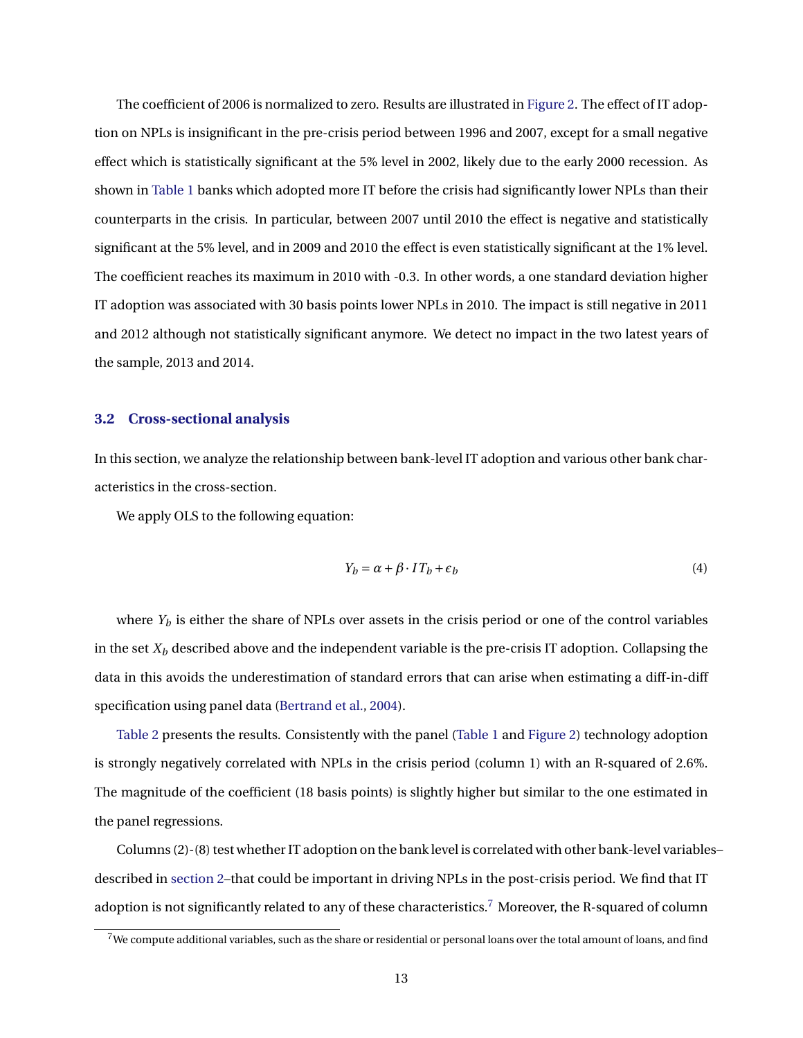The coefficient of 2006 is normalized to zero. Results are illustrated in Figure 2. The effect of IT adoption on NPLs is insignificant in the pre-crisis period between 1996 and 2007, except for a small negative effect which is statistically significant at the 5% level in 2002, likely due to the early 2000 recession. As shown in Table 1 banks which adopted more IT before the crisis had significantly lower NPLs than their counterparts in the crisis. In particular, between 2007 until 2010 the effect is negative and statistically significant at the 5% level, and in 2009 and 2010 the effect is even statistically significant at the 1% level. The coefficient reaches its maximum in 2010 with -0.3. In other words, a one standard deviation higher IT adoption was associated with 30 basis points lower NPLs in 2010. The impact is still negative in 2011 and 2012 although not statistically significant anymore. We detect no impact in the two latest years of the sample, 2013 and 2014.

### 3.2 Cross-sectional analysis

In this section, we analyze the relationship between bank-level IT adoption and various other bank characteristics in the cross-section.

We apply OLS to the following equation:

$$Y_b = \alpha + \beta \cdot IT_b + \epsilon_b \tag{4}$$

where $Y_b$ is either the share of NPLs over assets in the crisis period or one of the control variables in the set $X_b$ described above and the independent variable is the pre-crisis IT adoption. Collapsing the data in this avoids the underestimation of standard errors that can arise when estimating a diff-in-diff specification using panel data (Bertrand et al., 2004).

Table 2 presents the results. Consistently with the panel (Table 1 and Figure 2) technology adoption is strongly negatively correlated with NPLs in the crisis period (column 1) with an R-squared of 2.6%. The magnitude of the coefficient (18 basis points) is slightly higher but similar to the one estimated in the panel regressions.

Columns (2)-(8) test whether IT adoption on the bank level is correlated with other bank-level variables–described in section 2–that could be important in driving NPLs in the post-crisis period. We find that IT adoption is not significantly related to any of these characteristics.[7] Moreover, the R-squared of column

[7] We compute additional variables, such as the share or residential or personal loans over the total amount of loans, and find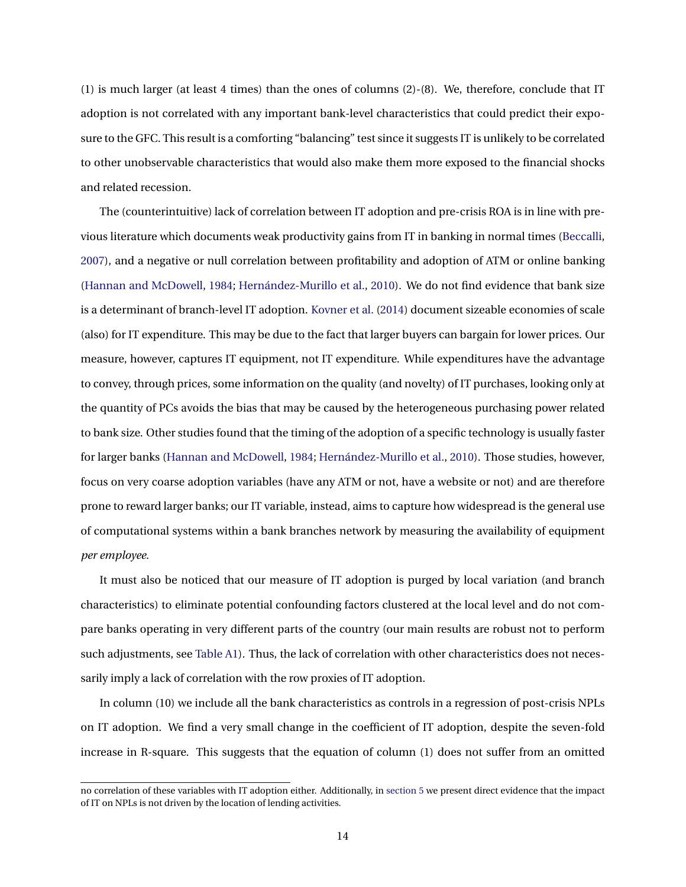(1) is much larger (at least 4 times) than the ones of columns (2)-(8). We, therefore, conclude that IT adoption is not correlated with any important bank-level characteristics that could predict their exposure to the GFC. This result is a comforting "balancing" test since it suggests IT is unlikely to be correlated to other unobservable characteristics that would also make them more exposed to the financial shocks and related recession.

The (counterintuitive) lack of correlation between IT adoption and pre-crisis ROA is in line with previous literature which documents weak productivity gains from IT in banking in normal times (Beccalli, 2007), and a negative or null correlation between profitability and adoption of ATM or online banking (Hannan and McDowell, 1984; Hernández-Murillo et al., 2010). We do not find evidence that bank size is a determinant of branch-level IT adoption. Kovner et al. (2014) document sizeable economies of scale (also) for IT expenditure. This may be due to the fact that larger buyers can bargain for lower prices. Our measure, however, captures IT equipment, not IT expenditure. While expenditures have the advantage to convey, through prices, some information on the quality (and novelty) of IT purchases, looking only at the quantity of PCs avoids the bias that may be caused by the heterogeneous purchasing power related to bank size. Other studies found that the timing of the adoption of a specific technology is usually faster for larger banks (Hannan and McDowell, 1984; Hernández-Murillo et al., 2010). Those studies, however, focus on very coarse adoption variables (have any ATM or not, have a website or not) and are therefore prone to reward larger banks; our IT variable, instead, aims to capture how widespread is the general use of computational systems within a bank branches network by measuring the availability of equipment *per employee*.

It must also be noticed that our measure of IT adoption is purged by local variation (and branch characteristics) to eliminate potential confounding factors clustered at the local level and do not compare banks operating in very different parts of the country (our main results are robust not to perform such adjustments, see Table A1). Thus, the lack of correlation with other characteristics does not necessarily imply a lack of correlation with the row proxies of IT adoption.

In column (10) we include all the bank characteristics as controls in a regression of post-crisis NPLs on IT adoption. We find a very small change in the coefficient of IT adoption, despite the seven-fold increase in R-square. This suggests that the equation of column (1) does not suffer from an omitted

no correlation of these variables with IT adoption either. Additionally, in section 5 we present direct evidence that the impact of IT on NPLs is not driven by the location of lending activities.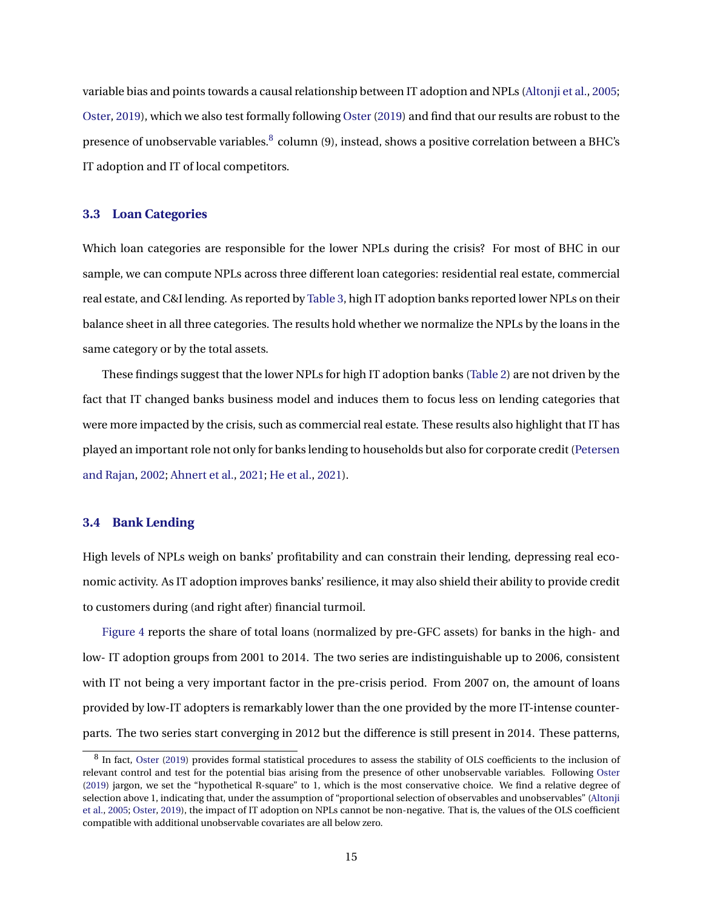variable bias and points towards a causal relationship between IT adoption and NPLs (Altonji et al., 2005; Oster, 2019), which we also test formally following Oster (2019) and find that our results are robust to the presence of unobservable variables.[8] column (9), instead, shows a positive correlation between a BHC's IT adoption and IT of local competitors.

### 3.3 Loan Categories

Which loan categories are responsible for the lower NPLs during the crisis? For most of BHC in our sample, we can compute NPLs across three different loan categories: residential real estate, commercial real estate, and C&I lending. As reported by Table 3, high IT adoption banks reported lower NPLs on their balance sheet in all three categories. The results hold whether we normalize the NPLs by the loans in the same category or by the total assets.

These findings suggest that the lower NPLs for high IT adoption banks (Table 2) are not driven by the fact that IT changed banks business model and induces them to focus less on lending categories that were more impacted by the crisis, such as commercial real estate. These results also highlight that IT has played an important role not only for banks lending to households but also for corporate credit (Petersen and Rajan, 2002; Ahnert et al., 2021; He et al., 2021).

### 3.4 Bank Lending

High levels of NPLs weigh on banks' profitability and can constrain their lending, depressing real economic activity. As IT adoption improves banks' resilience, it may also shield their ability to provide credit to customers during (and right after) financial turmoil.

Figure 4 reports the share of total loans (normalized by pre-GFC assets) for banks in the high- and low- IT adoption groups from 2001 to 2014. The two series are indistinguishable up to 2006, consistent with IT not being a very important factor in the pre-crisis period. From 2007 on, the amount of loans provided by low-IT adopters is remarkably lower than the one provided by the more IT-intense counterparts. The two series start converging in 2012 but the difference is still present in 2014. These patterns,

[8] In fact, Oster (2019) provides formal statistical procedures to assess the stability of OLS coefficients to the inclusion of relevant control and test for the potential bias arising from the presence of other unobservable variables. Following Oster (2019) jargon, we set the "hypothetical R-square" to 1, which is the most conservative choice. We find a relative degree of selection above 1, indicating that, under the assumption of "proportional selection of observables and unobservables" (Altonji et al., 2005; Oster, 2019), the impact of IT adoption on NPLs cannot be non-negative. That is, the values of the OLS coefficient compatible with additional unobservable covariates are all below zero.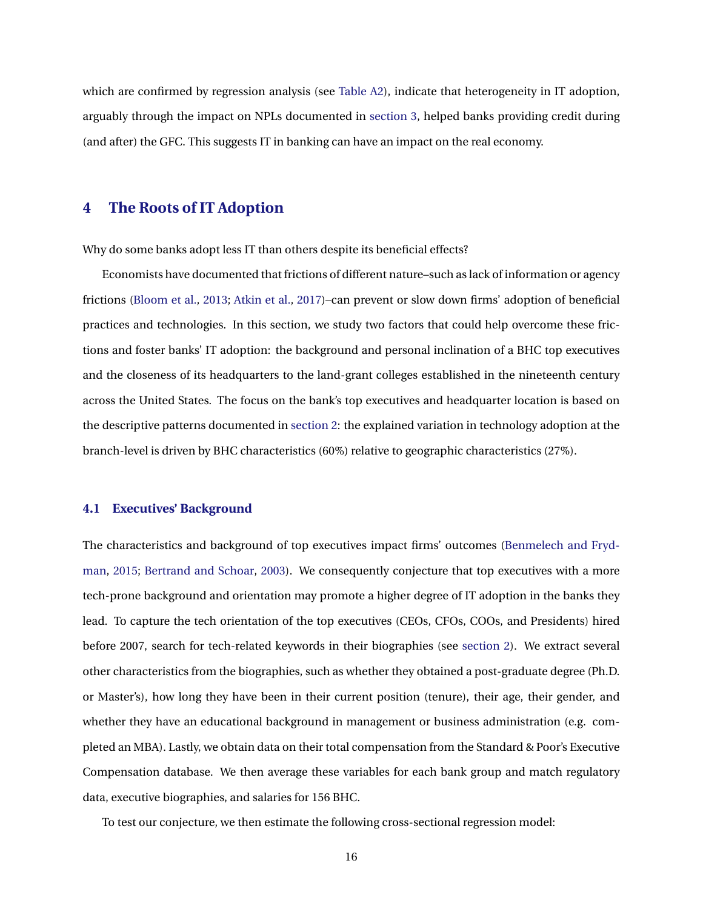which are confirmed by regression analysis (see Table A2), indicate that heterogeneity in IT adoption, arguably through the impact on NPLs documented in section 3, helped banks providing credit during (and after) the GFC. This suggests IT in banking can have an impact on the real economy.

## 4 The Roots of IT Adoption

Why do some banks adopt less IT than others despite its beneficial effects?

Economists have documented that frictions of different nature–such as lack of information or agency frictions (Bloom et al., 2013; Atkin et al., 2017)–can prevent or slow down firms' adoption of beneficial practices and technologies. In this section, we study two factors that could help overcome these frictions and foster banks' IT adoption: the background and personal inclination of a BHC top executives and the closeness of its headquarters to the land-grant colleges established in the nineteenth century across the United States. The focus on the bank's top executives and headquarter location is based on the descriptive patterns documented in section 2: the explained variation in technology adoption at the branch-level is driven by BHC characteristics (60%) relative to geographic characteristics (27%).

### 4.1 Executives' Background

The characteristics and background of top executives impact firms' outcomes (Benmelech and Frydman, 2015; Bertrand and Schoar, 2003). We consequently conjecture that top executives with a more tech-prone background and orientation may promote a higher degree of IT adoption in the banks they lead. To capture the tech orientation of the top executives (CEOs, CFOs, COOs, and Presidents) hired before 2007, search for tech-related keywords in their biographies (see section 2). We extract several other characteristics from the biographies, such as whether they obtained a post-graduate degree (Ph.D. or Master's), how long they have been in their current position (tenure), their age, their gender, and whether they have an educational background in management or business administration (e.g. completed an MBA). Lastly, we obtain data on their total compensation from the Standard & Poor's Executive Compensation database. We then average these variables for each bank group and match regulatory data, executive biographies, and salaries for 156 BHC.

To test our conjecture, we then estimate the following cross-sectional regression model: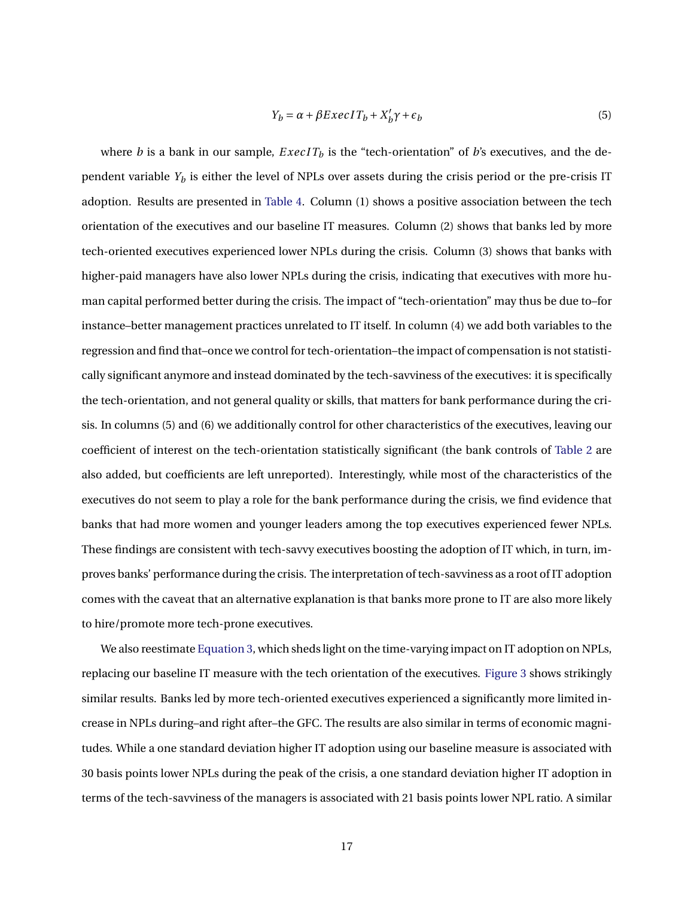$$Y_b = \alpha + \beta ExecIT_b + X_b'\gamma + \epsilon_b \tag{5}$$

where $b$ is a bank in our sample, $ExecIT_b$ is the "tech-orientation" of $b$'s executives, and the dependent variable $Y_b$ is either the level of NPLs over assets during the crisis period or the pre-crisis IT adoption. Results are presented in Table 4. Column (1) shows a positive association between the tech orientation of the executives and our baseline IT measures. Column (2) shows that banks led by more tech-oriented executives experienced lower NPLs during the crisis. Column (3) shows that banks with higher-paid managers have also lower NPLs during the crisis, indicating that executives with more human capital performed better during the crisis. The impact of "tech-orientation" may thus be due to–for instance–better management practices unrelated to IT itself. In column (4) we add both variables to the regression and find that–once we control for tech-orientation–the impact of compensation is not statistically significant anymore and instead dominated by the tech-savviness of the executives: it is specifically the tech-orientation, and not general quality or skills, that matters for bank performance during the crisis. In columns (5) and (6) we additionally control for other characteristics of the executives, leaving our coefficient of interest on the tech-orientation statistically significant (the bank controls of Table 2 are also added, but coefficients are left unreported). Interestingly, while most of the characteristics of the executives do not seem to play a role for the bank performance during the crisis, we find evidence that banks that had more women and younger leaders among the top executives experienced fewer NPLs. These findings are consistent with tech-savvy executives boosting the adoption of IT which, in turn, improves banks' performance during the crisis. The interpretation of tech-savviness as a root of IT adoption comes with the caveat that an alternative explanation is that banks more prone to IT are also more likely to hire/promote more tech-prone executives.

We also reestimate Equation 3, which sheds light on the time-varying impact on IT adoption on NPLs, replacing our baseline IT measure with the tech orientation of the executives. Figure 3 shows strikingly similar results. Banks led by more tech-oriented executives experienced a significantly more limited increase in NPLs during–and right after–the GFC. The results are also similar in terms of economic magnitudes. While a one standard deviation higher IT adoption using our baseline measure is associated with 30 basis points lower NPLs during the peak of the crisis, a one standard deviation higher IT adoption in terms of the tech-savviness of the managers is associated with 21 basis points lower NPL ratio. A similar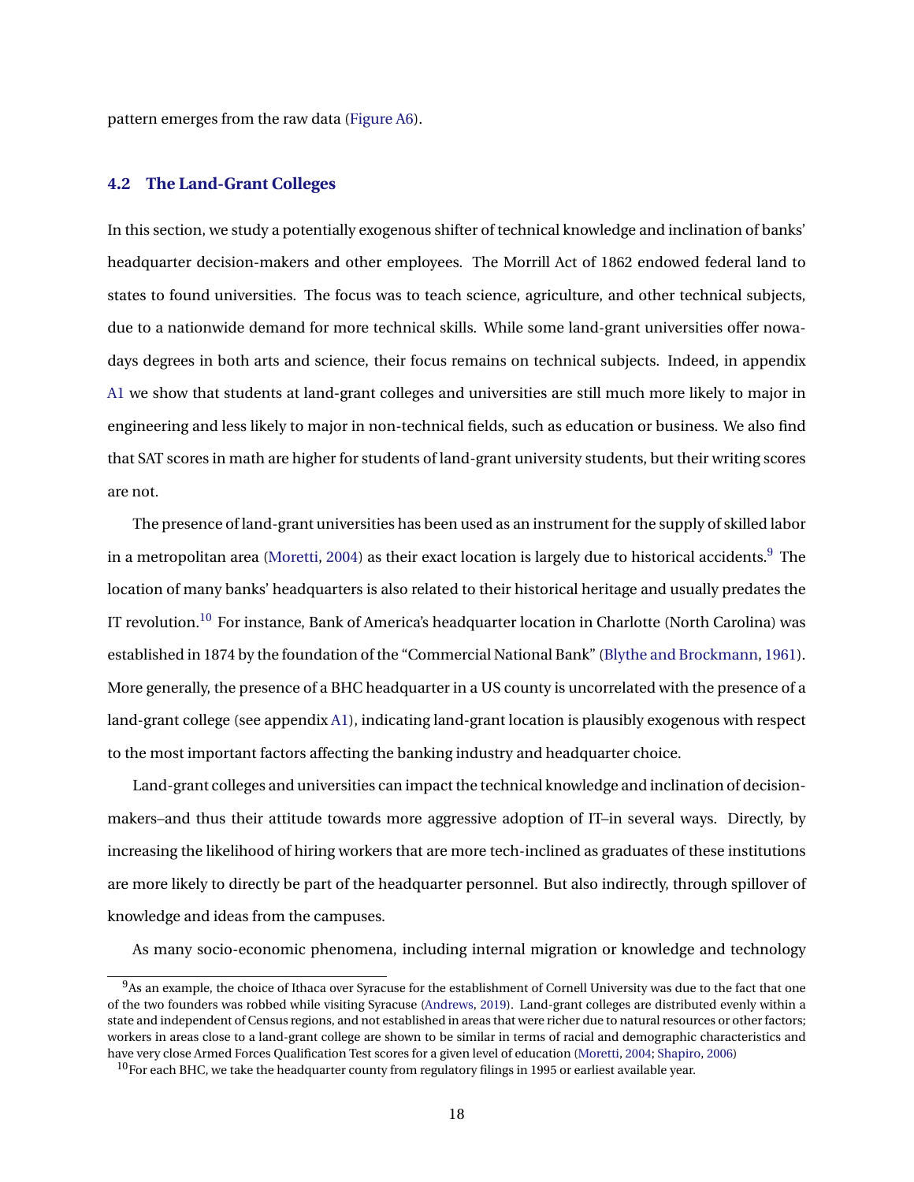pattern emerges from the raw data (Figure A6).

### 4.2 The Land-Grant Colleges

In this section, we study a potentially exogenous shifter of technical knowledge and inclination of banks' headquarter decision-makers and other employees. The Morrill Act of 1862 endowed federal land to states to found universities. The focus was to teach science, agriculture, and other technical subjects, due to a nationwide demand for more technical skills. While some land-grant universities offer nowadays degrees in both arts and science, their focus remains on technical subjects. Indeed, in appendix A1 we show that students at land-grant colleges and universities are still much more likely to major in engineering and less likely to major in non-technical fields, such as education or business. We also find that SAT scores in math are higher for students of land-grant university students, but their writing scores are not.

The presence of land-grant universities has been used as an instrument for the supply of skilled labor in a metropolitan area (Moretti, 2004) as their exact location is largely due to historical accidents.[9] The location of many banks' headquarters is also related to their historical heritage and usually predates the IT revolution.[10] For instance, Bank of America's headquarter location in Charlotte (North Carolina) was established in 1874 by the foundation of the "Commercial National Bank" (Blythe and Brockmann, 1961). More generally, the presence of a BHC headquarter in a US county is uncorrelated with the presence of a land-grant college (see appendix A1), indicating land-grant location is plausibly exogenous with respect to the most important factors affecting the banking industry and headquarter choice.

Land-grant colleges and universities can impact the technical knowledge and inclination of decision-makers–and thus their attitude towards more aggressive adoption of IT–in several ways. Directly, by increasing the likelihood of hiring workers that are more tech-inclined as graduates of these institutions are more likely to directly be part of the headquarter personnel. But also indirectly, through spillover of knowledge and ideas from the campuses.

As many socio-economic phenomena, including internal migration or knowledge and technology

[9] As an example, the choice of Ithaca over Syracuse for the establishment of Cornell University was due to the fact that one of the two founders was robbed while visiting Syracuse (Andrews, 2019). Land-grant colleges are distributed evenly within a state and independent of Census regions, and not established in areas that were richer due to natural resources or other factors; workers in areas close to a land-grant college are shown to be similar in terms of racial and demographic characteristics and have very close Armed Forces Qualification Test scores for a given level of education (Moretti, 2004; Shapiro, 2006)

[10] For each BHC, we take the headquarter county from regulatory filings in 1995 or earliest available year.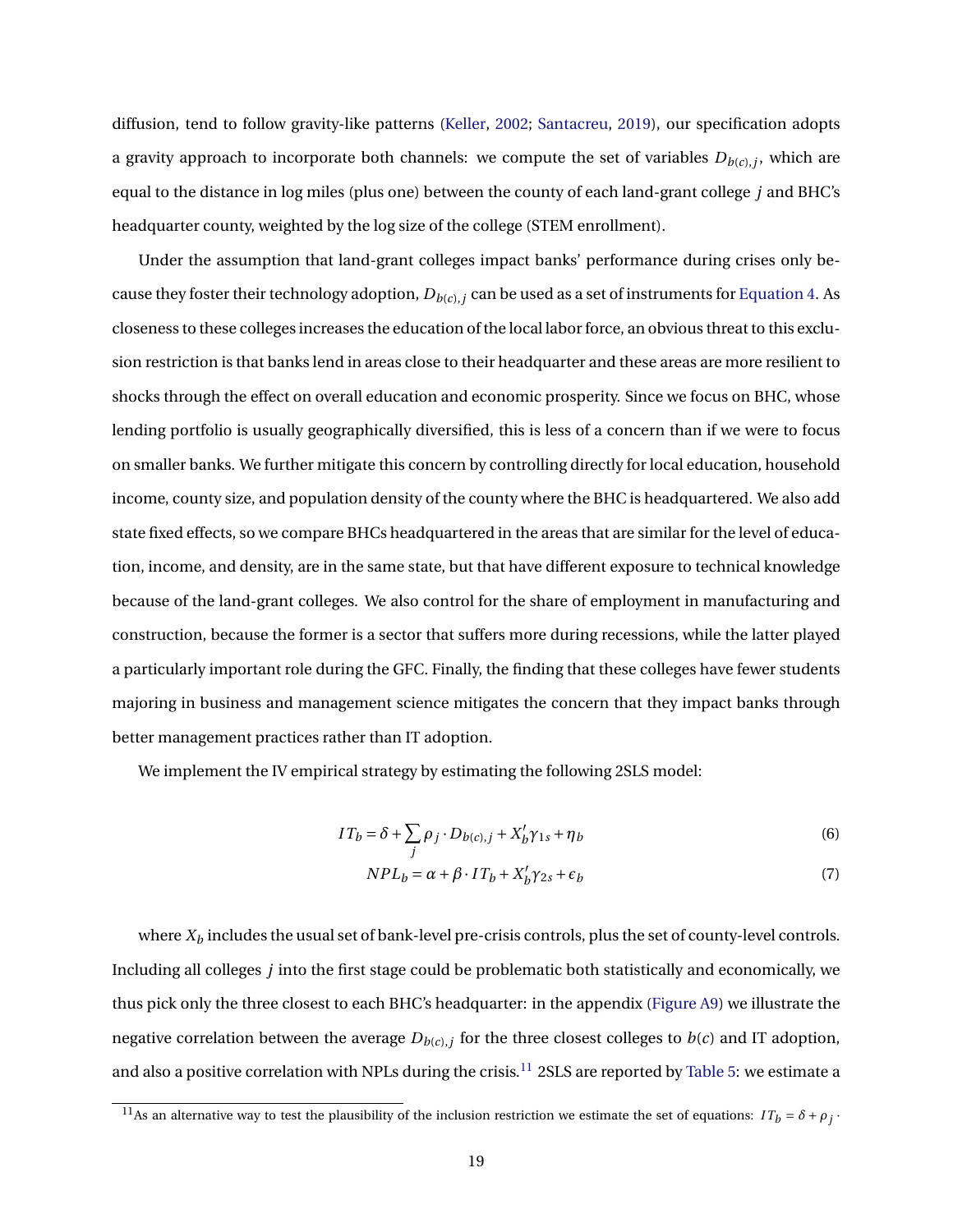diffusion, tend to follow gravity-like patterns (Keller, 2002; Santacreu, 2019), our specification adopts a gravity approach to incorporate both channels: we compute the set of variables $D_{b(c),j}$, which are equal to the distance in log miles (plus one) between the county of each land-grant college $j$ and BHC's headquarter county, weighted by the log size of the college (STEM enrollment).

Under the assumption that land-grant colleges impact banks' performance during crises only because they foster their technology adoption, $D_{b(c),j}$ can be used as a set of instruments for Equation 4. As closeness to these colleges increases the education of the local labor force, an obvious threat to this exclusion restriction is that banks lend in areas close to their headquarter and these areas are more resilient to shocks through the effect on overall education and economic prosperity. Since we focus on BHC, whose lending portfolio is usually geographically diversified, this is less of a concern than if we were to focus on smaller banks. We further mitigate this concern by controlling directly for local education, household income, county size, and population density of the county where the BHC is headquartered. We also add state fixed effects, so we compare BHCs headquartered in the areas that are similar for the level of education, income, and density, are in the same state, but that have different exposure to technical knowledge because of the land-grant colleges. We also control for the share of employment in manufacturing and construction, because the former is a sector that suffers more during recessions, while the latter played a particularly important role during the GFC. Finally, the finding that these colleges have fewer students majoring in business and management science mitigates the concern that they impact banks through better management practices rather than IT adoption.

We implement the IV empirical strategy by estimating the following 2SLS model:

$$IT_b = \delta + \sum_j \rho_j \cdot D_{b(c),j} + X_b' \gamma_{1s} + \eta_b \tag{6}$$

$$NPL_b = \alpha + \beta \cdot IT_b + X_b' \gamma_{2s} + \epsilon_b \tag{7}$$

where $X_b$ includes the usual set of bank-level pre-crisis controls, plus the set of county-level controls. Including all colleges $j$ into the first stage could be problematic both statistically and economically, we thus pick only the three closest to each BHC's headquarter: in the appendix (Figure A9) we illustrate the negative correlation between the average $D_{b(c),j}$ for the three closest colleges to $b(c)$ and IT adoption, and also a positive correlation with NPLs during the crisis.[11] 2SLS are reported by Table 5: we estimate a

[11] As an alternative way to test the plausibility of the inclusion restriction we estimate the set of equations: $IT_b = \delta + \rho_j \cdot$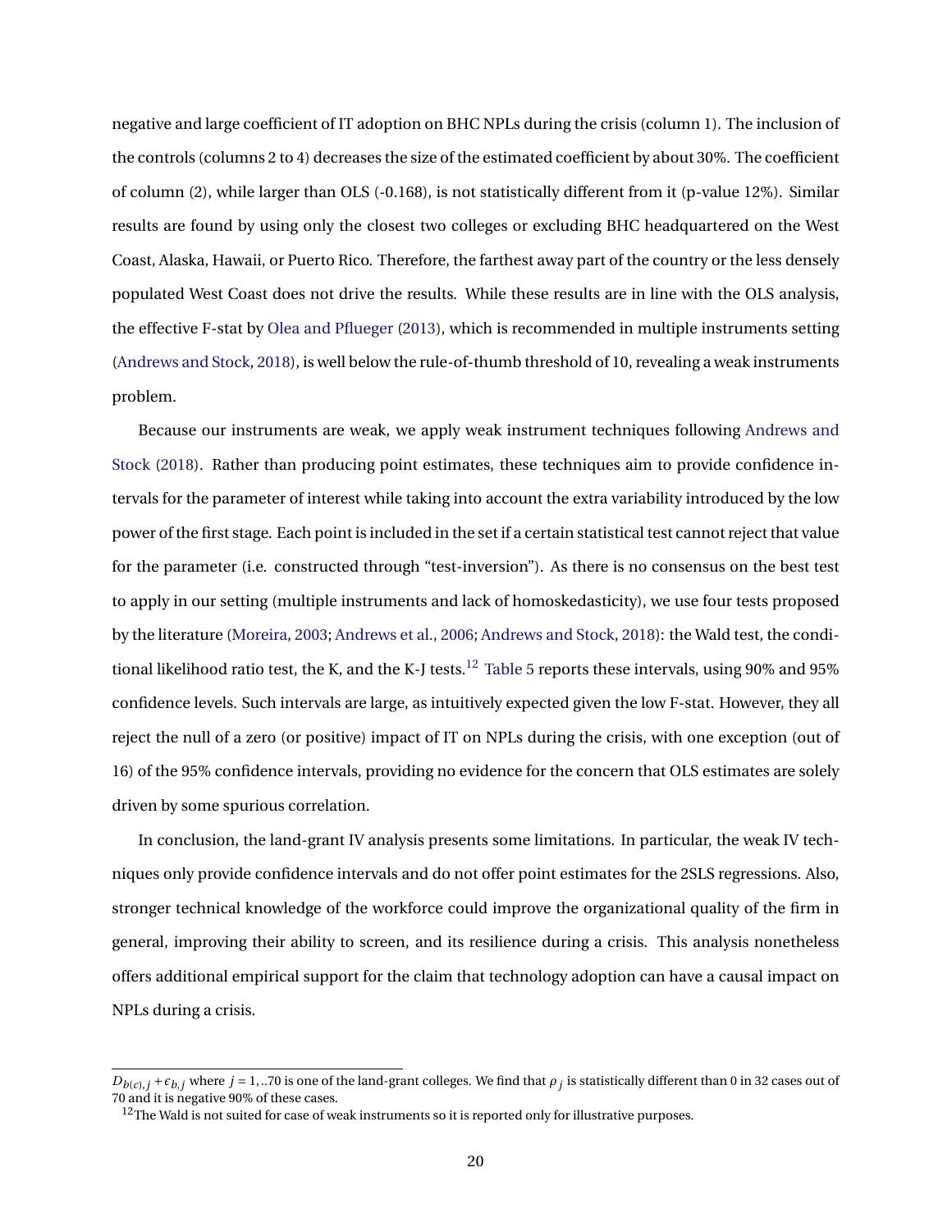negative and large coefficient of IT adoption on BHC NPLs during the crisis (column 1). The inclusion of the controls (columns 2 to 4) decreases the size of the estimated coefficient by about 30%. The coefficient of column (2), while larger than OLS (-0.168), is not statistically different from it (p-value 12%). Similar results are found by using only the closest two colleges or excluding BHC headquartered on the West Coast, Alaska, Hawaii, or Puerto Rico. Therefore, the farthest away part of the country or the less densely populated West Coast does not drive the results. While these results are in line with the OLS analysis, the effective F-stat by Olea and Pflueger (2013), which is recommended in multiple instruments setting (Andrews and Stock, 2018), is well below the rule-of-thumb threshold of 10, revealing a weak instruments problem.

Because our instruments are weak, we apply weak instrument techniques following Andrews and Stock (2018). Rather than producing point estimates, these techniques aim to provide confidence intervals for the parameter of interest while taking into account the extra variability introduced by the low power of the first stage. Each point is included in the set if a certain statistical test cannot reject that value for the parameter (i.e. constructed through "test-inversion"). As there is no consensus on the best test to apply in our setting (multiple instruments and lack of homoskedasticity), we use four tests proposed by the literature (Moreira, 2003; Andrews et al., 2006; Andrews and Stock, 2018): the Wald test, the conditional likelihood ratio test, the K, and the K-J tests.[12] Table 5 reports these intervals, using 90% and 95% confidence levels. Such intervals are large, as intuitively expected given the low F-stat. However, they all reject the null of a zero (or positive) impact of IT on NPLs during the crisis, with one exception (out of 16) of the 95% confidence intervals, providing no evidence for the concern that OLS estimates are solely driven by some spurious correlation.

In conclusion, the land-grant IV analysis presents some limitations. In particular, the weak IV techniques only provide confidence intervals and do not offer point estimates for the 2SLS regressions. Also, stronger technical knowledge of the workforce could improve the organizational quality of the firm in general, improving their ability to screen, and its resilience during a crisis. This analysis nonetheless offers additional empirical support for the claim that technology adoption can have a causal impact on NPLs during a crisis.

---

$D_{b(c),j} + \epsilon_{b,j}$ where $j = 1, ..70$ is one of the land-grant colleges. We find that $\rho_j$ is statistically different than 0 in 32 cases out of 70 and it is negative 90% of these cases.

[12] The Wald is not suited for case of weak instruments so it is reported only for illustrative purposes.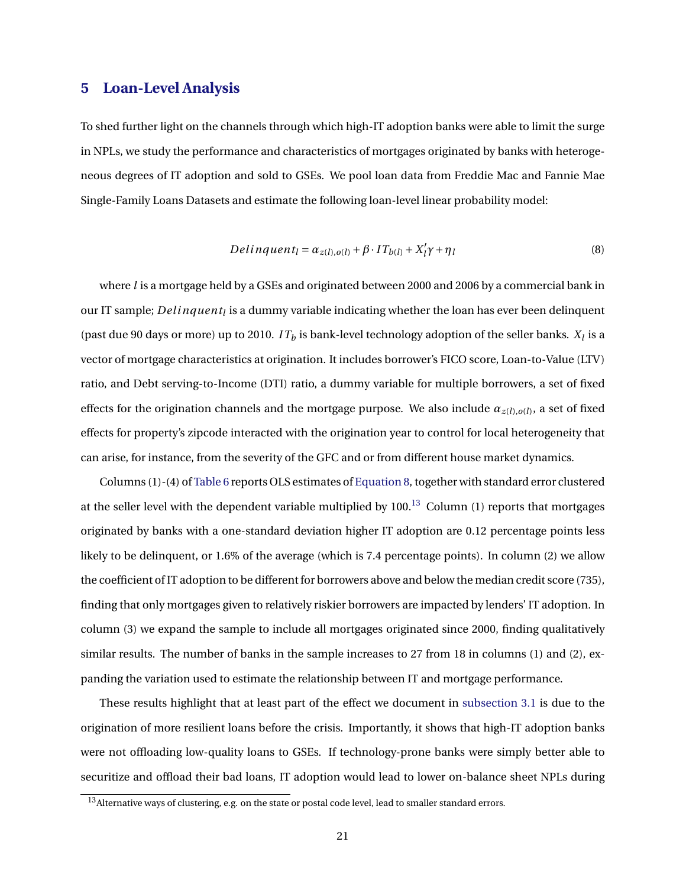## 5 Loan-Level Analysis

To shed further light on the channels through which high-IT adoption banks were able to limit the surge in NPLs, we study the performance and characteristics of mortgages originated by banks with heterogeneous degrees of IT adoption and sold to GSEs. We pool loan data from Freddie Mac and Fannie Mae Single-Family Loans Datasets and estimate the following loan-level linear probability model:

$$Delinquent_l = \alpha_{z(l),o(l)} + \beta \cdot IT_{b(l)} + X_l'\gamma + \eta_l \tag{8}$$

where $l$ is a mortgage held by a GSEs and originated between 2000 and 2006 by a commercial bank in our IT sample; $Delinquent_l$ is a dummy variable indicating whether the loan has ever been delinquent (past due 90 days or more) up to 2010. $IT_b$ is bank-level technology adoption of the seller banks. $X_l$ is a vector of mortgage characteristics at origination. It includes borrower's FICO score, Loan-to-Value (LTV) ratio, and Debt serving-to-Income (DTI) ratio, a dummy variable for multiple borrowers, a set of fixed effects for the origination channels and the mortgage purpose. We also include $\alpha_{z(l),o(l)}$, a set of fixed effects for property's zipcode interacted with the origination year to control for local heterogeneity that can arise, for instance, from the severity of the GFC and or from different house market dynamics.

Columns (1)-(4) of Table 6 reports OLS estimates of Equation 8, together with standard error clustered at the seller level with the dependent variable multiplied by 100.[13] Column (1) reports that mortgages originated by banks with a one-standard deviation higher IT adoption are 0.12 percentage points less likely to be delinquent, or 1.6% of the average (which is 7.4 percentage points). In column (2) we allow the coefficient of IT adoption to be different for borrowers above and below the median credit score (735), finding that only mortgages given to relatively riskier borrowers are impacted by lenders' IT adoption. In column (3) we expand the sample to include all mortgages originated since 2000, finding qualitatively similar results. The number of banks in the sample increases to 27 from 18 in columns (1) and (2), expanding the variation used to estimate the relationship between IT and mortgage performance.

These results highlight that at least part of the effect we document in subsection 3.1 is due to the origination of more resilient loans before the crisis. Importantly, it shows that high-IT adoption banks were not offloading low-quality loans to GSEs. If technology-prone banks were simply better able to securitize and offload their bad loans, IT adoption would lead to lower on-balance sheet NPLs during

[13] Alternative ways of clustering, e.g. on the state or postal code level, lead to smaller standard errors.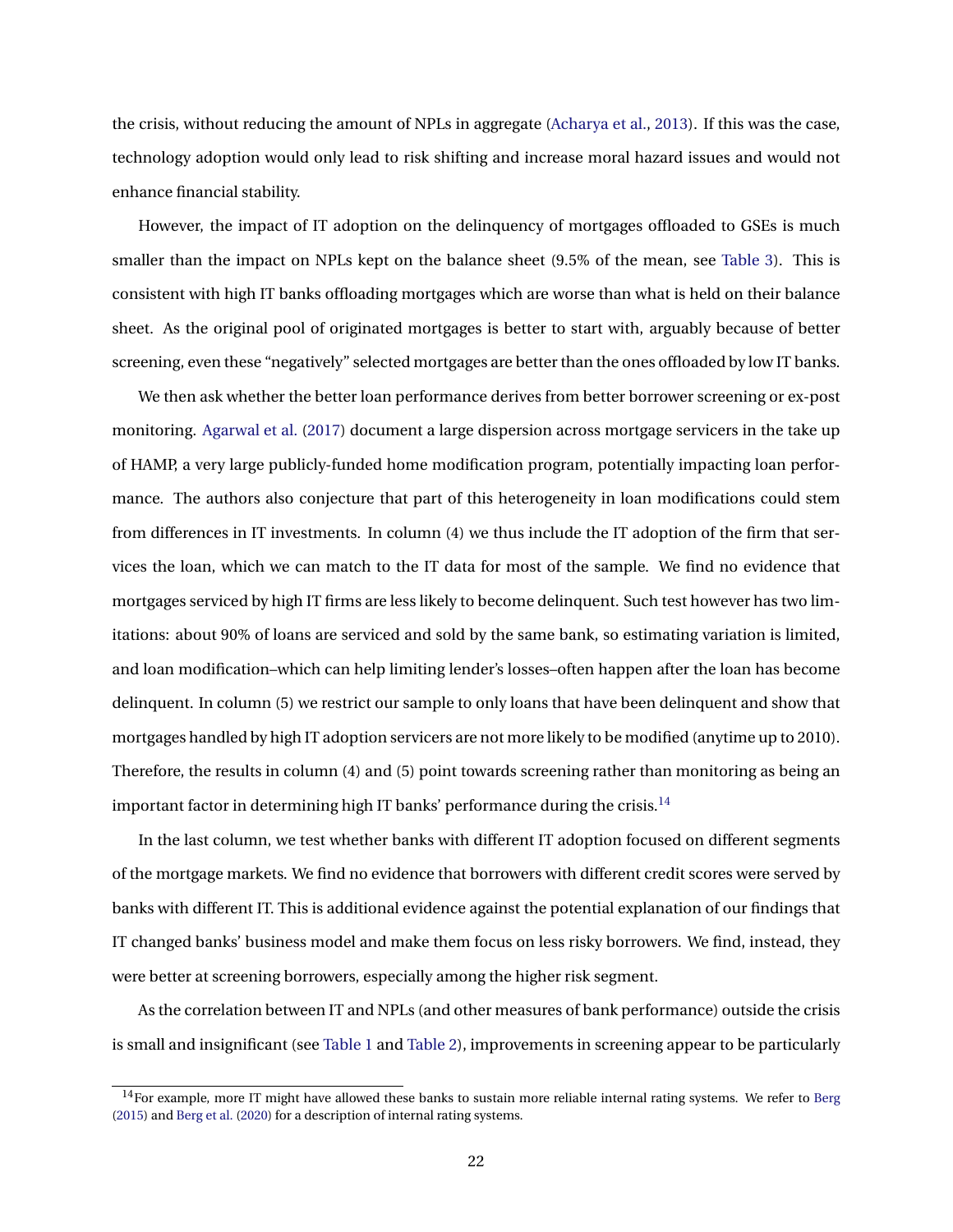the crisis, without reducing the amount of NPLs in aggregate (Acharya et al., 2013). If this was the case, technology adoption would only lead to risk shifting and increase moral hazard issues and would not enhance financial stability.

However, the impact of IT adoption on the delinquency of mortgages offloaded to GSEs is much smaller than the impact on NPLs kept on the balance sheet (9.5% of the mean, see Table 3). This is consistent with high IT banks offloading mortgages which are worse than what is held on their balance sheet. As the original pool of originated mortgages is better to start with, arguably because of better screening, even these "negatively" selected mortgages are better than the ones offloaded by low IT banks.

We then ask whether the better loan performance derives from better borrower screening or ex-post monitoring. Agarwal et al. (2017) document a large dispersion across mortgage servicers in the take up of HAMP, a very large publicly-funded home modification program, potentially impacting loan performance. The authors also conjecture that part of this heterogeneity in loan modifications could stem from differences in IT investments. In column (4) we thus include the IT adoption of the firm that services the loan, which we can match to the IT data for most of the sample. We find no evidence that mortgages serviced by high IT firms are less likely to become delinquent. Such test however has two limitations: about 90% of loans are serviced and sold by the same bank, so estimating variation is limited, and loan modification–which can help limiting lender's losses–often happen after the loan has become delinquent. In column (5) we restrict our sample to only loans that have been delinquent and show that mortgages handled by high IT adoption servicers are not more likely to be modified (anytime up to 2010). Therefore, the results in column (4) and (5) point towards screening rather than monitoring as being an important factor in determining high IT banks' performance during the crisis.[14]

In the last column, we test whether banks with different IT adoption focused on different segments of the mortgage markets. We find no evidence that borrowers with different credit scores were served by banks with different IT. This is additional evidence against the potential explanation of our findings that IT changed banks' business model and make them focus on less risky borrowers. We find, instead, they were better at screening borrowers, especially among the higher risk segment.

As the correlation between IT and NPLs (and other measures of bank performance) outside the crisis is small and insignificant (see Table 1 and Table 2), improvements in screening appear to be particularly

[14] For example, more IT might have allowed these banks to sustain more reliable internal rating systems. We refer to Berg (2015) and Berg et al. (2020) for a description of internal rating systems.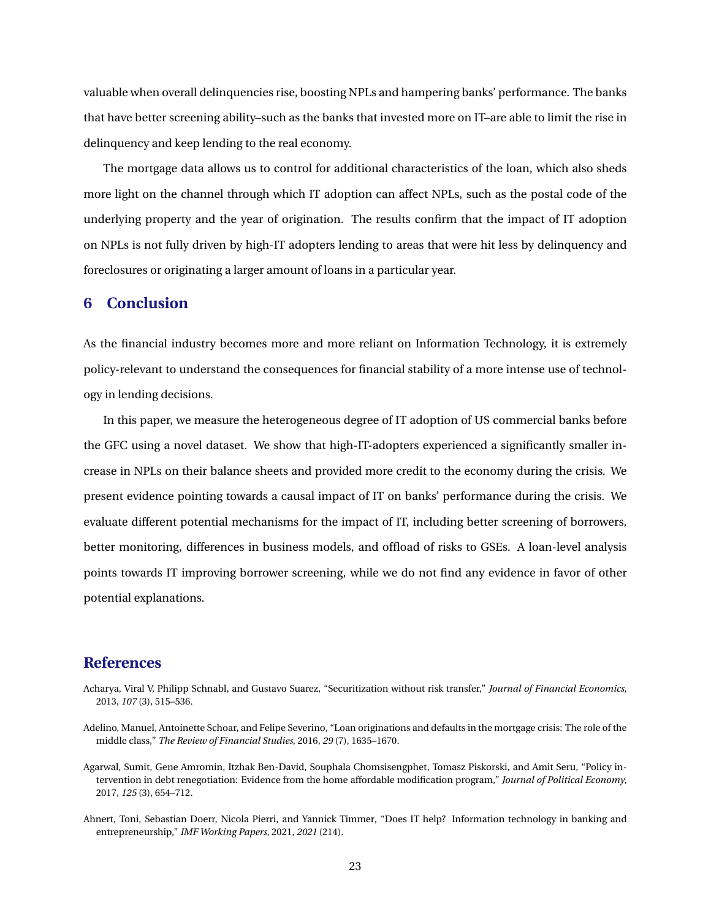valuable when overall delinquencies rise, boosting NPLs and hampering banks' performance. The banks that have better screening ability–such as the banks that invested more on IT–are able to limit the rise in delinquency and keep lending to the real economy.

The mortgage data allows us to control for additional characteristics of the loan, which also sheds more light on the channel through which IT adoption can affect NPLs, such as the postal code of the underlying property and the year of origination. The results confirm that the impact of IT adoption on NPLs is not fully driven by high-IT adopters lending to areas that were hit less by delinquency and foreclosures or originating a larger amount of loans in a particular year.

## 6 Conclusion

As the financial industry becomes more and more reliant on Information Technology, it is extremely policy-relevant to understand the consequences for financial stability of a more intense use of technology in lending decisions.

In this paper, we measure the heterogeneous degree of IT adoption of US commercial banks before the GFC using a novel dataset. We show that high-IT-adopters experienced a significantly smaller increase in NPLs on their balance sheets and provided more credit to the economy during the crisis. We present evidence pointing towards a causal impact of IT on banks' performance during the crisis. We evaluate different potential mechanisms for the impact of IT, including better screening of borrowers, better monitoring, differences in business models, and offload of risks to GSEs. A loan-level analysis points towards IT improving borrower screening, while we do not find any evidence in favor of other potential explanations.

## References

Acharya, Viral V, Philipp Schnabl, and Gustavo Suarez, "Securitization without risk transfer," *Journal of Financial Economics*, 2013, *107* (3), 515–536.

Adelino, Manuel, Antoinette Schoar, and Felipe Severino, "Loan originations and defaults in the mortgage crisis: The role of the middle class," *The Review of Financial Studies*, 2016, *29* (7), 1635–1670.

Agarwal, Sumit, Gene Amromin, Itzhak Ben-David, Souphala Chomsisengphet, Tomasz Piskorski, and Amit Seru, "Policy intervention in debt renegotiation: Evidence from the home affordable modification program," *Journal of Political Economy*, 2017, *125* (3), 654–712.

Ahnert, Toni, Sebastian Doerr, Nicola Pierri, and Yannick Timmer, "Does IT help? Information technology in banking and entrepreneurship," *IMF Working Papers*, 2021, *2021* (214).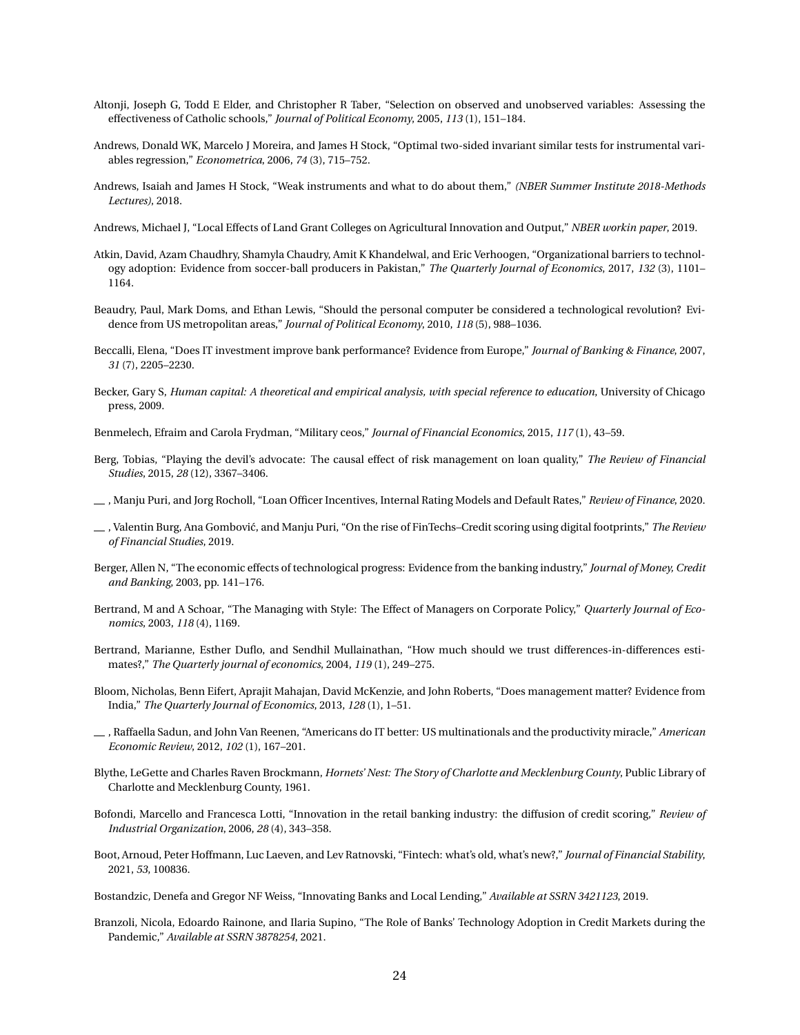Altonji, Joseph G, Todd E Elder, and Christopher R Taber, "Selection on observed and unobserved variables: Assessing the effectiveness of Catholic schools," *Journal of Political Economy*, 2005, *113* (1), 151–184.

Andrews, Donald WK, Marcelo J Moreira, and James H Stock, "Optimal two-sided invariant similar tests for instrumental variables regression," *Econometrica*, 2006, *74* (3), 715–752.

Andrews, Isaiah and James H Stock, "Weak instruments and what to do about them," *(NBER Summer Institute 2018-Methods Lectures)*, 2018.

Andrews, Michael J, "Local Effects of Land Grant Colleges on Agricultural Innovation and Output," *NBER workin paper*, 2019.

Atkin, David, Azam Chaudhry, Shamyla Chaudry, Amit K Khandelwal, and Eric Verhoogen, "Organizational barriers to technology adoption: Evidence from soccer-ball producers in Pakistan," *The Quarterly Journal of Economics*, 2017, *132* (3), 1101–1164.

Beaudry, Paul, Mark Doms, and Ethan Lewis, "Should the personal computer be considered a technological revolution? Evidence from US metropolitan areas," *Journal of Political Economy*, 2010, *118* (5), 988–1036.

Beccalli, Elena, "Does IT investment improve bank performance? Evidence from Europe," *Journal of Banking & Finance*, 2007, *31* (7), 2205–2230.

Becker, Gary S, *Human capital: A theoretical and empirical analysis, with special reference to education*, University of Chicago press, 2009.

Benmelech, Efraim and Carola Frydman, "Military ceos," *Journal of Financial Economics*, 2015, *117* (1), 43–59.

Berg, Tobias, "Playing the devil's advocate: The causal effect of risk management on loan quality," *The Review of Financial Studies*, 2015, *28* (12), 3367–3406.

\_\_ , Manju Puri, and Jorg Rocholl, "Loan Officer Incentives, Internal Rating Models and Default Rates," *Review of Finance*, 2020.

\_\_ , Valentin Burg, Ana Gombović, and Manju Puri, "On the rise of FinTechs–Credit scoring using digital footprints," *The Review of Financial Studies*, 2019.

Berger, Allen N, "The economic effects of technological progress: Evidence from the banking industry," *Journal of Money, Credit and Banking*, 2003, pp. 141–176.

Bertrand, M and A Schoar, "The Managing with Style: The Effect of Managers on Corporate Policy," *Quarterly Journal of Economics*, 2003, *118* (4), 1169.

Bertrand, Marianne, Esther Duflo, and Sendhil Mullainathan, "How much should we trust differences-in-differences estimates?," *The Quarterly journal of economics*, 2004, *119* (1), 249–275.

Bloom, Nicholas, Benn Eifert, Aprajit Mahajan, David McKenzie, and John Roberts, "Does management matter? Evidence from India," *The Quarterly Journal of Economics*, 2013, *128* (1), 1–51.

\_\_ , Raffaella Sadun, and John Van Reenen, "Americans do IT better: US multinationals and the productivity miracle," *American Economic Review*, 2012, *102* (1), 167–201.

Blythe, LeGette and Charles Raven Brockmann, *Hornets' Nest: The Story of Charlotte and Mecklenburg County*, Public Library of Charlotte and Mecklenburg County, 1961.

Bofondi, Marcello and Francesca Lotti, "Innovation in the retail banking industry: the diffusion of credit scoring," *Review of Industrial Organization*, 2006, *28* (4), 343–358.

Boot, Arnoud, Peter Hoffmann, Luc Laeven, and Lev Ratnovski, "Fintech: what's old, what's new?," *Journal of Financial Stability*, 2021, *53*, 100836.

Bostandzic, Denefa and Gregor NF Weiss, "Innovating Banks and Local Lending," *Available at SSRN 3421123*, 2019.

Branzoli, Nicola, Edoardo Rainone, and Ilaria Supino, "The Role of Banks' Technology Adoption in Credit Markets during the Pandemic," *Available at SSRN 3878254*, 2021.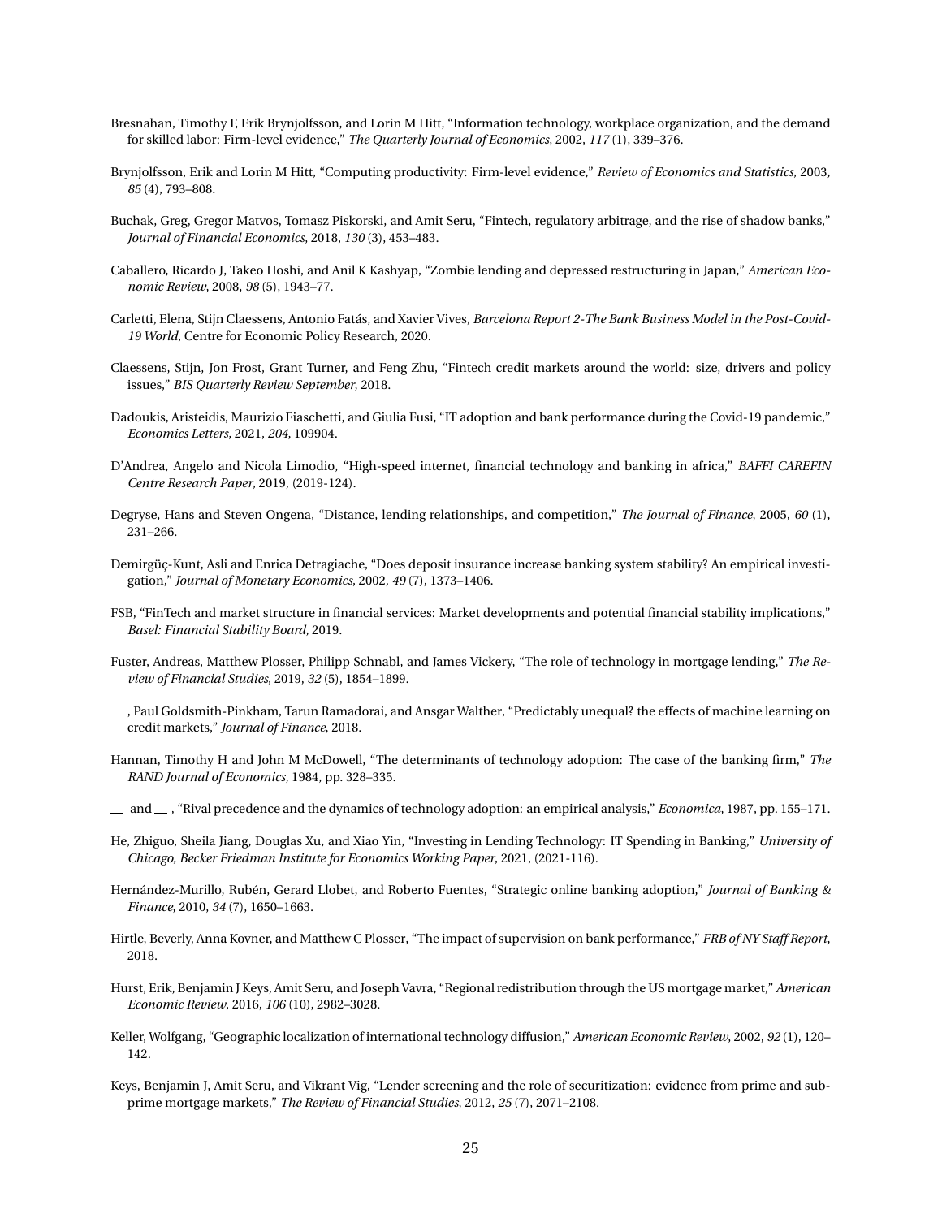Bresnahan, Timothy F, Erik Brynjolfsson, and Lorin M Hitt, "Information technology, workplace organization, and the demand for skilled labor: Firm-level evidence," *The Quarterly Journal of Economics*, 2002, *117* (1), 339–376.

Brynjolfsson, Erik and Lorin M Hitt, "Computing productivity: Firm-level evidence," *Review of Economics and Statistics*, 2003, *85* (4), 793–808.

Buchak, Greg, Gregor Matvos, Tomasz Piskorski, and Amit Seru, "Fintech, regulatory arbitrage, and the rise of shadow banks," *Journal of Financial Economics*, 2018, *130* (3), 453–483.

Caballero, Ricardo J, Takeo Hoshi, and Anil K Kashyap, "Zombie lending and depressed restructuring in Japan," *American Economic Review*, 2008, *98* (5), 1943–77.

Carletti, Elena, Stijn Claessens, Antonio Fatás, and Xavier Vives, *Barcelona Report 2-The Bank Business Model in the Post-Covid-19 World*, Centre for Economic Policy Research, 2020.

Claessens, Stijn, Jon Frost, Grant Turner, and Feng Zhu, "Fintech credit markets around the world: size, drivers and policy issues," *BIS Quarterly Review September*, 2018.

Dadoukis, Aristeidis, Maurizio Fiaschetti, and Giulia Fusi, "IT adoption and bank performance during the Covid-19 pandemic," *Economics Letters*, 2021, *204*, 109904.

D'Andrea, Angelo and Nicola Limodio, "High-speed internet, financial technology and banking in africa," *BAFFI CAREFIN Centre Research Paper*, 2019, (2019-124).

Degryse, Hans and Steven Ongena, "Distance, lending relationships, and competition," *The Journal of Finance*, 2005, *60* (1), 231–266.

Demirgüç-Kunt, Asli and Enrica Detragiache, "Does deposit insurance increase banking system stability? An empirical investigation," *Journal of Monetary Economics*, 2002, *49* (7), 1373–1406.

FSB, "FinTech and market structure in financial services: Market developments and potential financial stability implications," *Basel: Financial Stability Board*, 2019.

Fuster, Andreas, Matthew Plosser, Philipp Schnabl, and James Vickery, "The role of technology in mortgage lending," *The Review of Financial Studies*, 2019, *32* (5), 1854–1899.

\_\_ , Paul Goldsmith-Pinkham, Tarun Ramadorai, and Ansgar Walther, "Predictably unequal? the effects of machine learning on credit markets," *Journal of Finance*, 2018.

Hannan, Timothy H and John M McDowell, "The determinants of technology adoption: The case of the banking firm," *The RAND Journal of Economics*, 1984, pp. 328–335.

\_\_ and \_\_ , "Rival precedence and the dynamics of technology adoption: an empirical analysis," *Economica*, 1987, pp. 155–171.

He, Zhiguo, Sheila Jiang, Douglas Xu, and Xiao Yin, "Investing in Lending Technology: IT Spending in Banking," *University of Chicago, Becker Friedman Institute for Economics Working Paper*, 2021, (2021-116).

Hernández-Murillo, Rubén, Gerard Llobet, and Roberto Fuentes, "Strategic online banking adoption," *Journal of Banking & Finance*, 2010, *34* (7), 1650–1663.

Hirtle, Beverly, Anna Kovner, and Matthew C Plosser, "The impact of supervision on bank performance," *FRB of NY Staff Report*, 2018.

Hurst, Erik, Benjamin J Keys, Amit Seru, and Joseph Vavra, "Regional redistribution through the US mortgage market," *American Economic Review*, 2016, *106* (10), 2982–3028.

Keller, Wolfgang, "Geographic localization of international technology diffusion," *American Economic Review*, 2002, *92* (1), 120–142.

Keys, Benjamin J, Amit Seru, and Vikrant Vig, "Lender screening and the role of securitization: evidence from prime and subprime mortgage markets," *The Review of Financial Studies*, 2012, *25* (7), 2071–2108.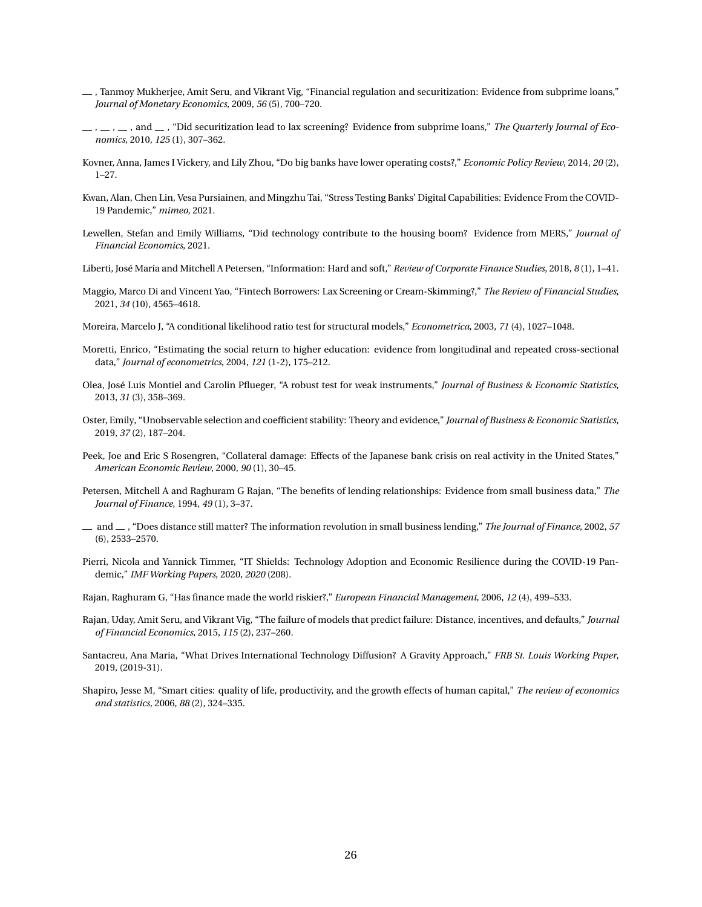— , Tanmoy Mukherjee, Amit Seru, and Vikrant Vig, "Financial regulation and securitization: Evidence from subprime loans," *Journal of Monetary Economics*, 2009, *56* (5), 700–720.

— , — , — , and — , "Did securitization lead to lax screening? Evidence from subprime loans," *The Quarterly Journal of Economics*, 2010, *125* (1), 307–362.

Kovner, Anna, James I Vickery, and Lily Zhou, "Do big banks have lower operating costs?," *Economic Policy Review*, 2014, *20* (2), 1–27.

Kwan, Alan, Chen Lin, Vesa Pursiainen, and Mingzhu Tai, "Stress Testing Banks' Digital Capabilities: Evidence From the COVID-19 Pandemic," *mimeo*, 2021.

Lewellen, Stefan and Emily Williams, "Did technology contribute to the housing boom? Evidence from MERS," *Journal of Financial Economics*, 2021.

Liberti, José María and Mitchell A Petersen, "Information: Hard and soft," *Review of Corporate Finance Studies*, 2018, *8* (1), 1–41.

Maggio, Marco Di and Vincent Yao, "Fintech Borrowers: Lax Screening or Cream-Skimming?," *The Review of Financial Studies*, 2021, *34* (10), 4565–4618.

Moreira, Marcelo J, "A conditional likelihood ratio test for structural models," *Econometrica*, 2003, *71* (4), 1027–1048.

Moretti, Enrico, "Estimating the social return to higher education: evidence from longitudinal and repeated cross-sectional data," *Journal of econometrics*, 2004, *121* (1-2), 175–212.

Olea, José Luis Montiel and Carolin Pflueger, "A robust test for weak instruments," *Journal of Business & Economic Statistics*, 2013, *31* (3), 358–369.

Oster, Emily, "Unobservable selection and coefficient stability: Theory and evidence," *Journal of Business & Economic Statistics*, 2019, *37* (2), 187–204.

Peek, Joe and Eric S Rosengren, "Collateral damage: Effects of the Japanese bank crisis on real activity in the United States," *American Economic Review*, 2000, *90* (1), 30–45.

Petersen, Mitchell A and Raghuram G Rajan, "The benefits of lending relationships: Evidence from small business data," *The Journal of Finance*, 1994, *49* (1), 3–37.

— and — , "Does distance still matter? The information revolution in small business lending," *The Journal of Finance*, 2002, *57* (6), 2533–2570.

Pierri, Nicola and Yannick Timmer, "IT Shields: Technology Adoption and Economic Resilience during the COVID-19 Pandemic," *IMF Working Papers*, 2020, *2020* (208).

Rajan, Raghuram G, "Has finance made the world riskier?," *European Financial Management*, 2006, *12* (4), 499–533.

Rajan, Uday, Amit Seru, and Vikrant Vig, "The failure of models that predict failure: Distance, incentives, and defaults," *Journal of Financial Economics*, 2015, *115* (2), 237–260.

Santacreu, Ana Maria, "What Drives International Technology Diffusion? A Gravity Approach," *FRB St. Louis Working Paper*, 2019, (2019-31).

Shapiro, Jesse M, "Smart cities: quality of life, productivity, and the growth effects of human capital," *The review of economics and statistics*, 2006, *88* (2), 324–335.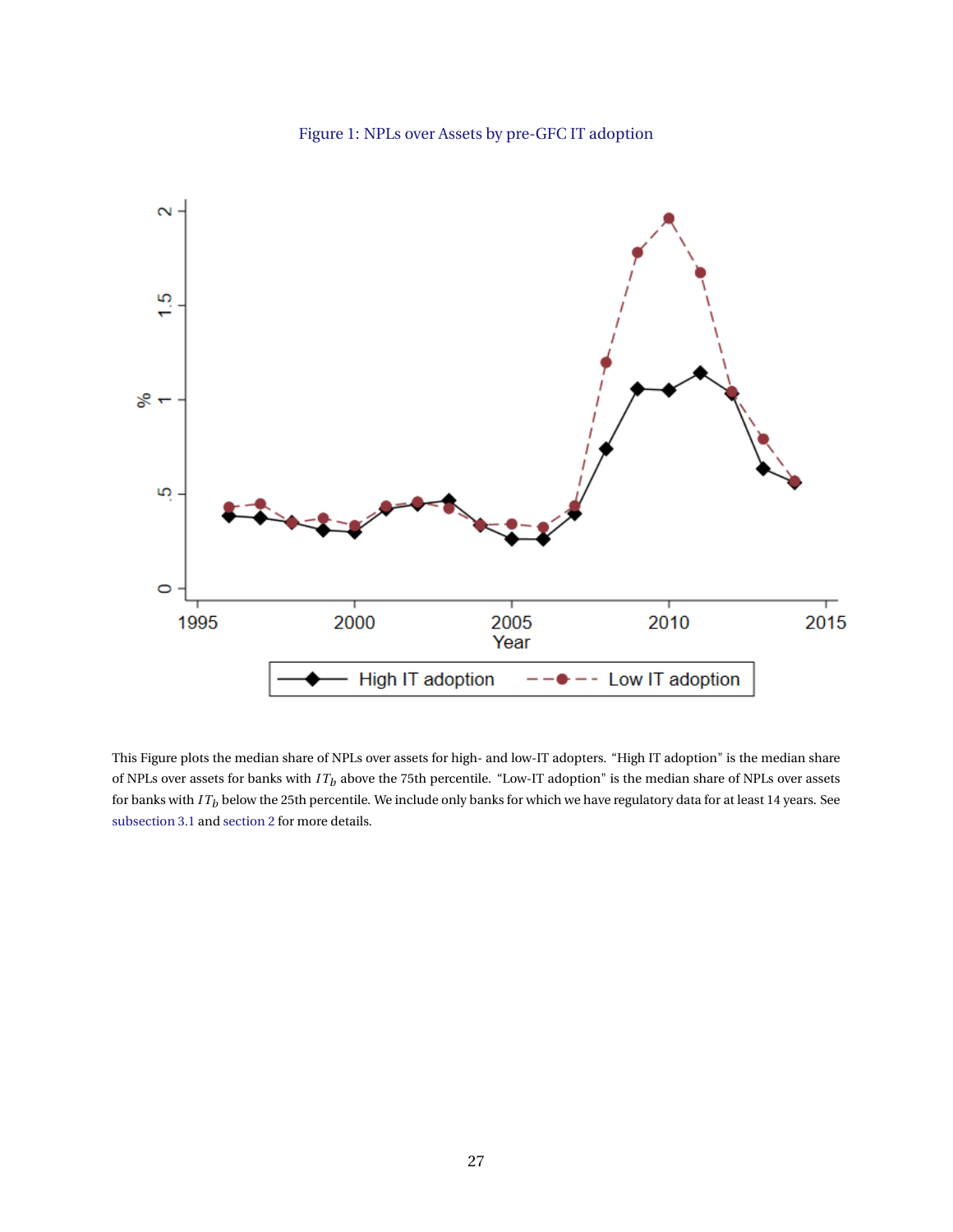Figure 1: NPLs over Assets by pre-GFC IT adoption

This Figure plots the median share of NPLs over assets for high- and low-IT adopters. “High IT adoption" is the median share of NPLs over assets for banks with $IT_b$ above the 75th percentile. “Low-IT adoption" is the median share of NPLs over assets for banks with $IT_b$ below the 25th percentile. We include only banks for which we have regulatory data for at least 14 years. See subsection 3.1 and section 2 for more details.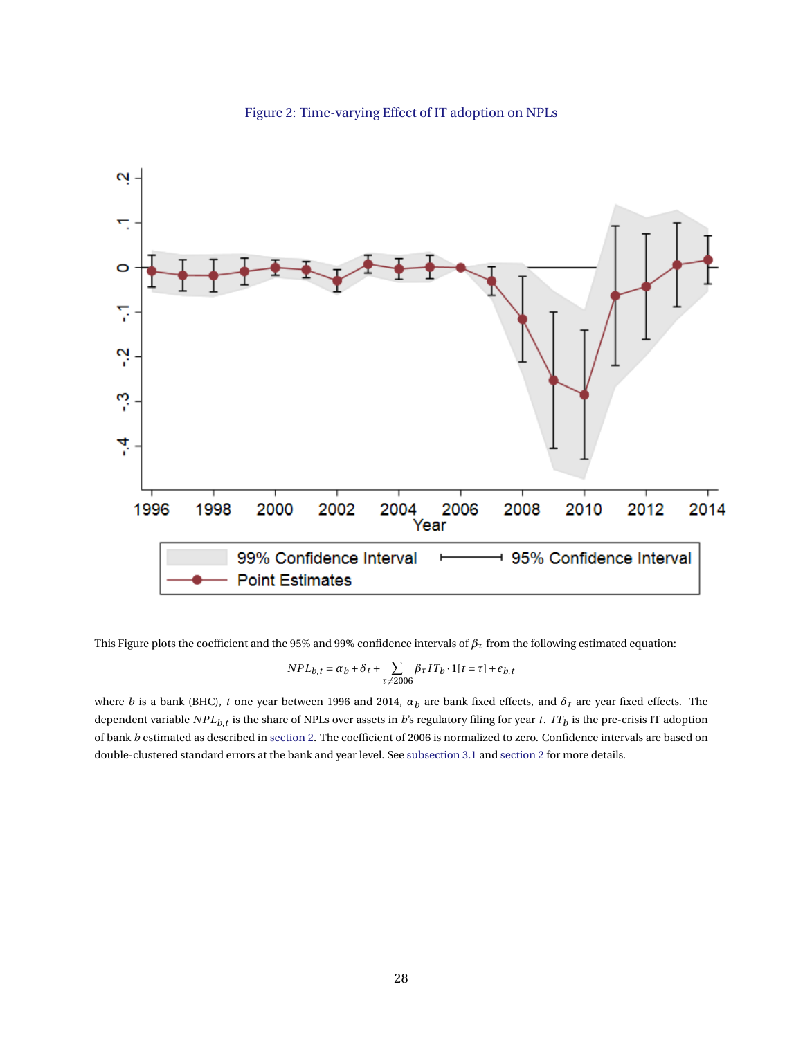Figure 2: Time-varying Effect of IT adoption on NPLs

This Figure plots the coefficient and the 95% and 99% confidence intervals of $\beta_\tau$ from the following estimated equation:

$$NPL_{b,t} = \alpha_b + \delta_t + \sum_{\tau \neq 2006} \beta_\tau IT_b \cdot 1[t = \tau] + \epsilon_{b,t}$$

where $b$ is a bank (BHC), $t$ one year between 1996 and 2014, $\alpha_b$ are bank fixed effects, and $\delta_t$ are year fixed effects. The dependent variable $NPL_{b,t}$ is the share of NPLs over assets in $b$'s regulatory filing for year $t$. $IT_b$ is the pre-crisis IT adoption of bank $b$ estimated as described in section 2. The coefficient of 2006 is normalized to zero. Confidence intervals are based on double-clustered standard errors at the bank and year level. See subsection 3.1 and section 2 for more details.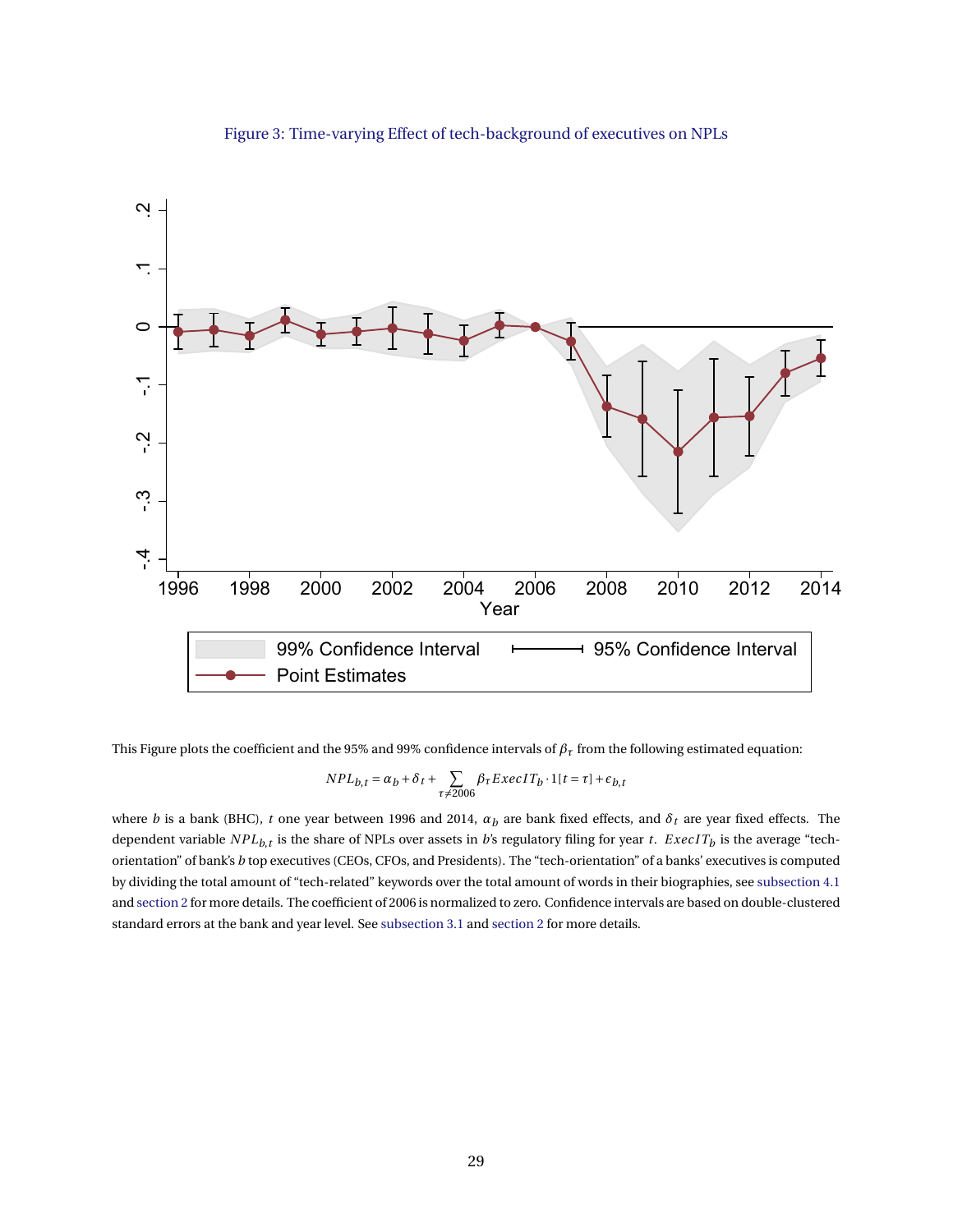Figure 3: Time-varying Effect of tech-background of executives on NPLs

This Figure plots the coefficient and the 95% and 99% confidence intervals of $\beta_\tau$ from the following estimated equation:

$$NPL_{b,t} = \alpha_b + \delta_t + \sum_{\tau \neq 2006} \beta_\tau ExecIT_b \cdot 1[t = \tau] + \epsilon_{b,t}$$

where $b$ is a bank (BHC), $t$ one year between 1996 and 2014, $\alpha_b$ are bank fixed effects, and $\delta_t$ are year fixed effects. The dependent variable $NPL_{b,t}$ is the share of NPLs over assets in $b$'s regulatory filing for year $t$. $ExecIT_b$ is the average "tech-orientation" of bank's $b$ top executives (CEOs, CFOs, and Presidents). The "tech-orientation" of a banks' executives is computed by dividing the total amount of "tech-related" keywords over the total amount of words in their biographies, see subsection 4.1 and section 2 for more details. The coefficient of 2006 is normalized to zero. Confidence intervals are based on double-clustered standard errors at the bank and year level. See subsection 3.1 and section 2 for more details.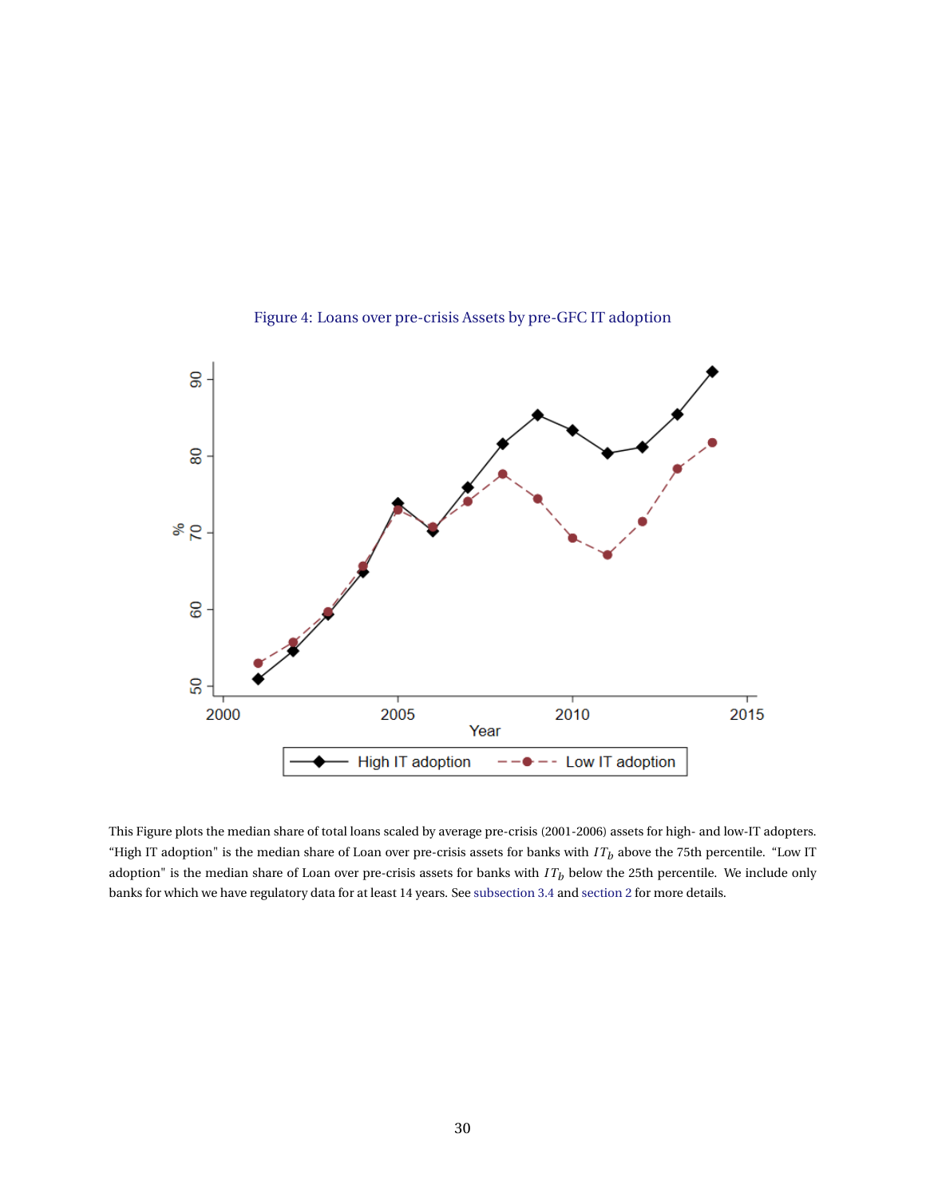Figure 4: Loans over pre-crisis Assets by pre-GFC IT adoption

This Figure plots the median share of total loans scaled by average pre-crisis (2001-2006) assets for high- and low-IT adopters. "High IT adoption" is the median share of Loan over pre-crisis assets for banks with $IT_b$ above the 75th percentile. "Low IT adoption" is the median share of Loan over pre-crisis assets for banks with $IT_b$ below the 25th percentile. We include only banks for which we have regulatory data for at least 14 years. See subsection 3.4 and section 2 for more details.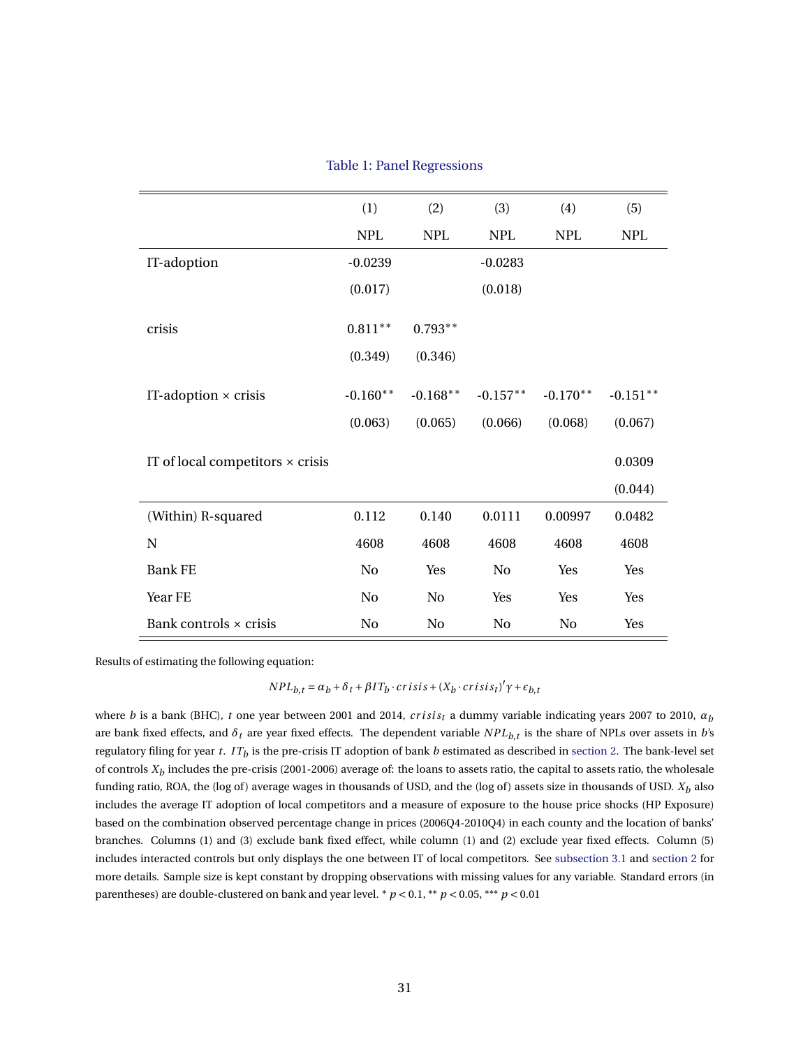Table 1: Panel Regressions

| | (1) | (2) | (3) | (4) | (5) |
|---|---|---|---|---|---|
| | NPL | NPL | NPL | NPL | NPL |
| IT-adoption | -0.0239 | | -0.0283 | | |
| | (0.017) | | (0.018) | | |
| crisis | 0.811** | 0.793** | | | |
| | (0.349) | (0.346) | | | |
| IT-adoption × crisis | -0.160** | -0.168** | -0.157** | -0.170** | -0.151** |
| | (0.063) | (0.065) | (0.066) | (0.068) | (0.067) |
| IT of local competitors × crisis | | | | | 0.0309 |
| | | | | | (0.044) |
| (Within) R-squared | 0.112 | 0.140 | 0.0111 | 0.00997 | 0.0482 |
| N | 4608 | 4608 | 4608 | 4608 | 4608 |
| Bank FE | No | Yes | No | Yes | Yes |
| Year FE | No | No | Yes | Yes | Yes |
| Bank controls × crisis | No | No | No | No | Yes |

Results of estimating the following equation:

$$NPL_{b,t} = \alpha_b + \delta_t + \beta IT_b \cdot crisis + (X_b \cdot crisis_t)'\gamma + \epsilon_{b,t}$$

where $b$ is a bank (BHC), $t$ one year between 2001 and 2014, $crisis_t$ a dummy variable indicating years 2007 to 2010, $\alpha_b$ are bank fixed effects, and $\delta_t$ are year fixed effects. The dependent variable $NPL_{b,t}$ is the share of NPLs over assets in $b$'s regulatory filing for year $t$. $IT_b$ is the pre-crisis IT adoption of bank $b$ estimated as described in section 2. The bank-level set of controls $X_b$ includes the pre-crisis (2001-2006) average of: the loans to assets ratio, the capital to assets ratio, the wholesale funding ratio, ROA, the (log of) average wages in thousands of USD, and the (log of) assets size in thousands of USD. $X_b$ also includes the average IT adoption of local competitors and a measure of exposure to the house price shocks (HP Exposure) based on the combination observed percentage change in prices (2006Q4-2010Q4) in each county and the location of banks' branches. Columns (1) and (3) exclude bank fixed effect, while column (1) and (2) exclude year fixed effects. Column (5) includes interacted controls but only displays the one between IT of local competitors. See subsection 3.1 and section 2 for more details. Sample size is kept constant by dropping observations with missing values for any variable. Standard errors (in parentheses) are double-clustered on bank and year level. * $p < 0.1$, ** $p < 0.05$, *** $p < 0.01$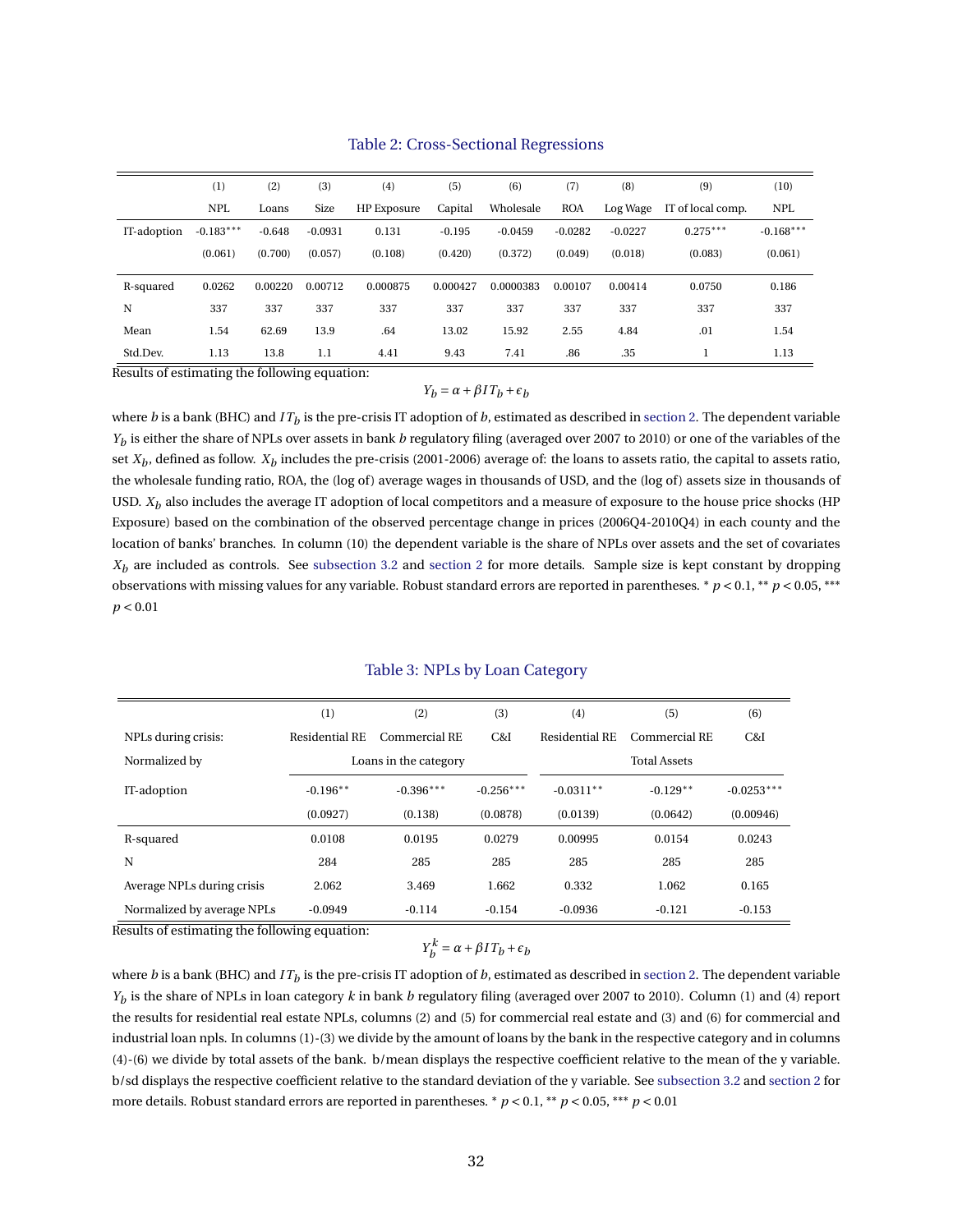Table 2: Cross-Sectional Regressions

| | (1) | (2) | (3) | (4) | (5) | (6) | (7) | (8) | (9) | (10) |
|---|---|---|---|---|---|---|---|---|---|---|
| | NPL | Loans | Size | HP Exposure | Capital | Wholesale | ROA | Log Wage | IT of local comp. | NPL |
| IT-adoption | -0.183*** | -0.648 | -0.0931 | 0.131 | -0.195 | -0.0459 | -0.0282 | -0.0227 | 0.275*** | -0.168*** |
| | (0.061) | (0.700) | (0.057) | (0.108) | (0.420) | (0.372) | (0.049) | (0.018) | (0.083) | (0.061) |
| R-squared | 0.0262 | 0.00220 | 0.00712 | 0.000875 | 0.000427 | 0.0000383 | 0.00107 | 0.00414 | 0.0750 | 0.186 |
| N | 337 | 337 | 337 | 337 | 337 | 337 | 337 | 337 | 337 | 337 |
| Mean | 1.54 | 62.69 | 13.9 | .64 | 13.02 | 15.92 | 2.55 | 4.84 | .01 | 1.54 |
| Std.Dev. | 1.13 | 13.8 | 1.1 | 4.41 | 9.43 | 7.41 | .86 | .35 | 1 | 1.13 |

Results of estimating the following equation:

$$Y_b = \alpha + \beta IT_b + \epsilon_b$$

where $b$ is a bank (BHC) and $IT_b$ is the pre-crisis IT adoption of $b$, estimated as described in section 2. The dependent variable $Y_b$ is either the share of NPLs over assets in bank $b$ regulatory filing (averaged over 2007 to 2010) or one of the variables of the set $X_b$, defined as follow. $X_b$ includes the pre-crisis (2001-2006) average of: the loans to assets ratio, the capital to assets ratio, the wholesale funding ratio, ROA, the (log of) average wages in thousands of USD, and the (log of) assets size in thousands of USD. $X_b$ also includes the average IT adoption of local competitors and a measure of exposure to the house price shocks (HP Exposure) based on the combination of the observed percentage change in prices (2006Q4-2010Q4) in each county and the location of banks' branches. In column (10) the dependent variable is the share of NPLs over assets and the set of covariates $X_b$ are included as controls. See subsection 3.2 and section 2 for more details. Sample size is kept constant by dropping observations with missing values for any variable. Robust standard errors are reported in parentheses. * $p < 0.1$, ** $p < 0.05$, *** $p < 0.01$

Table 3: NPLs by Loan Category

| | (1) | (2) | (3) | (4) | (5) | (6) |
|---|---|---|---|---|---|---|
| NPLs during crisis: | Residential RE | Commercial RE | C&I | Residential RE | Commercial RE | C&I |
| Normalized by | Loans in the category | | | Total Assets | | |
| IT-adoption | -0.196** | -0.396*** | -0.256*** | -0.0311** | -0.129** | -0.0253*** |
| | (0.0927) | (0.138) | (0.0878) | (0.0139) | (0.0642) | (0.00946) |
| R-squared | 0.0108 | 0.0195 | 0.0279 | 0.00995 | 0.0154 | 0.0243 |
| N | 284 | 285 | 285 | 285 | 285 | 285 |
| Average NPLs during crisis | 2.062 | 3.469 | 1.662 | 0.332 | 1.062 | 0.165 |
| Normalized by average NPLs | -0.0949 | -0.114 | -0.154 | -0.0936 | -0.121 | -0.153 |

Results of estimating the following equation:

$$Y_b^k = \alpha + \beta IT_b + \epsilon_b$$

where $b$ is a bank (BHC) and $IT_b$ is the pre-crisis IT adoption of $b$, estimated as described in section 2. The dependent variable $Y_b$ is the share of NPLs in loan category $k$ in bank $b$ regulatory filing (averaged over 2007 to 2010). Column (1) and (4) report the results for residential real estate NPLs, columns (2) and (5) for commercial real estate and (3) and (6) for commercial and industrial loan npls. In columns (1)-(3) we divide by the amount of loans by the bank in the respective category and in columns (4)-(6) we divide by total assets of the bank. b/mean displays the respective coefficient relative to the mean of the y variable. b/sd displays the respective coefficient relative to the standard deviation of the y variable. See subsection 3.2 and section 2 for more details. Robust standard errors are reported in parentheses. * $p < 0.1$, ** $p < 0.05$, *** $p < 0.01$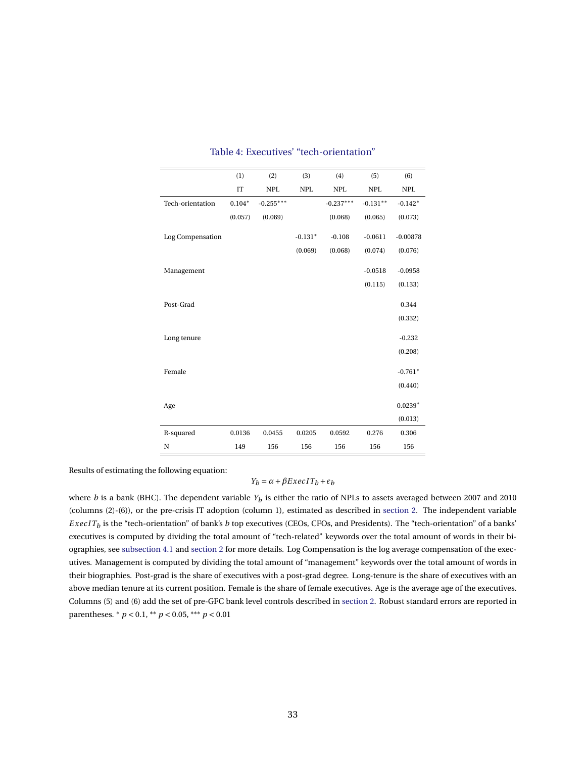Table 4: Executives' "tech-orientation"

| | (1) | (2) | (3) | (4) | (5) | (6) |
|---|---|---|---|---|---|---|
| | IT | NPL | NPL | NPL | NPL | NPL |
| Tech-orientation | 0.104* | -0.255*** | | -0.237*** | -0.131** | -0.142* |
| | (0.057) | (0.069) | | (0.068) | (0.065) | (0.073) |
| Log Compensation | | | -0.131* | -0.108 | -0.0611 | -0.00878 |
| | | | (0.069) | (0.068) | (0.074) | (0.076) |
| Management | | | | | -0.0518 | -0.0958 |
| | | | | | (0.115) | (0.133) |
| Post-Grad | | | | | | 0.344 |
| | | | | | | (0.332) |
| Long tenure | | | | | | -0.232 |
| | | | | | | (0.208) |
| Female | | | | | | -0.761* |
| | | | | | | (0.440) |
| Age | | | | | | 0.0239* |
| | | | | | | (0.013) |
| R-squared | 0.0136 | 0.0455 | 0.0205 | 0.0592 | 0.276 | 0.306 |
| N | 149 | 156 | 156 | 156 | 156 | 156 |

Results of estimating the following equation:

$$Y_b = \alpha + \beta ExecIT_b + \epsilon_b$$

where $b$ is a bank (BHC). The dependent variable $Y_b$ is either the ratio of NPLs to assets averaged between 2007 and 2010 (columns (2)-(6)), or the pre-crisis IT adoption (column 1), estimated as described in section 2. The independent variable $ExecIT_b$ is the "tech-orientation" of bank's $b$ top executives (CEOs, CFOs, and Presidents). The "tech-orientation" of a banks' executives is computed by dividing the total amount of "tech-related" keywords over the total amount of words in their biographies, see subsection 4.1 and section 2 for more details. Log Compensation is the log average compensation of the executives. Management is computed by dividing the total amount of "management" keywords over the total amount of words in their biographies. Post-grad is the share of executives with a post-grad degree. Long-tenure is the share of executives with an above median tenure at its current position. Female is the share of female executives. Age is the average age of the executives. Columns (5) and (6) add the set of pre-GFC bank level controls described in section 2. Robust standard errors are reported in parentheses. * $p < 0.1$, ** $p < 0.05$, *** $p < 0.01$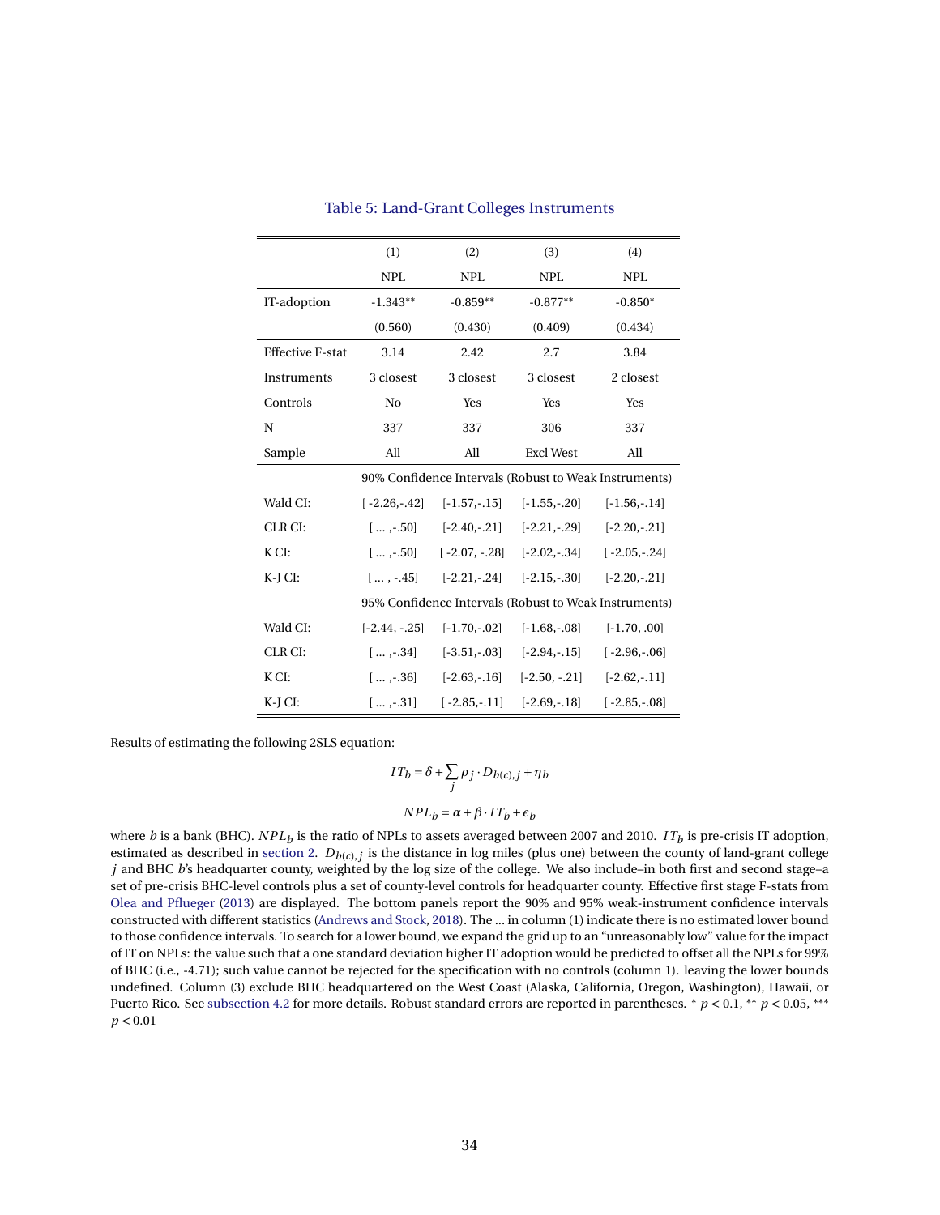## Table 5: Land-Grant Colleges Instruments

| | (1) | (2) | (3) | (4) |
|---|---|---|---|---|
| | NPL | NPL | NPL | NPL |
| IT-adoption | -1.343** | -0.859** | -0.877** | -0.850* |
| | (0.560) | (0.430) | (0.409) | (0.434) |
| Effective F-stat | 3.14 | 2.42 | 2.7 | 3.84 |
| Instruments | 3 closest | 3 closest | 3 closest | 2 closest |
| Controls | No | Yes | Yes | Yes |
| N | 337 | 337 | 306 | 337 |
| Sample | All | All | Excl West | All |
| | 90% Confidence Intervals (Robust to Weak Instruments) | | | |
| Wald CI: | [ -2.26,-.42] | [-1.57,-.15] | [-1.55,-.20] | [-1.56,-.14] |
| CLR CI: | [ ... ,-.50] | [-2.40,-.21] | [-2.21,-.29] | [-2.20,-.21] |
| K CI: | [ ... ,-.50] | [ -2.07, -.28] | [-2.02,-.34] | [ -2.05,-.24] |
| K-J CI: | [ ... , -.45] | [-2.21,-.24] | [-2.15,-.30] | [-2.20,-.21] |
| | 95% Confidence Intervals (Robust to Weak Instruments) | | | |
| Wald CI: | [-2.44, -.25] | [-1.70,-.02] | [-1.68,-.08] | [-1.70, .00] |
| CLR CI: | [ ... ,-.34] | [-3.51,-.03] | [-2.94,-.15] | [ -2.96,-.06] |
| K CI: | [ ... ,-.36] | [-2.63,-.16] | [-2.50, -.21] | [-2.62,-.11] |
| K-J CI: | [ ... ,-.31] | [ -2.85,-.11] | [-2.69,-.18] | [ -2.85,-.08] |

Results of estimating the following 2SLS equation:

$$IT_b = \delta + \sum_j \rho_j \cdot D_{b(c),j} + \eta_b$$

$$NPL_b = \alpha + \beta \cdot IT_b + \epsilon_b$$

where $b$ is a bank (BHC). $NPL_b$ is the ratio of NPLs to assets averaged between 2007 and 2010. $IT_b$ is pre-crisis IT adoption, estimated as described in section 2. $D_{b(c),j}$ is the distance in log miles (plus one) between the county of land-grant college $j$ and BHC $b$'s headquarter county, weighted by the log size of the college. We also include–in both first and second stage–a set of pre-crisis BHC-level controls plus a set of county-level controls for headquarter county. Effective first stage F-stats from Olea and Pflueger (2013) are displayed. The bottom panels report the 90% and 95% weak-instrument confidence intervals constructed with different statistics (Andrews and Stock, 2018). The ... in column (1) indicate there is no estimated lower bound to those confidence intervals. To search for a lower bound, we expand the grid up to an "unreasonably low" value for the impact of IT on NPLs: the value such that a one standard deviation higher IT adoption would be predicted to offset all the NPLs for 99% of BHC (i.e., -4.71); such value cannot be rejected for the specification with no controls (column 1). leaving the lower bounds undefined. Column (3) exclude BHC headquartered on the West Coast (Alaska, California, Oregon, Washington), Hawaii, or Puerto Rico. See subsection 4.2 for more details. Robust standard errors are reported in parentheses. * $p < 0.1$, ** $p < 0.05$, *** $p < 0.01$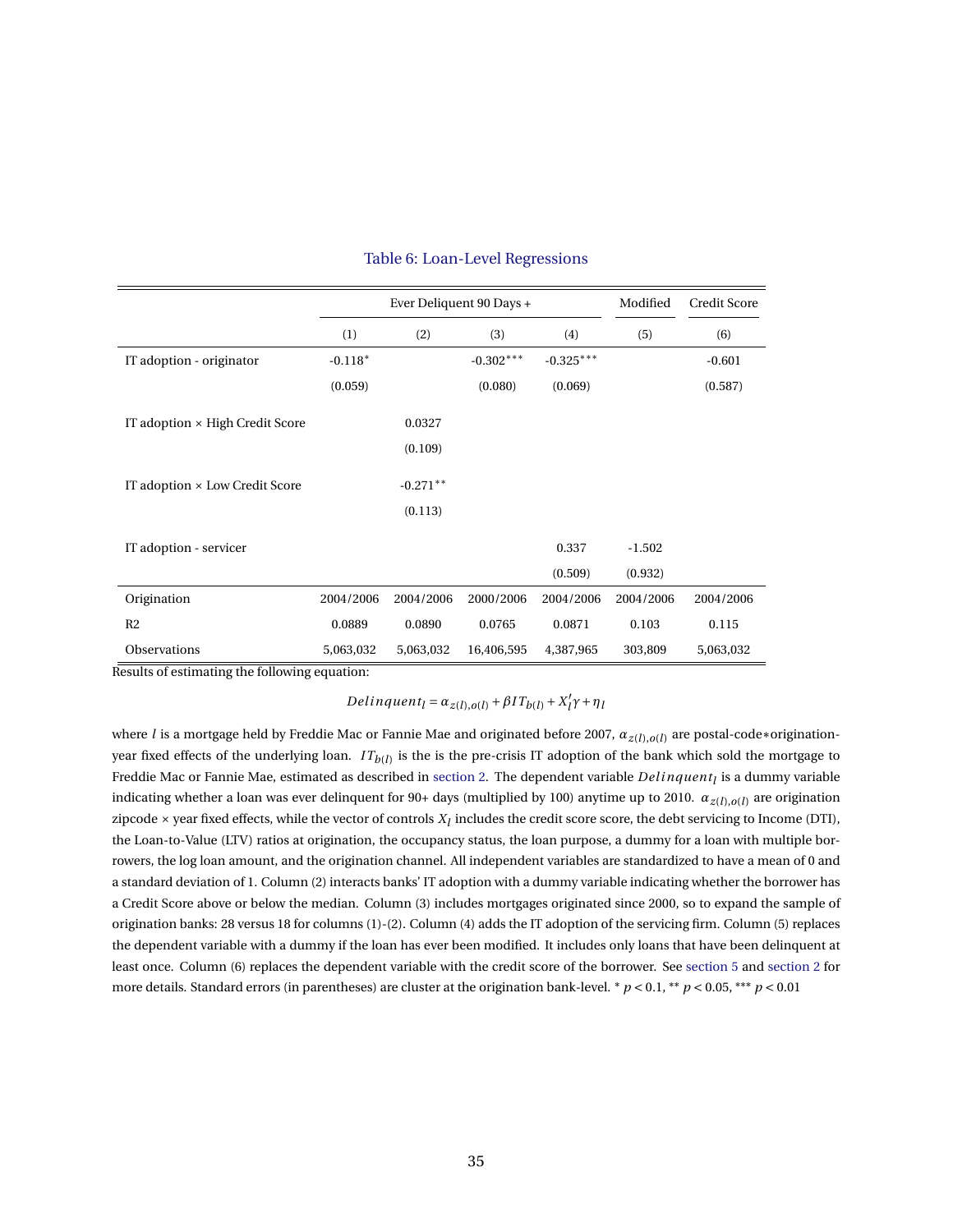Table 6: Loan-Level Regressions

| | Ever Deliquent 90 Days + | | | | Modified | Credit Score |
|---|---|---|---|---|---|---|
| | (1) | (2) | (3) | (4) | (5) | (6) |
| IT adoption - originator | -0.118* | | -0.302*** | -0.325*** | | -0.601 |
| | (0.059) | | (0.080) | (0.069) | | (0.587) |
| IT adoption × High Credit Score | | 0.0327 | | | | |
| | | (0.109) | | | | |
| IT adoption × Low Credit Score | | -0.271** | | | | |
| | | (0.113) | | | | |
| IT adoption - servicer | | | | 0.337 | -1.502 | |
| | | | | (0.509) | (0.932) | |
| Origination | 2004/2006 | 2004/2006 | 2000/2006 | 2004/2006 | 2004/2006 | 2004/2006 |
| R2 | 0.0889 | 0.0890 | 0.0765 | 0.0871 | 0.103 | 0.115 |
| Observations | 5,063,032 | 5,063,032 | 16,406,595 | 4,387,965 | 303,809 | 5,063,032 |

Results of estimating the following equation:

$$Delinquent_l = \alpha_{z(l),o(l)} + \beta IT_{b(l)} + X_l'\gamma + \eta_l$$

where $l$ is a mortgage held by Freddie Mac or Fannie Mae and originated before 2007, $\alpha_{z(l),o(l)}$ are postal-code∗origination-year fixed effects of the underlying loan. $IT_{b(l)}$ is the is the pre-crisis IT adoption of the bank which sold the mortgage to Freddie Mac or Fannie Mae, estimated as described in section 2. The dependent variable $Delinquent_l$ is a dummy variable indicating whether a loan was ever delinquent for 90+ days (multiplied by 100) anytime up to 2010. $\alpha_{z(l),o(l)}$ are origination zipcode × year fixed effects, while the vector of controls $X_l$ includes the credit score score, the debt servicing to Income (DTI), the Loan-to-Value (LTV) ratios at origination, the occupancy status, the loan purpose, a dummy for a loan with multiple borrowers, the log loan amount, and the origination channel. All independent variables are standardized to have a mean of 0 and a standard deviation of 1. Column (2) interacts banks' IT adoption with a dummy variable indicating whether the borrower has a Credit Score above or below the median. Column (3) includes mortgages originated since 2000, so to expand the sample of origination banks: 28 versus 18 for columns (1)-(2). Column (4) adds the IT adoption of the servicing firm. Column (5) replaces the dependent variable with a dummy if the loan has ever been modified. It includes only loans that have been delinquent at least once. Column (6) replaces the dependent variable with the credit score of the borrower. See section 5 and section 2 for more details. Standard errors (in parentheses) are cluster at the origination bank-level. * $p < 0.1$, ** $p < 0.05$, *** $p < 0.01$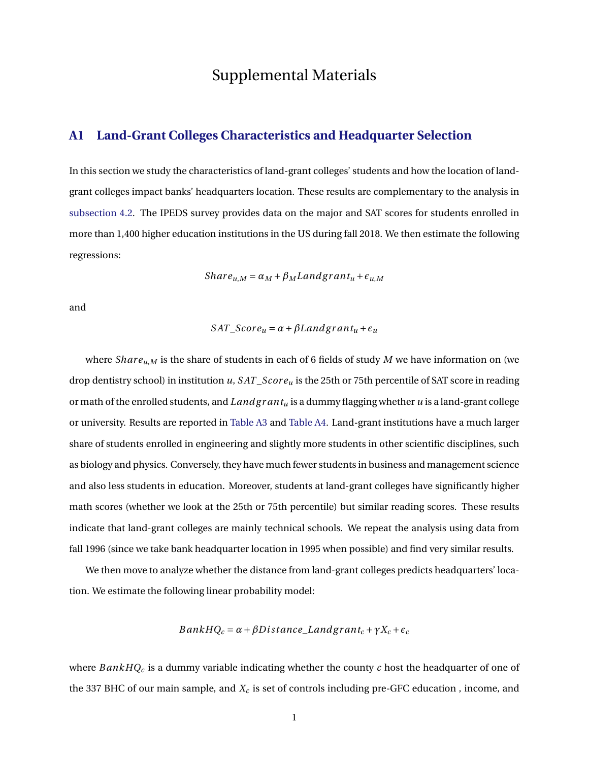# Supplemental Materials

## A1 Land-Grant Colleges Characteristics and Headquarter Selection

In this section we study the characteristics of land-grant colleges' students and how the location of land-grant colleges impact banks' headquarters location. These results are complementary to the analysis in subsection 4.2. The IPEDS survey provides data on the major and SAT scores for students enrolled in more than 1,400 higher education institutions in the US during fall 2018. We then estimate the following regressions:

$$Share_{u,M} = \alpha_M + \beta_M Landgrant_u + \epsilon_{u,M}$$

and

$$SAT\_Score_u = \alpha + \beta Landgrant_u + \epsilon_u$$

where $Share_{u,M}$ is the share of students in each of 6 fields of study $M$ we have information on (we drop dentistry school) in institution $u$, $SAT\_Score_u$ is the 25th or 75th percentile of SAT score in reading or math of the enrolled students, and $Landgrant_u$ is a dummy flagging whether $u$ is a land-grant college or university. Results are reported in Table A3 and Table A4. Land-grant institutions have a much larger share of students enrolled in engineering and slightly more students in other scientific disciplines, such as biology and physics. Conversely, they have much fewer students in business and management science and also less students in education. Moreover, students at land-grant colleges have significantly higher math scores (whether we look at the 25th or 75th percentile) but similar reading scores. These results indicate that land-grant colleges are mainly technical schools. We repeat the analysis using data from fall 1996 (since we take bank headquarter location in 1995 when possible) and find very similar results.

We then move to analyze whether the distance from land-grant colleges predicts headquarters' location. We estimate the following linear probability model:

$$BankHQ_c = \alpha + \beta Distance\_Landgrant_c + \gamma X_c + \epsilon_c$$

where $BankHQ_c$ is a dummy variable indicating whether the county $c$ host the headquarter of one of the 337 BHC of our main sample, and $X_c$ is set of controls including pre-GFC education , income, and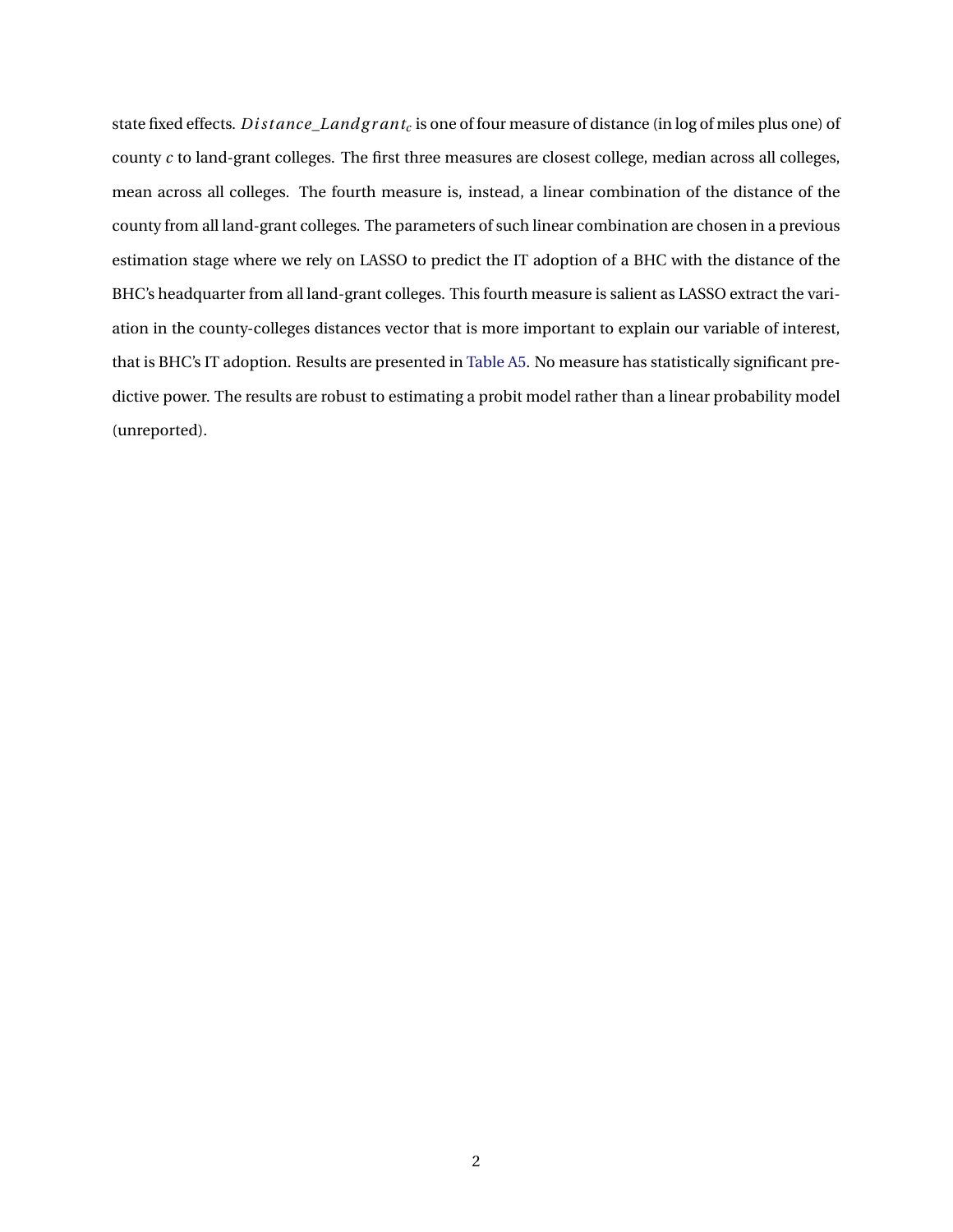state fixed effects. $Distance\_Landgrant_c$ is one of four measure of distance (in log of miles plus one) of county $c$ to land-grant colleges. The first three measures are closest college, median across all colleges, mean across all colleges. The fourth measure is, instead, a linear combination of the distance of the county from all land-grant colleges. The parameters of such linear combination are chosen in a previous estimation stage where we rely on LASSO to predict the IT adoption of a BHC with the distance of the BHC's headquarter from all land-grant colleges. This fourth measure is salient as LASSO extract the variation in the county-colleges distances vector that is more important to explain our variable of interest, that is BHC's IT adoption. Results are presented in Table A5. No measure has statistically significant predictive power. The results are robust to estimating a probit model rather than a linear probability model (unreported).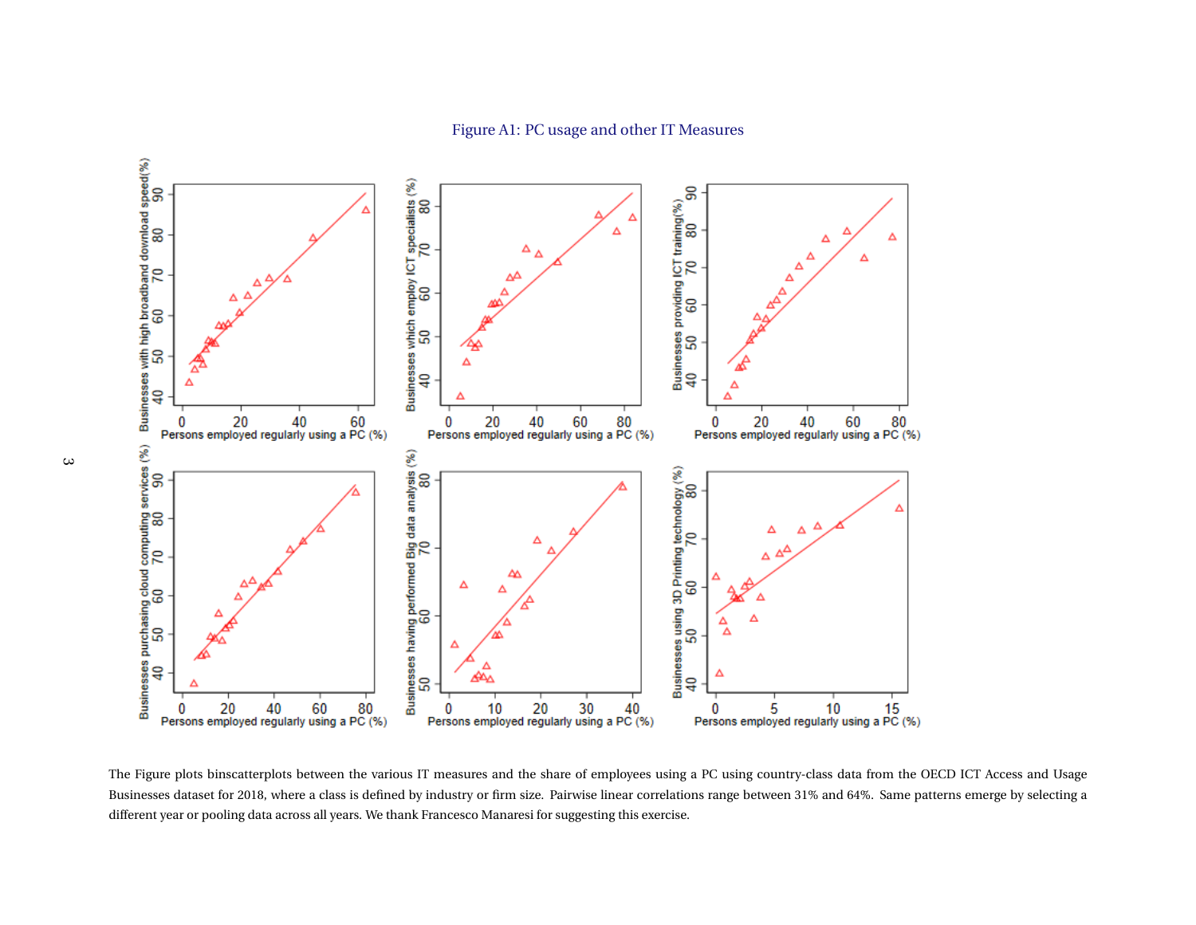Figure A1: PC usage and other IT Measures

The Figure plots binscatterplots between the various IT measures and the share of employees using a PC using country-class data from the OECD ICT Access and Usage Businesses dataset for 2018, where a class is defined by industry or firm size. Pairwise linear correlations range between 31% and 64%. Same patterns emerge by selecting a different year or pooling data across all years. We thank Francesco Manaresi for suggesting this exercise.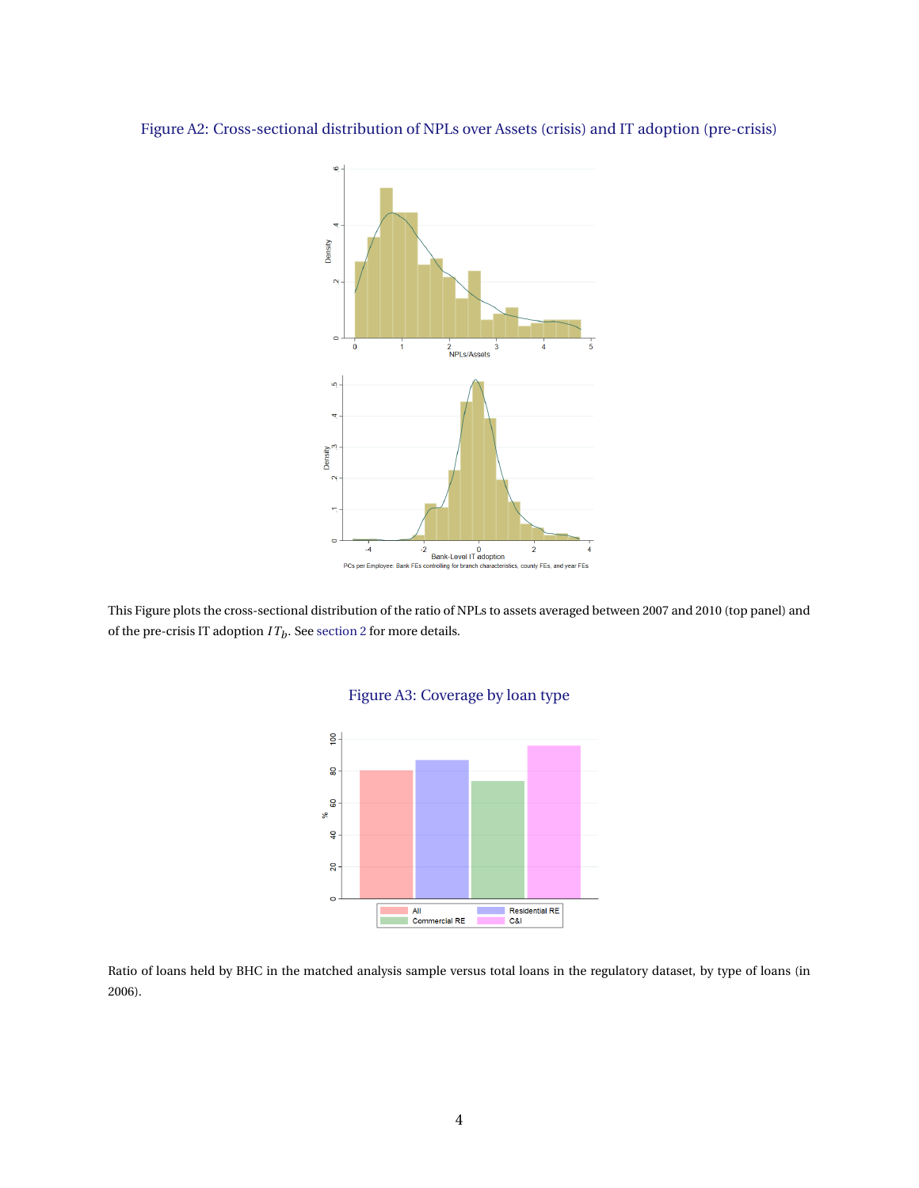Figure A2: Cross-sectional distribution of NPLs over Assets (crisis) and IT adoption (pre-crisis)

This Figure plots the cross-sectional distribution of the ratio of NPLs to assets averaged between 2007 and 2010 (top panel) and of the pre-crisis IT adoption $IT_b$. See section 2 for more details.

Figure A3: Coverage by loan type

Ratio of loans held by BHC in the matched analysis sample versus total loans in the regulatory dataset, by type of loans (in 2006).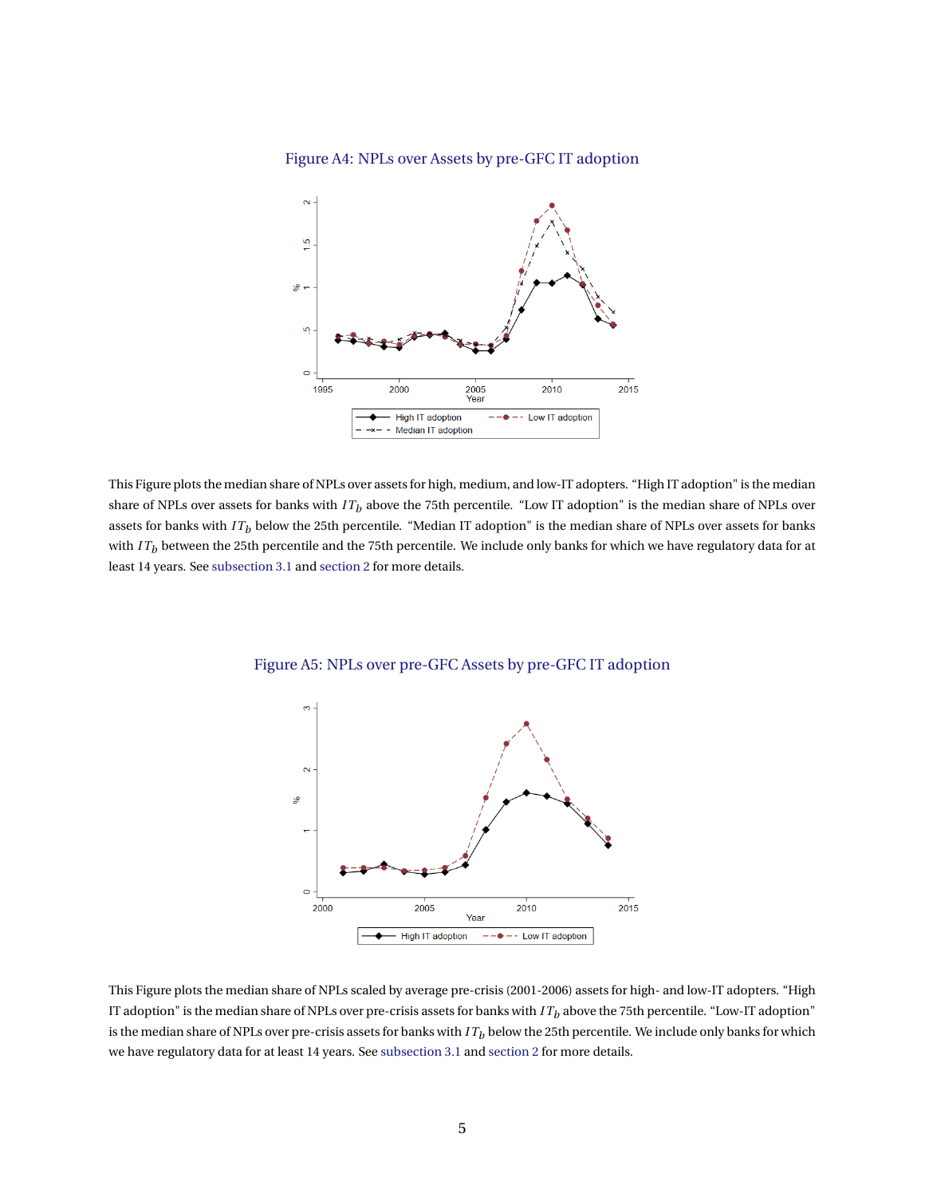Figure A4: NPLs over Assets by pre-GFC IT adoption

This Figure plots the median share of NPLs over assets for high, medium, and low-IT adopters. “High IT adoption" is the median share of NPLs over assets for banks with $IT_b$ above the 75th percentile. “Low IT adoption" is the median share of NPLs over assets for banks with $IT_b$ below the 25th percentile. “Median IT adoption" is the median share of NPLs over assets for banks with $IT_b$ between the 25th percentile and the 75th percentile. We include only banks for which we have regulatory data for at least 14 years. See subsection 3.1 and section 2 for more details.

Figure A5: NPLs over pre-GFC Assets by pre-GFC IT adoption

This Figure plots the median share of NPLs scaled by average pre-crisis (2001-2006) assets for high- and low-IT adopters. “High IT adoption" is the median share of NPLs over pre-crisis assets for banks with $IT_b$ above the 75th percentile. “Low-IT adoption" is the median share of NPLs over pre-crisis assets for banks with $IT_b$ below the 25th percentile. We include only banks for which we have regulatory data for at least 14 years. See subsection 3.1 and section 2 for more details.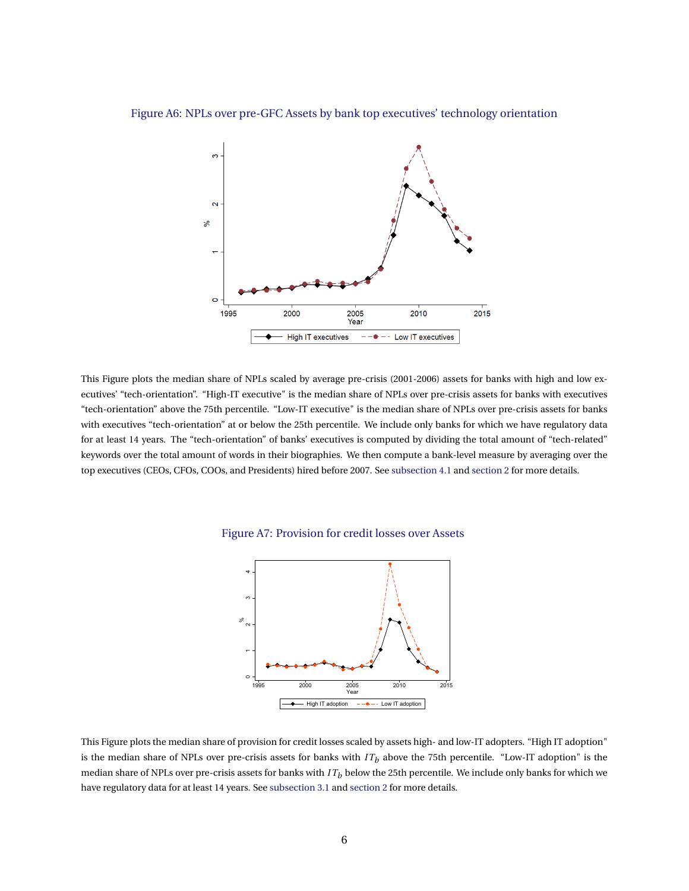Figure A6: NPLs over pre-GFC Assets by bank top executives' technology orientation

This Figure plots the median share of NPLs scaled by average pre-crisis (2001-2006) assets for banks with high and low executives' "tech-orientation". "High-IT executive" is the median share of NPLs over pre-crisis assets for banks with executives "tech-orientation" above the 75th percentile. "Low-IT executive" is the median share of NPLs over pre-crisis assets for banks with executives "tech-orientation" at or below the 25th percentile. We include only banks for which we have regulatory data for at least 14 years. The "tech-orientation" of banks' executives is computed by dividing the total amount of "tech-related" keywords over the total amount of words in their biographies. We then compute a bank-level measure by averaging over the top executives (CEOs, CFOs, COOs, and Presidents) hired before 2007. See subsection 4.1 and section 2 for more details.

Figure A7: Provision for credit losses over Assets

This Figure plots the median share of provision for credit losses scaled by assets high- and low-IT adopters. "High IT adoption" is the median share of NPLs over pre-crisis assets for banks with $IT_b$ above the 75th percentile. "Low-IT adoption" is the median share of NPLs over pre-crisis assets for banks with $IT_b$ below the 25th percentile. We include only banks for which we have regulatory data for at least 14 years. See subsection 3.1 and section 2 for more details.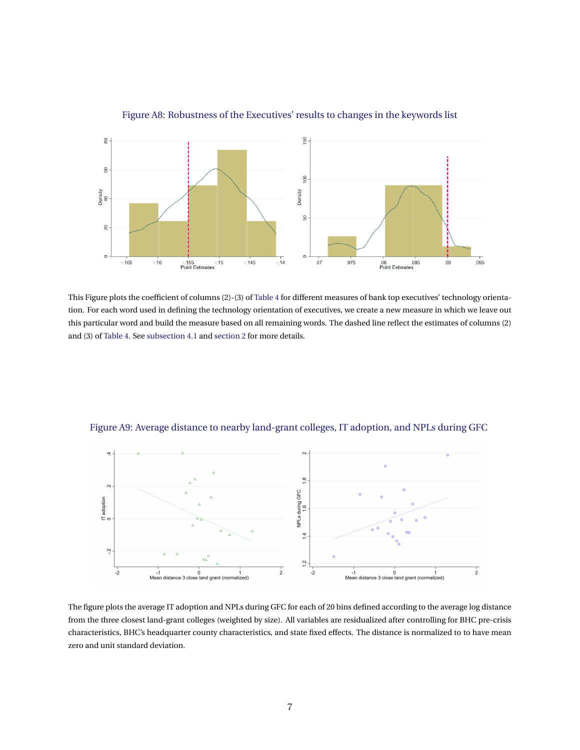Figure A8: Robustness of the Executives' results to changes in the keywords list

This Figure plots the coefficient of columns (2)-(3) of Table 4 for different measures of bank top executives' technology orientation. For each word used in defining the technology orientation of executives, we create a new measure in which we leave out this particular word and build the measure based on all remaining words. The dashed line reflect the estimates of columns (2) and (3) of Table 4. See subsection 4.1 and section 2 for more details.

Figure A9: Average distance to nearby land-grant colleges, IT adoption, and NPLs during GFC

The figure plots the average IT adoption and NPLs during GFC for each of 20 bins defined according to the average log distance from the three closest land-grant colleges (weighted by size). All variables are residualized after controlling for BHC pre-crisis characteristics, BHC's headquarter county characteristics, and state fixed effects. The distance is normalized to to have mean zero and unit standard deviation.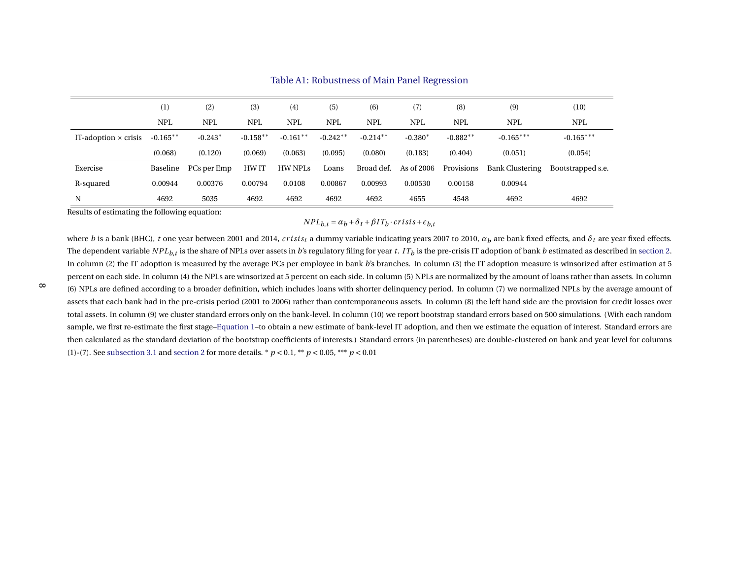# Table A1: Robustness of Main Panel Regression

| | (1) | (2) | (3) | (4) | (5) | (6) | (7) | (8) | (9) | (10) |
|---|---|---|---|---|---|---|---|---|---|---|
| | NPL | NPL | NPL | NPL | NPL | NPL | NPL | NPL | NPL | NPL |
| IT-adoption × crisis | -0.165** | -0.243* | -0.158** | -0.161** | -0.242** | -0.214** | -0.380* | -0.882** | -0.165*** | -0.165*** |
| | (0.068) | (0.120) | (0.069) | (0.063) | (0.095) | (0.080) | (0.183) | (0.404) | (0.051) | (0.054) |
| Exercise | Baseline | PCs per Emp | HW IT | HW NPLs | Loans | Broad def. | As of 2006 | Provisions | Bank Clustering | Bootstrapped s.e. |
| R-squared | 0.00944 | 0.00376 | 0.00794 | 0.0108 | 0.00867 | 0.00993 | 0.00530 | 0.00158 | 0.00944 | |
| N | 4692 | 5035 | 4692 | 4692 | 4692 | 4692 | 4655 | 4548 | 4692 | 4692 |

Results of estimating the following equation:

$$NPL_{b,t} = \alpha_b + \delta_t + \beta IT_b \cdot crisis + \epsilon_{b,t}$$

where $b$ is a bank (BHC), $t$ one year between 2001 and 2014, $crisis_t$ a dummy variable indicating years 2007 to 2010, $\alpha_b$ are bank fixed effects, and $\delta_t$ are year fixed effects. The dependent variable $NPL_{b,t}$ is the share of NPLs over assets in $b$'s regulatory filing for year $t$. $IT_b$ is the pre-crisis IT adoption of bank $b$ estimated as described in section 2. In column (2) the IT adoption is measured by the average PCs per employee in bank $b$'s branches. In column (3) the IT adoption measure is winsorized after estimation at 5 percent on each side. In column (4) the NPLs are winsorized at 5 percent on each side. In column (5) NPLs are normalized by the amount of loans rather than assets. In column (6) NPLs are defined according to a broader definition, which includes loans with shorter delinquency period. In column (7) we normalized NPLs by the average amount of assets that each bank had in the pre-crisis period (2001 to 2006) rather than contemporaneous assets. In column (8) the left hand side are the provision for credit losses over total assets. In column (9) we cluster standard errors only on the bank-level. In column (10) we report bootstrap standard errors based on 500 simulations. (With each random sample, we first re-estimate the first stage–Equation 1–to obtain a new estimate of bank-level IT adoption, and then we estimate the equation of interest. Standard errors are then calculated as the standard deviation of the bootstrap coefficients of interests.) Standard errors (in parentheses) are double-clustered on bank and year level for columns (1)-(7). See subsection 3.1 and section 2 for more details. * $p < 0.1$, ** $p < 0.05$, *** $p < 0.01$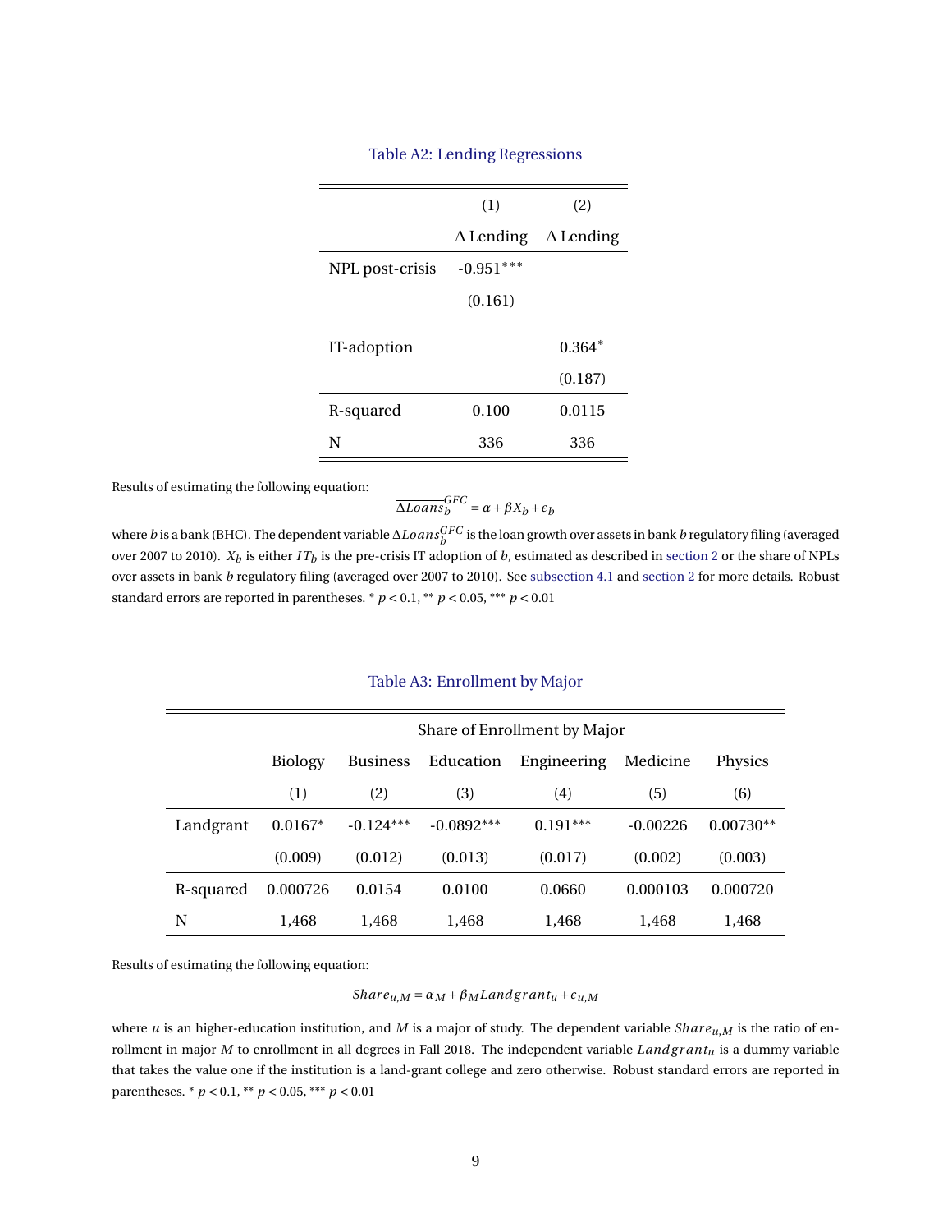Table A2: Lending Regressions

| | (1) | (2) |
|---|---|---|
| | Δ Lending | Δ Lending |
| NPL post-crisis | -0.951*** | |
| | (0.161) | |
| IT-adoption | | 0.364* |
| | | (0.187) |
| R-squared | 0.100 | 0.0115 |
| N | 336 | 336 |

Results of estimating the following equation:

$$\overline{\Delta Loans_b^{GFC}} = \alpha + \beta X_b + \epsilon_b$$

where $b$ is a bank (BHC). The dependent variable $\Delta Loans_b^{GFC}$ is the loan growth over assets in bank $b$ regulatory filing (averaged over 2007 to 2010). $X_b$ is either $IT_b$ is the pre-crisis IT adoption of $b$, estimated as described in section 2 or the share of NPLs over assets in bank $b$ regulatory filing (averaged over 2007 to 2010). See subsection 4.1 and section 2 for more details. Robust standard errors are reported in parentheses. * $p < 0.1$, ** $p < 0.05$, *** $p < 0.01$

Table A3: Enrollment by Major

| | Share of Enrollment by Major | | | | | |
|---|---|---|---|---|---|---|
| | Biology | Business | Education | Engineering | Medicine | Physics |
| | (1) | (2) | (3) | (4) | (5) | (6) |
| Landgrant | 0.0167* | -0.124*** | -0.0892*** | 0.191*** | -0.00226 | 0.00730** |
| | (0.009) | (0.012) | (0.013) | (0.017) | (0.002) | (0.003) |
| R-squared | 0.000726 | 0.0154 | 0.0100 | 0.0660 | 0.000103 | 0.000720 |
| N | 1,468 | 1,468 | 1,468 | 1,468 | 1,468 | 1,468 |

Results of estimating the following equation:

$$Share_{u,M} = \alpha_M + \beta_M Landgrant_u + \epsilon_{u,M}$$

where $u$ is an higher-education institution, and $M$ is a major of study. The dependent variable $Share_{u,M}$ is the ratio of enrollment in major $M$ to enrollment in all degrees in Fall 2018. The independent variable $Landgrant_u$ is a dummy variable that takes the value one if the institution is a land-grant college and zero otherwise. Robust standard errors are reported in parentheses. * $p < 0.1$, ** $p < 0.05$, *** $p < 0.01$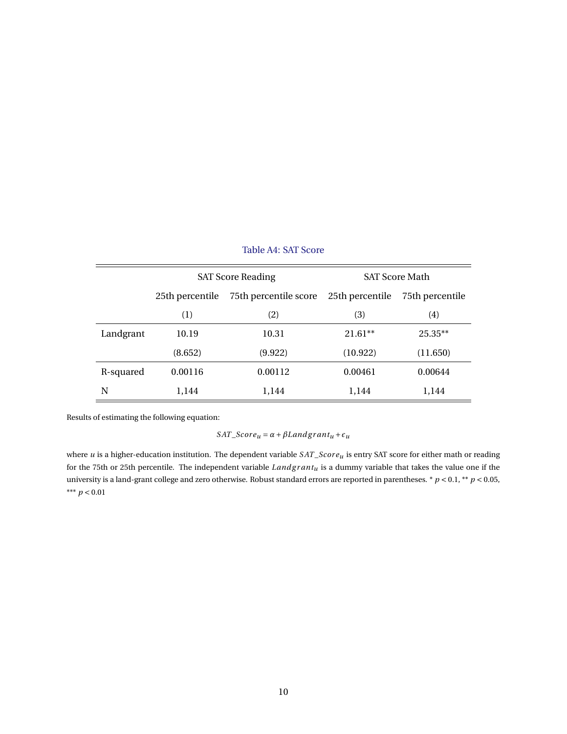Table A4: SAT Score

| | SAT Score Reading | | SAT Score Math | |
|---|---|---|---|---|
| | 25th percentile | 75th percentile score | 25th percentile | 75th percentile |
| | (1) | (2) | (3) | (4) |
| Landgrant | 10.19 | 10.31 | 21.61** | 25.35** |
| | (8.652) | (9.922) | (10.922) | (11.650) |
| R-squared | 0.00116 | 0.00112 | 0.00461 | 0.00644 |
| N | 1,144 | 1,144 | 1,144 | 1,144 |

Results of estimating the following equation:

$$SAT\_Score_u = \alpha + \beta Landgrant_u + \epsilon_u$$

where $u$ is a higher-education institution. The dependent variable $SAT\_Score_u$ is entry SAT score for either math or reading for the 75th or 25th percentile. The independent variable $Landgrant_u$ is a dummy variable that takes the value one if the university is a land-grant college and zero otherwise. Robust standard errors are reported in parentheses. * $p < 0.1$, ** $p < 0.05$, *** $p < 0.01$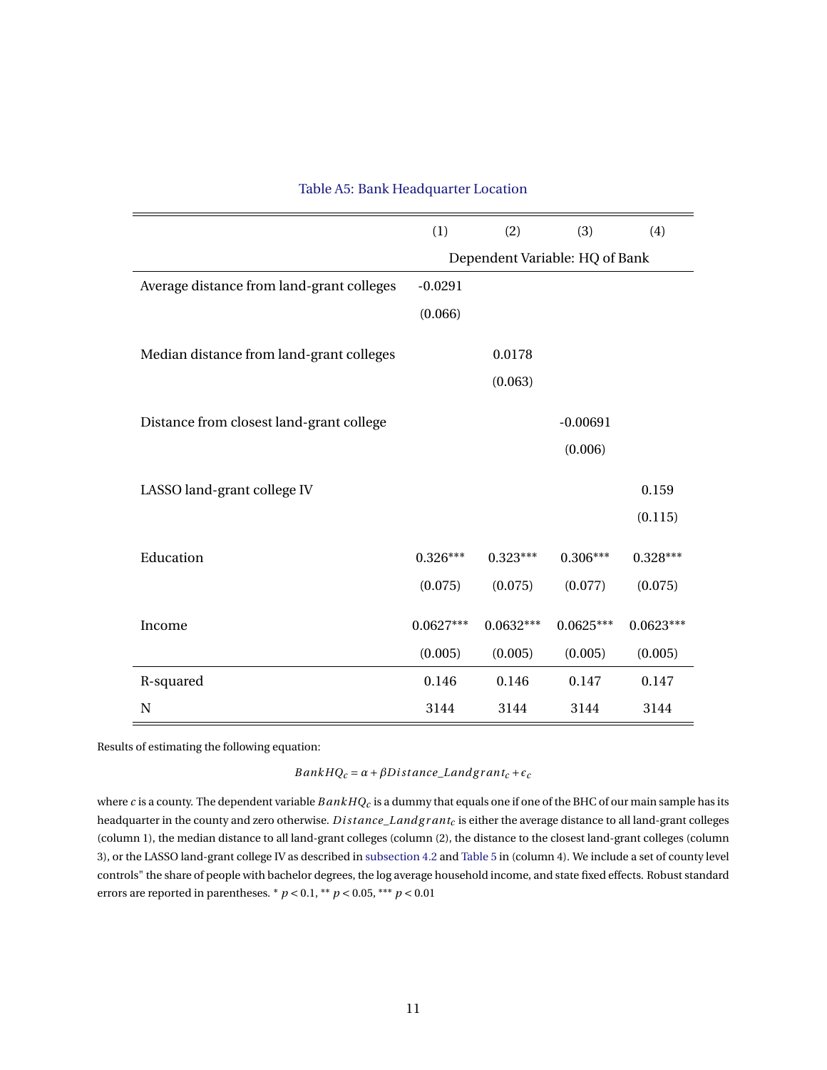Table A5: Bank Headquarter Location

| | (1) | (2) | (3) | (4) |
|---|---|---|---|---|
| | Dependent Variable: HQ of Bank | | | |
| Average distance from land-grant colleges | -0.0291 | | | |
| | (0.066) | | | |
| Median distance from land-grant colleges | | 0.0178 | | |
| | | (0.063) | | |
| Distance from closest land-grant college | | | -0.00691 | |
| | | | (0.006) | |
| LASSO land-grant college IV | | | | 0.159 |
| | | | | (0.115) |
| Education | 0.326*** | 0.323*** | 0.306*** | 0.328*** |
| | (0.075) | (0.075) | (0.077) | (0.075) |
| Income | 0.0627*** | 0.0632*** | 0.0625*** | 0.0623*** |
| | (0.005) | (0.005) | (0.005) | (0.005) |
| R-squared | 0.146 | 0.146 | 0.147 | 0.147 |
| N | 3144 | 3144 | 3144 | 3144 |

Results of estimating the following equation:

$$BankHQ_c = \alpha + \beta Distance\_Landgrant_c + \epsilon_c$$

where $c$ is a county. The dependent variable $BankHQ_c$ is a dummy that equals one if one of the BHC of our main sample has its headquarter in the county and zero otherwise. $Distance\_Landgrant_c$ is either the average distance to all land-grant colleges (column 1), the median distance to all land-grant colleges (column (2), the distance to the closest land-grant colleges (column 3), or the LASSO land-grant college IV as described in subsection 4.2 and Table 5 in (column 4). We include a set of county level controls" the share of people with bachelor degrees, the log average household income, and state fixed effects. Robust standard errors are reported in parentheses. * $p < 0.1$, ** $p < 0.05$, *** $p < 0.01$